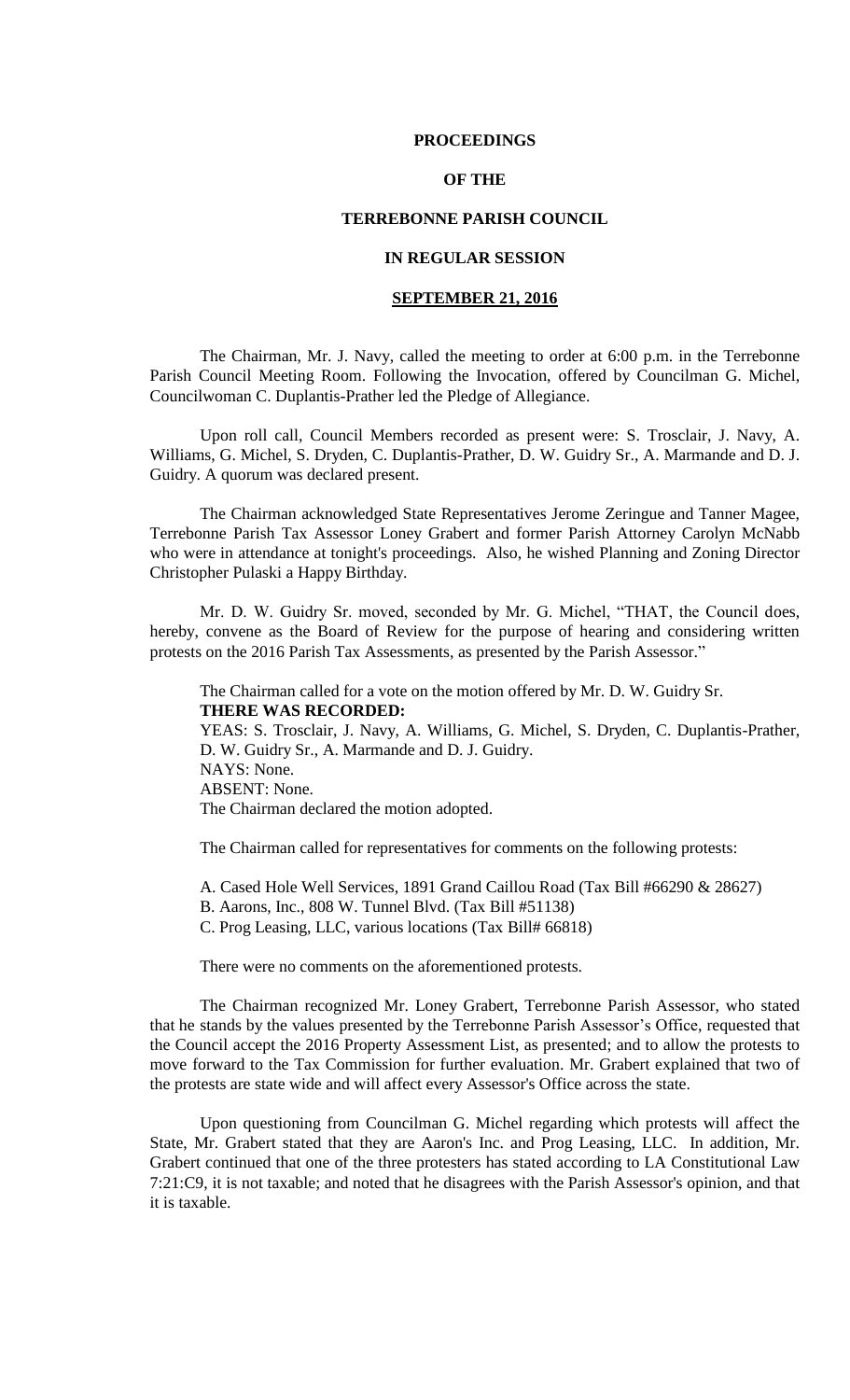**PROCEEDINGS**

**OF THE**

**TERREBONNE PARISH COUNCIL**

**IN REGULAR SESSION**

**SEPTEMBER 21, 2016**

The Chairman, Mr. J. Navy, called the meeting to order at 6:00 p.m. in the Terrebonne Parish Council Meeting Room. Following the Invocation, offered by Councilman G. Michel, Councilwoman C. Duplantis-Prather led the Pledge of Allegiance.

Upon roll call, Council Members recorded as present were: S. Trosclair, J. Navy, A. Williams, G. Michel, S. Dryden, C. Duplantis-Prather, D. W. Guidry Sr., A. Marmande and D. J. Guidry. A quorum was declared present.

The Chairman acknowledged State Representatives Jerome Zeringue and Tanner Magee, Terrebonne Parish Tax Assessor Loney Grabert and former Parish Attorney Carolyn McNabb who were in attendance at tonight's proceedings. Also, he wished Planning and Zoning Director Christopher Pulaski a Happy Birthday.

Mr. D. W. Guidry Sr. moved, seconded by Mr. G. Michel, "THAT, the Council does, hereby, convene as the Board of Review for the purpose of hearing and considering written protests on the 2016 Parish Tax Assessments, as presented by the Parish Assessor."

The Chairman called for a vote on the motion offered by Mr. D. W. Guidry Sr.
**THERE WAS RECORDED:**
YEAS: S. Trosclair, J. Navy, A. Williams, G. Michel, S. Dryden, C. Duplantis-Prather, D. W. Guidry Sr., A. Marmande and D. J. Guidry.
NAYS: None.
ABSENT: None.
The Chairman declared the motion adopted.

The Chairman called for representatives for comments on the following protests:

A. Cased Hole Well Services, 1891 Grand Caillou Road (Tax Bill #66290 & 28627)
B. Aarons, Inc., 808 W. Tunnel Blvd. (Tax Bill #51138)
C. Prog Leasing, LLC, various locations (Tax Bill# 66818)

There were no comments on the aforementioned protests.

The Chairman recognized Mr. Loney Grabert, Terrebonne Parish Assessor, who stated that he stands by the values presented by the Terrebonne Parish Assessor's Office, requested that the Council accept the 2016 Property Assessment List, as presented; and to allow the protests to move forward to the Tax Commission for further evaluation. Mr. Grabert explained that two of the protests are state wide and will affect every Assessor's Office across the state.

Upon questioning from Councilman G. Michel regarding which protests will affect the State, Mr. Grabert stated that they are Aaron's Inc. and Prog Leasing, LLC. In addition, Mr. Grabert continued that one of the three protesters has stated according to LA Constitutional Law 7:21:C9, it is not taxable; and noted that he disagrees with the Parish Assessor's opinion, and that it is taxable.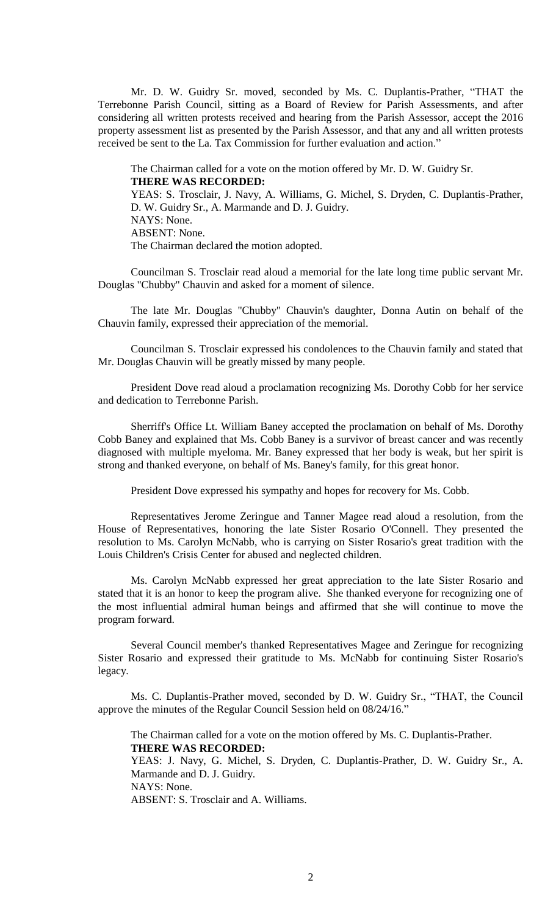Mr. D. W. Guidry Sr. moved, seconded by Ms. C. Duplantis-Prather, "THAT the Terrebonne Parish Council, sitting as a Board of Review for Parish Assessments, and after considering all written protests received and hearing from the Parish Assessor, accept the 2016 property assessment list as presented by the Parish Assessor, and that any and all written protests received be sent to the La. Tax Commission for further evaluation and action."

The Chairman called for a vote on the motion offered by Mr. D. W. Guidry Sr.
**THERE WAS RECORDED:**
YEAS: S. Trosclair, J. Navy, A. Williams, G. Michel, S. Dryden, C. Duplantis-Prather, D. W. Guidry Sr., A. Marmande and D. J. Guidry.
NAYS: None.
ABSENT: None.
The Chairman declared the motion adopted.

Councilman S. Trosclair read aloud a memorial for the late long time public servant Mr. Douglas "Chubby" Chauvin and asked for a moment of silence.

The late Mr. Douglas "Chubby" Chauvin's daughter, Donna Autin on behalf of the Chauvin family, expressed their appreciation of the memorial.

Councilman S. Trosclair expressed his condolences to the Chauvin family and stated that Mr. Douglas Chauvin will be greatly missed by many people.

President Dove read aloud a proclamation recognizing Ms. Dorothy Cobb for her service and dedication to Terrebonne Parish.

Sherriff's Office Lt. William Baney accepted the proclamation on behalf of Ms. Dorothy Cobb Baney and explained that Ms. Cobb Baney is a survivor of breast cancer and was recently diagnosed with multiple myeloma. Mr. Baney expressed that her body is weak, but her spirit is strong and thanked everyone, on behalf of Ms. Baney's family, for this great honor.

President Dove expressed his sympathy and hopes for recovery for Ms. Cobb.

Representatives Jerome Zeringue and Tanner Magee read aloud a resolution, from the House of Representatives, honoring the late Sister Rosario O'Connell. They presented the resolution to Ms. Carolyn McNabb, who is carrying on Sister Rosario's great tradition with the Louis Children's Crisis Center for abused and neglected children.

Ms. Carolyn McNabb expressed her great appreciation to the late Sister Rosario and stated that it is an honor to keep the program alive. She thanked everyone for recognizing one of the most influential admiral human beings and affirmed that she will continue to move the program forward.

Several Council member's thanked Representatives Magee and Zeringue for recognizing Sister Rosario and expressed their gratitude to Ms. McNabb for continuing Sister Rosario's legacy.

Ms. C. Duplantis-Prather moved, seconded by D. W. Guidry Sr., "THAT, the Council approve the minutes of the Regular Council Session held on 08/24/16."

The Chairman called for a vote on the motion offered by Ms. C. Duplantis-Prather.
**THERE WAS RECORDED:**
YEAS: J. Navy, G. Michel, S. Dryden, C. Duplantis-Prather, D. W. Guidry Sr., A. Marmande and D. J. Guidry.
NAYS: None.
ABSENT: S. Trosclair and A. Williams.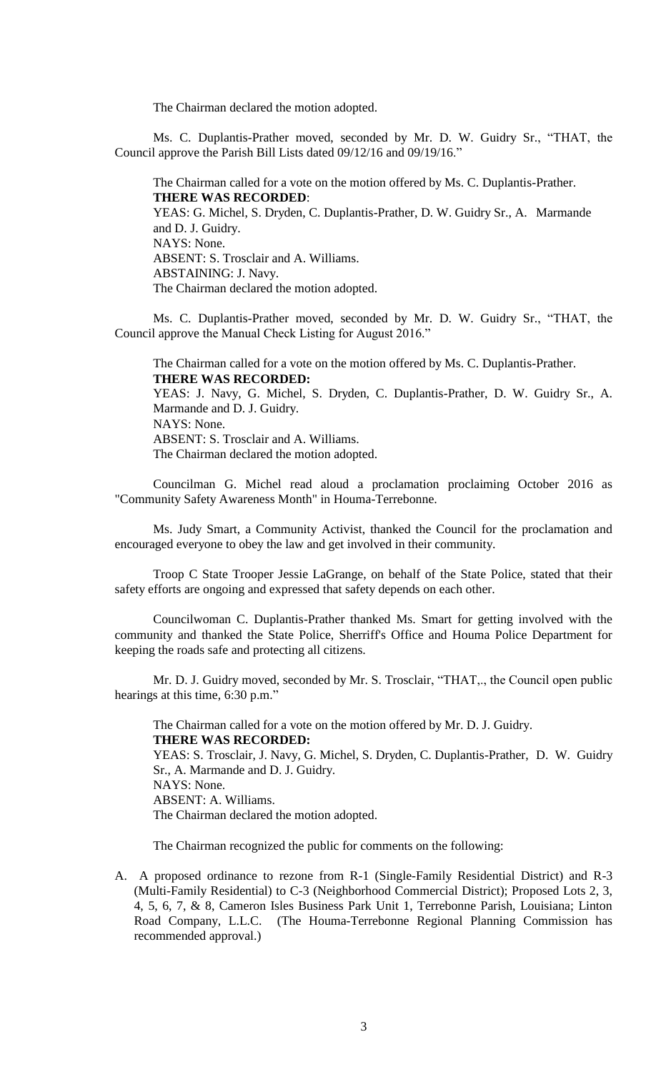The Chairman declared the motion adopted.

Ms. C. Duplantis-Prather moved, seconded by Mr. D. W. Guidry Sr., "THAT, the Council approve the Parish Bill Lists dated 09/12/16 and 09/19/16."

The Chairman called for a vote on the motion offered by Ms. C. Duplantis-Prather.
**THERE WAS RECORDED**:
YEAS: G. Michel, S. Dryden, C. Duplantis-Prather, D. W. Guidry Sr., A. Marmande and D. J. Guidry.
NAYS: None.
ABSENT: S. Trosclair and A. Williams.
ABSTAINING: J. Navy.
The Chairman declared the motion adopted.

Ms. C. Duplantis-Prather moved, seconded by Mr. D. W. Guidry Sr., "THAT, the Council approve the Manual Check Listing for August 2016."

The Chairman called for a vote on the motion offered by Ms. C. Duplantis-Prather.
**THERE WAS RECORDED:**
YEAS: J. Navy, G. Michel, S. Dryden, C. Duplantis-Prather, D. W. Guidry Sr., A. Marmande and D. J. Guidry.
NAYS: None.
ABSENT: S. Trosclair and A. Williams.
The Chairman declared the motion adopted.

Councilman G. Michel read aloud a proclamation proclaiming October 2016 as "Community Safety Awareness Month" in Houma-Terrebonne.

Ms. Judy Smart, a Community Activist, thanked the Council for the proclamation and encouraged everyone to obey the law and get involved in their community.

Troop C State Trooper Jessie LaGrange, on behalf of the State Police, stated that their safety efforts are ongoing and expressed that safety depends on each other.

Councilwoman C. Duplantis-Prather thanked Ms. Smart for getting involved with the community and thanked the State Police, Sherriff's Office and Houma Police Department for keeping the roads safe and protecting all citizens.

Mr. D. J. Guidry moved, seconded by Mr. S. Trosclair, "THAT,., the Council open public hearings at this time, 6:30 p.m."

The Chairman called for a vote on the motion offered by Mr. D. J. Guidry.
**THERE WAS RECORDED:**
YEAS: S. Trosclair, J. Navy, G. Michel, S. Dryden, C. Duplantis-Prather, D. W. Guidry Sr., A. Marmande and D. J. Guidry.
NAYS: None.
ABSENT: A. Williams.
The Chairman declared the motion adopted.

The Chairman recognized the public for comments on the following:

A. A proposed ordinance to rezone from R-1 (Single-Family Residential District) and R-3 (Multi-Family Residential) to C-3 (Neighborhood Commercial District); Proposed Lots 2, 3, 4, 5, 6, 7, & 8, Cameron Isles Business Park Unit 1, Terrebonne Parish, Louisiana; Linton Road Company, L.L.C. (The Houma-Terrebonne Regional Planning Commission has recommended approval.)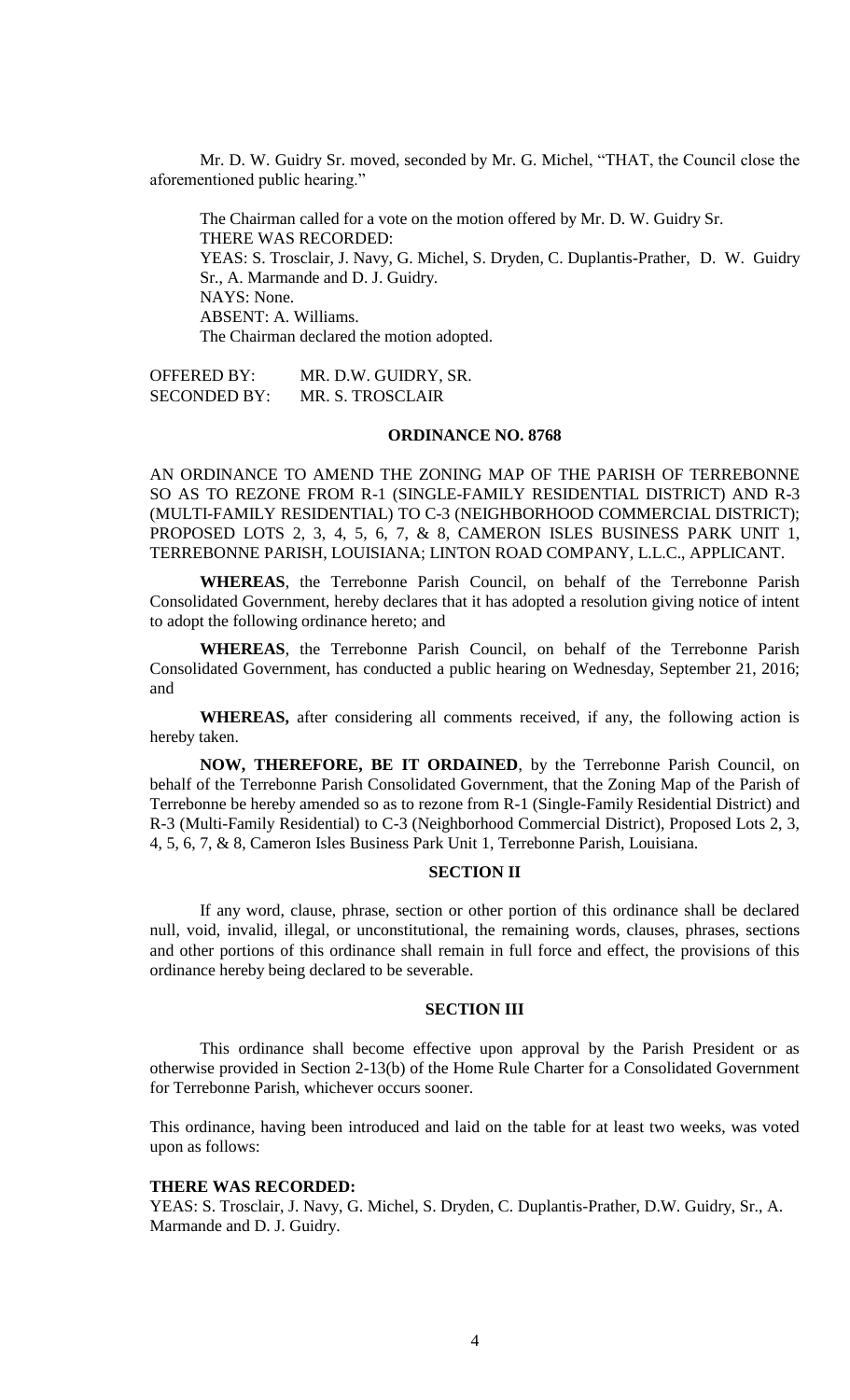Mr. D. W. Guidry Sr. moved, seconded by Mr. G. Michel, "THAT, the Council close the aforementioned public hearing."

The Chairman called for a vote on the motion offered by Mr. D. W. Guidry Sr.
THERE WAS RECORDED:
YEAS: S. Trosclair, J. Navy, G. Michel, S. Dryden, C. Duplantis-Prather, D. W. Guidry Sr., A. Marmande and D. J. Guidry.
NAYS: None.
ABSENT: A. Williams.
The Chairman declared the motion adopted.

OFFERED BY: MR. D.W. GUIDRY, SR.
SECONDED BY: MR. S. TROSCLAIR

## ORDINANCE NO. 8768

AN ORDINANCE TO AMEND THE ZONING MAP OF THE PARISH OF TERREBONNE SO AS TO REZONE FROM R-1 (SINGLE-FAMILY RESIDENTIAL DISTRICT) AND R-3 (MULTI-FAMILY RESIDENTIAL) TO C-3 (NEIGHBORHOOD COMMERCIAL DISTRICT); PROPOSED LOTS 2, 3, 4, 5, 6, 7, & 8, CAMERON ISLES BUSINESS PARK UNIT 1, TERREBONNE PARISH, LOUISIANA; LINTON ROAD COMPANY, L.L.C., APPLICANT.

**WHEREAS**, the Terrebonne Parish Council, on behalf of the Terrebonne Parish Consolidated Government, hereby declares that it has adopted a resolution giving notice of intent to adopt the following ordinance hereto; and

**WHEREAS**, the Terrebonne Parish Council, on behalf of the Terrebonne Parish Consolidated Government, has conducted a public hearing on Wednesday, September 21, 2016; and

**WHEREAS,** after considering all comments received, if any, the following action is hereby taken.

**NOW, THEREFORE, BE IT ORDAINED**, by the Terrebonne Parish Council, on behalf of the Terrebonne Parish Consolidated Government, that the Zoning Map of the Parish of Terrebonne be hereby amended so as to rezone from R-1 (Single-Family Residential District) and R-3 (Multi-Family Residential) to C-3 (Neighborhood Commercial District), Proposed Lots 2, 3, 4, 5, 6, 7, & 8, Cameron Isles Business Park Unit 1, Terrebonne Parish, Louisiana.

### SECTION II

If any word, clause, phrase, section or other portion of this ordinance shall be declared null, void, invalid, illegal, or unconstitutional, the remaining words, clauses, phrases, sections and other portions of this ordinance shall remain in full force and effect, the provisions of this ordinance hereby being declared to be severable.

### SECTION III

This ordinance shall become effective upon approval by the Parish President or as otherwise provided in Section 2-13(b) of the Home Rule Charter for a Consolidated Government for Terrebonne Parish, whichever occurs sooner.

This ordinance, having been introduced and laid on the table for at least two weeks, was voted upon as follows:

**THERE WAS RECORDED:**
YEAS: S. Trosclair, J. Navy, G. Michel, S. Dryden, C. Duplantis-Prather, D.W. Guidry, Sr., A. Marmande and D. J. Guidry.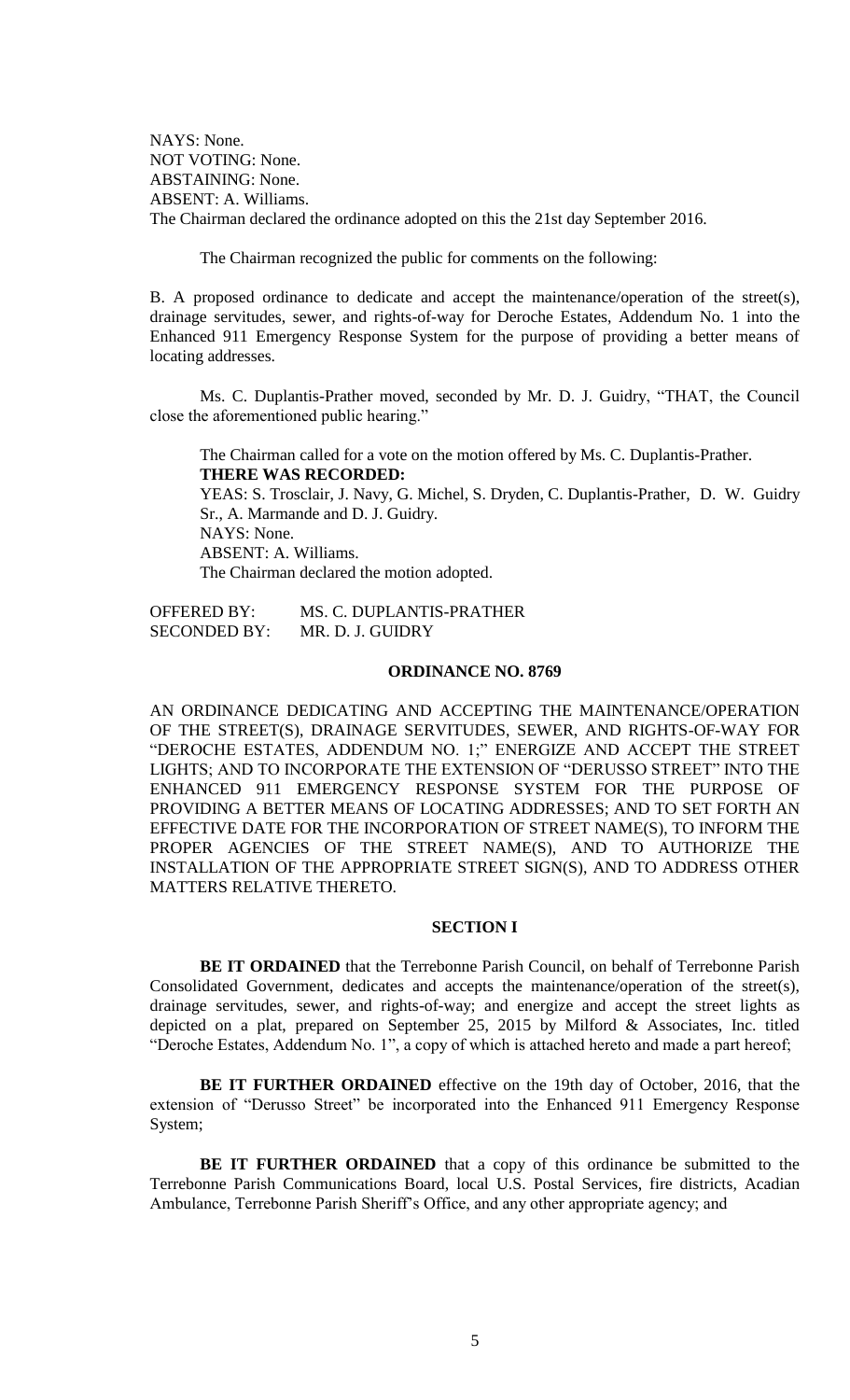NAYS: None.
NOT VOTING: None.
ABSTAINING: None.
ABSENT: A. Williams.
The Chairman declared the ordinance adopted on this the 21st day September 2016.

The Chairman recognized the public for comments on the following:

B. A proposed ordinance to dedicate and accept the maintenance/operation of the street(s), drainage servitudes, sewer, and rights-of-way for Deroche Estates, Addendum No. 1 into the Enhanced 911 Emergency Response System for the purpose of providing a better means of locating addresses.

Ms. C. Duplantis-Prather moved, seconded by Mr. D. J. Guidry, "THAT, the Council close the aforementioned public hearing."

The Chairman called for a vote on the motion offered by Ms. C. Duplantis-Prather.
**THERE WAS RECORDED:**
YEAS: S. Trosclair, J. Navy, G. Michel, S. Dryden, C. Duplantis-Prather, D. W. Guidry Sr., A. Marmande and D. J. Guidry.
NAYS: None.
ABSENT: A. Williams.
The Chairman declared the motion adopted.

OFFERED BY: MS. C. DUPLANTIS-PRATHER
SECONDED BY: MR. D. J. GUIDRY

## ORDINANCE NO. 8769

AN ORDINANCE DEDICATING AND ACCEPTING THE MAINTENANCE/OPERATION OF THE STREET(S), DRAINAGE SERVITUDES, SEWER, AND RIGHTS-OF-WAY FOR "DEROCHE ESTATES, ADDENDUM NO. 1;" ENERGIZE AND ACCEPT THE STREET LIGHTS; AND TO INCORPORATE THE EXTENSION OF "DERUSSO STREET" INTO THE ENHANCED 911 EMERGENCY RESPONSE SYSTEM FOR THE PURPOSE OF PROVIDING A BETTER MEANS OF LOCATING ADDRESSES; AND TO SET FORTH AN EFFECTIVE DATE FOR THE INCORPORATION OF STREET NAME(S), TO INFORM THE PROPER AGENCIES OF THE STREET NAME(S), AND TO AUTHORIZE THE INSTALLATION OF THE APPROPRIATE STREET SIGN(S), AND TO ADDRESS OTHER MATTERS RELATIVE THERETO.

### SECTION I

**BE IT ORDAINED** that the Terrebonne Parish Council, on behalf of Terrebonne Parish Consolidated Government, dedicates and accepts the maintenance/operation of the street(s), drainage servitudes, sewer, and rights-of-way; and energize and accept the street lights as depicted on a plat, prepared on September 25, 2015 by Milford & Associates, Inc. titled "Deroche Estates, Addendum No. 1", a copy of which is attached hereto and made a part hereof;

**BE IT FURTHER ORDAINED** effective on the 19th day of October, 2016, that the extension of "Derusso Street" be incorporated into the Enhanced 911 Emergency Response System;

**BE IT FURTHER ORDAINED** that a copy of this ordinance be submitted to the Terrebonne Parish Communications Board, local U.S. Postal Services, fire districts, Acadian Ambulance, Terrebonne Parish Sheriff's Office, and any other appropriate agency; and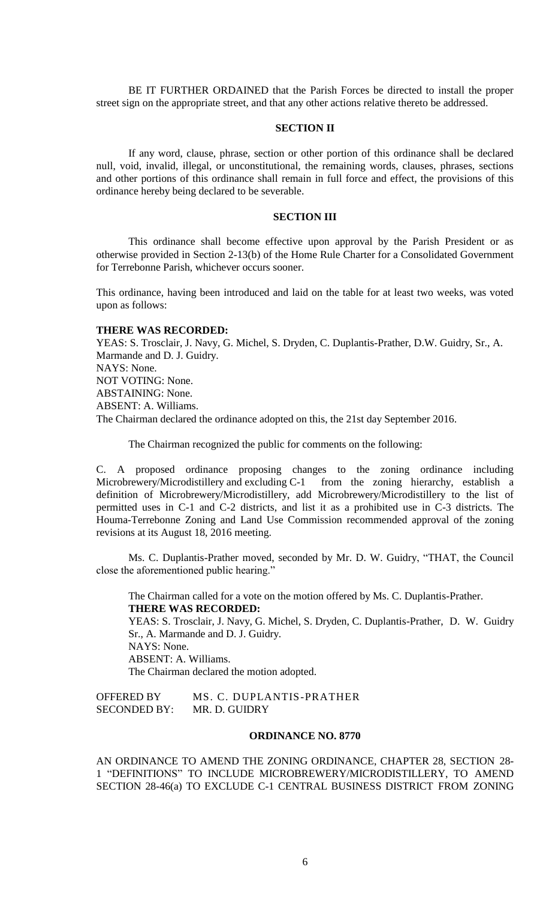BE IT FURTHER ORDAINED that the Parish Forces be directed to install the proper street sign on the appropriate street, and that any other actions relative thereto be addressed.

**SECTION II**

If any word, clause, phrase, section or other portion of this ordinance shall be declared null, void, invalid, illegal, or unconstitutional, the remaining words, clauses, phrases, sections and other portions of this ordinance shall remain in full force and effect, the provisions of this ordinance hereby being declared to be severable.

**SECTION III**

This ordinance shall become effective upon approval by the Parish President or as otherwise provided in Section 2-13(b) of the Home Rule Charter for a Consolidated Government for Terrebonne Parish, whichever occurs sooner.

This ordinance, having been introduced and laid on the table for at least two weeks, was voted upon as follows:

**THERE WAS RECORDED:**
YEAS: S. Trosclair, J. Navy, G. Michel, S. Dryden, C. Duplantis-Prather, D.W. Guidry, Sr., A. Marmande and D. J. Guidry.
NAYS: None.
NOT VOTING: None.
ABSTAINING: None.
ABSENT: A. Williams.
The Chairman declared the ordinance adopted on this, the 21st day September 2016.

The Chairman recognized the public for comments on the following:

C. A proposed ordinance proposing changes to the zoning ordinance including Microbrewery/Microdistillery and excluding C-1 from the zoning hierarchy, establish a definition of Microbrewery/Microdistillery, add Microbrewery/Microdistillery to the list of permitted uses in C-1 and C-2 districts, and list it as a prohibited use in C-3 districts. The Houma-Terrebonne Zoning and Land Use Commission recommended approval of the zoning revisions at its August 18, 2016 meeting.

Ms. C. Duplantis-Prather moved, seconded by Mr. D. W. Guidry, "THAT, the Council close the aforementioned public hearing."

The Chairman called for a vote on the motion offered by Ms. C. Duplantis-Prather.
**THERE WAS RECORDED:**
YEAS: S. Trosclair, J. Navy, G. Michel, S. Dryden, C. Duplantis-Prather, D. W. Guidry Sr., A. Marmande and D. J. Guidry.
NAYS: None.
ABSENT: A. Williams.
The Chairman declared the motion adopted.

OFFERED BY MS. C. DUPLANTIS-PRATHER
SECONDED BY: MR. D. GUIDRY

**ORDINANCE NO. 8770**

AN ORDINANCE TO AMEND THE ZONING ORDINANCE, CHAPTER 28, SECTION 28-1 "DEFINITIONS" TO INCLUDE MICROBREWERY/MICRODISTILLERY, TO AMEND SECTION 28-46(a) TO EXCLUDE C-1 CENTRAL BUSINESS DISTRICT FROM ZONING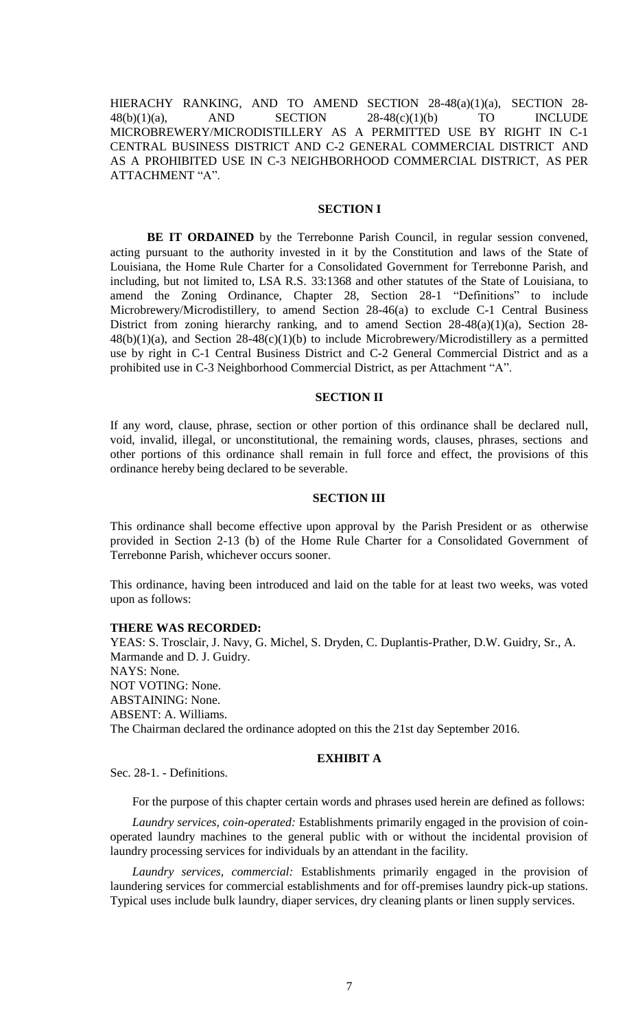HIERACHY RANKING, AND TO AMEND SECTION 28-48(a)(1)(a), SECTION 28-48(b)(1)(a), AND SECTION 28-48(c)(1)(b) TO INCLUDE MICROBREWERY/MICRODISTILLERY AS A PERMITTED USE BY RIGHT IN C-1 CENTRAL BUSINESS DISTRICT AND C-2 GENERAL COMMERCIAL DISTRICT AND AS A PROHIBITED USE IN C-3 NEIGHBORHOOD COMMERCIAL DISTRICT, AS PER ATTACHMENT "A".

**SECTION I**

**BE IT ORDAINED** by the Terrebonne Parish Council, in regular session convened, acting pursuant to the authority invested in it by the Constitution and laws of the State of Louisiana, the Home Rule Charter for a Consolidated Government for Terrebonne Parish, and including, but not limited to, LSA R.S. 33:1368 and other statutes of the State of Louisiana, to amend the Zoning Ordinance, Chapter 28, Section 28-1 "Definitions" to include Microbrewery/Microdistillery, to amend Section 28-46(a) to exclude C-1 Central Business District from zoning hierarchy ranking, and to amend Section 28-48(a)(1)(a), Section 28-48(b)(1)(a), and Section 28-48(c)(1)(b) to include Microbrewery/Microdistillery as a permitted use by right in C-1 Central Business District and C-2 General Commercial District and as a prohibited use in C-3 Neighborhood Commercial District, as per Attachment "A".

**SECTION II**

If any word, clause, phrase, section or other portion of this ordinance shall be declared null, void, invalid, illegal, or unconstitutional, the remaining words, clauses, phrases, sections and other portions of this ordinance shall remain in full force and effect, the provisions of this ordinance hereby being declared to be severable.

**SECTION III**

This ordinance shall become effective upon approval by the Parish President or as otherwise provided in Section 2-13 (b) of the Home Rule Charter for a Consolidated Government of Terrebonne Parish, whichever occurs sooner.

This ordinance, having been introduced and laid on the table for at least two weeks, was voted upon as follows:

**THERE WAS RECORDED:**

YEAS: S. Trosclair, J. Navy, G. Michel, S. Dryden, C. Duplantis-Prather, D.W. Guidry, Sr., A. Marmande and D. J. Guidry.
NAYS: None.
NOT VOTING: None.
ABSTAINING: None.
ABSENT: A. Williams.
The Chairman declared the ordinance adopted on this the 21st day September 2016.

**EXHIBIT A**

Sec. 28-1. - Definitions.

For the purpose of this chapter certain words and phrases used herein are defined as follows:

*Laundry services, coin-operated:* Establishments primarily engaged in the provision of coin-operated laundry machines to the general public with or without the incidental provision of laundry processing services for individuals by an attendant in the facility.

*Laundry services, commercial:* Establishments primarily engaged in the provision of laundering services for commercial establishments and for off-premises laundry pick-up stations. Typical uses include bulk laundry, diaper services, dry cleaning plants or linen supply services.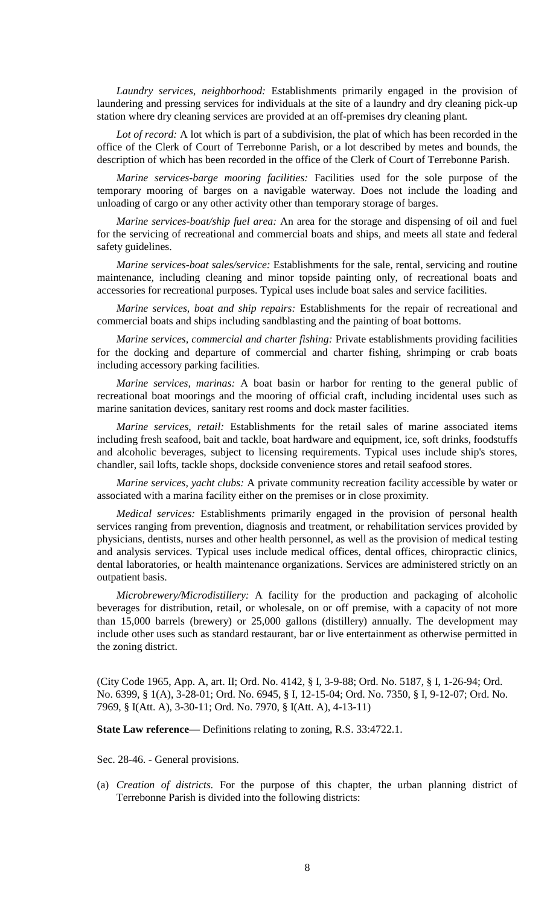*Laundry services, neighborhood:* Establishments primarily engaged in the provision of laundering and pressing services for individuals at the site of a laundry and dry cleaning pick-up station where dry cleaning services are provided at an off-premises dry cleaning plant.

*Lot of record:* A lot which is part of a subdivision, the plat of which has been recorded in the office of the Clerk of Court of Terrebonne Parish, or a lot described by metes and bounds, the description of which has been recorded in the office of the Clerk of Court of Terrebonne Parish.

*Marine services-barge mooring facilities:* Facilities used for the sole purpose of the temporary mooring of barges on a navigable waterway. Does not include the loading and unloading of cargo or any other activity other than temporary storage of barges.

*Marine services-boat/ship fuel area:* An area for the storage and dispensing of oil and fuel for the servicing of recreational and commercial boats and ships, and meets all state and federal safety guidelines.

*Marine services-boat sales/service:* Establishments for the sale, rental, servicing and routine maintenance, including cleaning and minor topside painting only, of recreational boats and accessories for recreational purposes. Typical uses include boat sales and service facilities.

*Marine services, boat and ship repairs:* Establishments for the repair of recreational and commercial boats and ships including sandblasting and the painting of boat bottoms.

*Marine services, commercial and charter fishing:* Private establishments providing facilities for the docking and departure of commercial and charter fishing, shrimping or crab boats including accessory parking facilities.

*Marine services, marinas:* A boat basin or harbor for renting to the general public of recreational boat moorings and the mooring of official craft, including incidental uses such as marine sanitation devices, sanitary rest rooms and dock master facilities.

*Marine services, retail:* Establishments for the retail sales of marine associated items including fresh seafood, bait and tackle, boat hardware and equipment, ice, soft drinks, foodstuffs and alcoholic beverages, subject to licensing requirements. Typical uses include ship's stores, chandler, sail lofts, tackle shops, dockside convenience stores and retail seafood stores.

*Marine services, yacht clubs:* A private community recreation facility accessible by water or associated with a marina facility either on the premises or in close proximity.

*Medical services:* Establishments primarily engaged in the provision of personal health services ranging from prevention, diagnosis and treatment, or rehabilitation services provided by physicians, dentists, nurses and other health personnel, as well as the provision of medical testing and analysis services. Typical uses include medical offices, dental offices, chiropractic clinics, dental laboratories, or health maintenance organizations. Services are administered strictly on an outpatient basis.

*Microbrewery/Microdistillery:* A facility for the production and packaging of alcoholic beverages for distribution, retail, or wholesale, on or off premise, with a capacity of not more than 15,000 barrels (brewery) or 25,000 gallons (distillery) annually. The development may include other uses such as standard restaurant, bar or live entertainment as otherwise permitted in the zoning district.

(City Code 1965, App. A, art. II; Ord. No. 4142, § I, 3-9-88; Ord. No. 5187, § I, 1-26-94; Ord. No. 6399, § 1(A), 3-28-01; Ord. No. 6945, § I, 12-15-04; Ord. No. 7350, § I, 9-12-07; Ord. No. 7969, § I(Att. A), 3-30-11; Ord. No. 7970, § I(Att. A), 4-13-11)

**State Law reference—** Definitions relating to zoning, R.S. 33:4722.1.

Sec. 28-46. - General provisions.

(a) *Creation of districts.* For the purpose of this chapter, the urban planning district of Terrebonne Parish is divided into the following districts: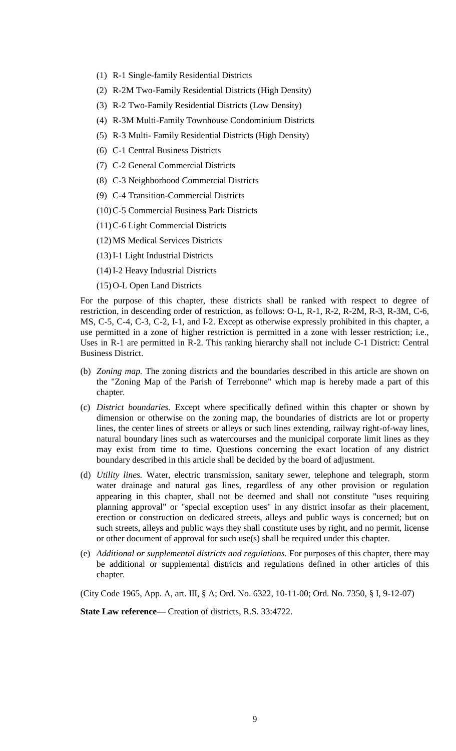(1) R-1 Single-family Residential Districts

(2) R-2M Two-Family Residential Districts (High Density)

(3) R-2 Two-Family Residential Districts (Low Density)

(4) R-3M Multi-Family Townhouse Condominium Districts

(5) R-3 Multi- Family Residential Districts (High Density)

(6) C-1 Central Business Districts

(7) C-2 General Commercial Districts

(8) C-3 Neighborhood Commercial Districts

(9) C-4 Transition-Commercial Districts

(10) C-5 Commercial Business Park Districts

(11) C-6 Light Commercial Districts

(12) MS Medical Services Districts

(13) I-1 Light Industrial Districts

(14) I-2 Heavy Industrial Districts

(15) O-L Open Land Districts

For the purpose of this chapter, these districts shall be ranked with respect to degree of restriction, in descending order of restriction, as follows: O-L, R-1, R-2, R-2M, R-3, R-3M, C-6, MS, C-5, C-4, C-3, C-2, I-1, and I-2. Except as otherwise expressly prohibited in this chapter, a use permitted in a zone of higher restriction is permitted in a zone with lesser restriction; i.e., Uses in R-1 are permitted in R-2. This ranking hierarchy shall not include C-1 District: Central Business District.

(b) *Zoning map.* The zoning districts and the boundaries described in this article are shown on the "Zoning Map of the Parish of Terrebonne" which map is hereby made a part of this chapter.

(c) *District boundaries.* Except where specifically defined within this chapter or shown by dimension or otherwise on the zoning map, the boundaries of districts are lot or property lines, the center lines of streets or alleys or such lines extending, railway right-of-way lines, natural boundary lines such as watercourses and the municipal corporate limit lines as they may exist from time to time. Questions concerning the exact location of any district boundary described in this article shall be decided by the board of adjustment.

(d) *Utility lines.* Water, electric transmission, sanitary sewer, telephone and telegraph, storm water drainage and natural gas lines, regardless of any other provision or regulation appearing in this chapter, shall not be deemed and shall not constitute "uses requiring planning approval" or "special exception uses" in any district insofar as their placement, erection or construction on dedicated streets, alleys and public ways is concerned; but on such streets, alleys and public ways they shall constitute uses by right, and no permit, license or other document of approval for such use(s) shall be required under this chapter.

(e) *Additional or supplemental districts and regulations.* For purposes of this chapter, there may be additional or supplemental districts and regulations defined in other articles of this chapter.

(City Code 1965, App. A, art. III, § A; Ord. No. 6322, 10-11-00; Ord. No. 7350, § I, 9-12-07)

**State Law reference—** Creation of districts, R.S. 33:4722.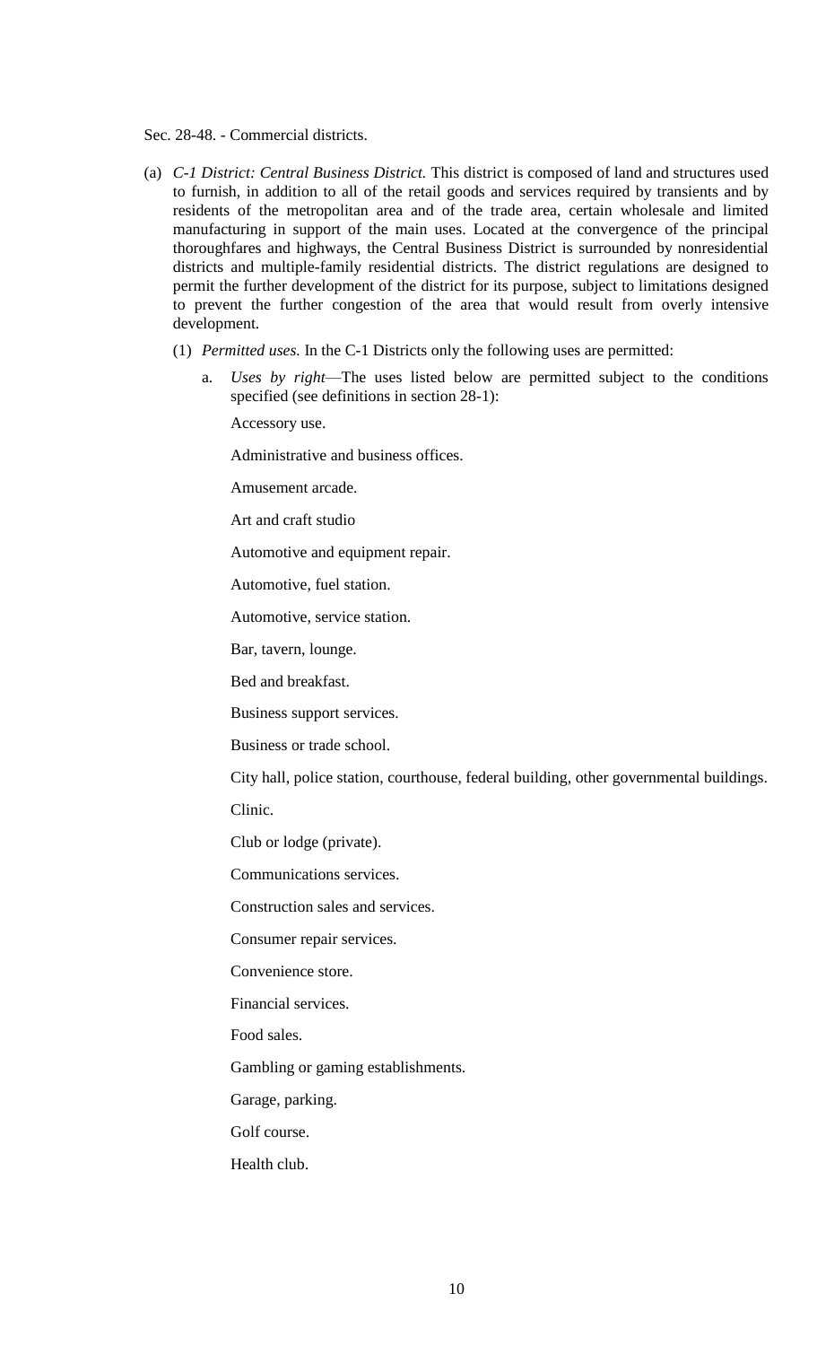Sec. 28-48. - Commercial districts.

(a) *C-1 District: Central Business District.* This district is composed of land and structures used to furnish, in addition to all of the retail goods and services required by transients and by residents of the metropolitan area and of the trade area, certain wholesale and limited manufacturing in support of the main uses. Located at the convergence of the principal thoroughfares and highways, the Central Business District is surrounded by nonresidential districts and multiple-family residential districts. The district regulations are designed to permit the further development of the district for its purpose, subject to limitations designed to prevent the further congestion of the area that would result from overly intensive development.

(1) *Permitted uses.* In the C-1 Districts only the following uses are permitted:

a. *Uses by right*—The uses listed below are permitted subject to the conditions specified (see definitions in section 28-1):

Accessory use.

Administrative and business offices.

Amusement arcade.

Art and craft studio

Automotive and equipment repair.

Automotive, fuel station.

Automotive, service station.

Bar, tavern, lounge.

Bed and breakfast.

Business support services.

Business or trade school.

City hall, police station, courthouse, federal building, other governmental buildings.

Clinic.

Club or lodge (private).

Communications services.

Construction sales and services.

Consumer repair services.

Convenience store.

Financial services.

Food sales.

Gambling or gaming establishments.

Garage, parking.

Golf course.

Health club.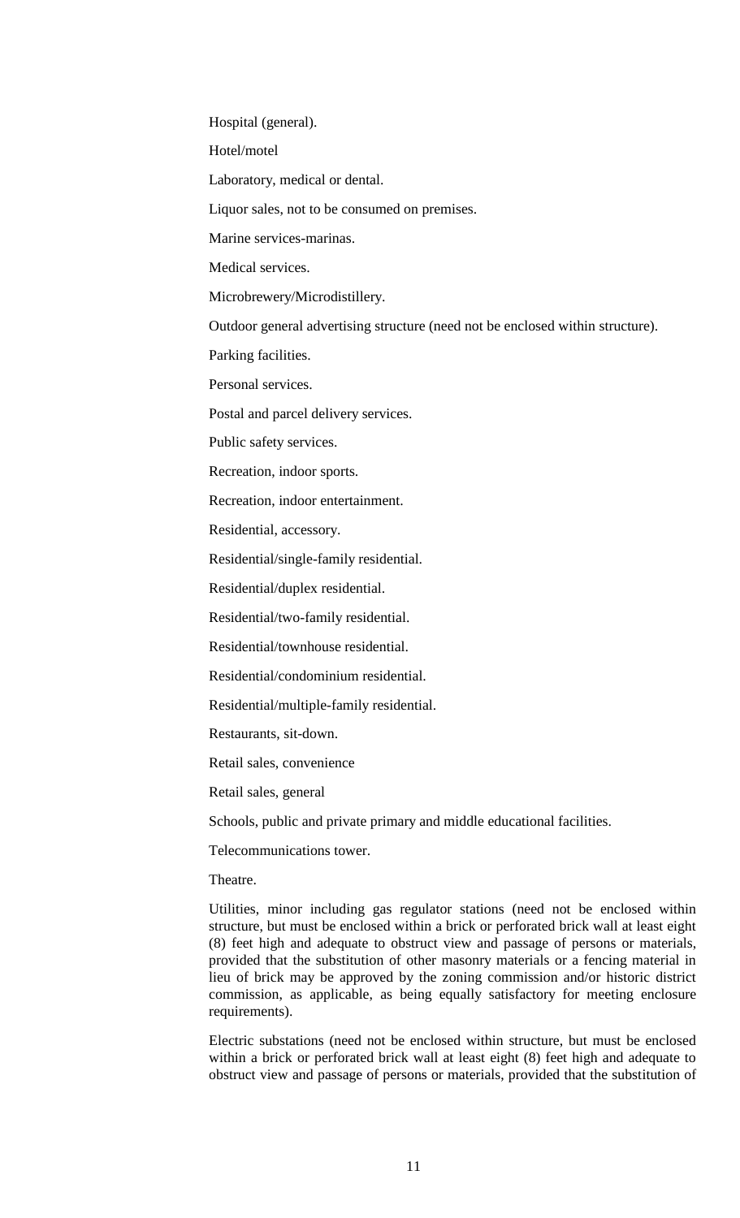Hospital (general).

Hotel/motel

Laboratory, medical or dental.

Liquor sales, not to be consumed on premises.

Marine services-marinas.

Medical services.

Microbrewery/Microdistillery.

Outdoor general advertising structure (need not be enclosed within structure).

Parking facilities.

Personal services.

Postal and parcel delivery services.

Public safety services.

Recreation, indoor sports.

Recreation, indoor entertainment.

Residential, accessory.

Residential/single-family residential.

Residential/duplex residential.

Residential/two-family residential.

Residential/townhouse residential.

Residential/condominium residential.

Residential/multiple-family residential.

Restaurants, sit-down.

Retail sales, convenience

Retail sales, general

Schools, public and private primary and middle educational facilities.

Telecommunications tower.

Theatre.

Utilities, minor including gas regulator stations (need not be enclosed within structure, but must be enclosed within a brick or perforated brick wall at least eight (8) feet high and adequate to obstruct view and passage of persons or materials, provided that the substitution of other masonry materials or a fencing material in lieu of brick may be approved by the zoning commission and/or historic district commission, as applicable, as being equally satisfactory for meeting enclosure requirements).

Electric substations (need not be enclosed within structure, but must be enclosed within a brick or perforated brick wall at least eight (8) feet high and adequate to obstruct view and passage of persons or materials, provided that the substitution of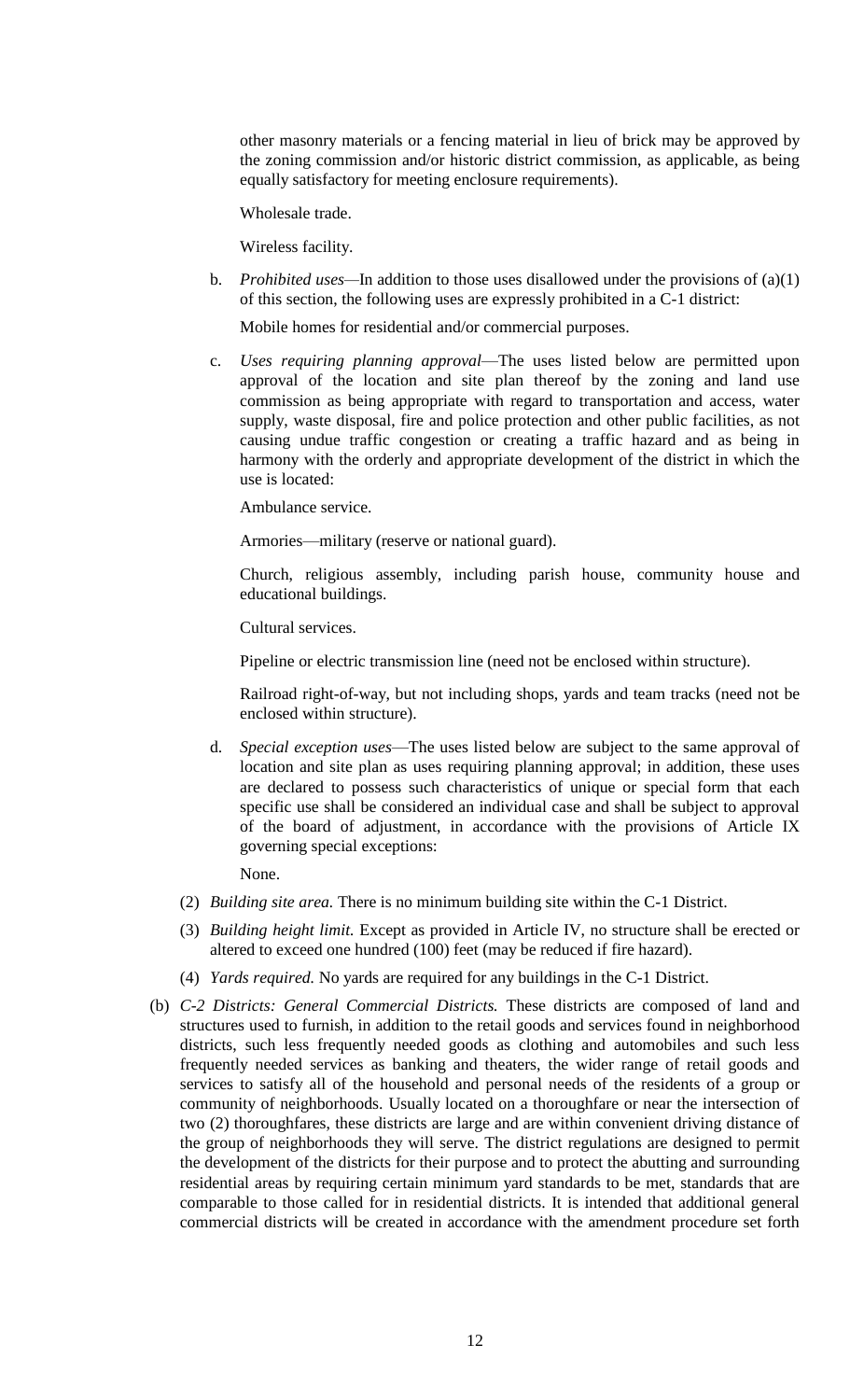other masonry materials or a fencing material in lieu of brick may be approved by the zoning commission and/or historic district commission, as applicable, as being equally satisfactory for meeting enclosure requirements).

Wholesale trade.

Wireless facility.

b. *Prohibited uses*—In addition to those uses disallowed under the provisions of (a)(1) of this section, the following uses are expressly prohibited in a C-1 district:

Mobile homes for residential and/or commercial purposes.

c. *Uses requiring planning approval*—The uses listed below are permitted upon approval of the location and site plan thereof by the zoning and land use commission as being appropriate with regard to transportation and access, water supply, waste disposal, fire and police protection and other public facilities, as not causing undue traffic congestion or creating a traffic hazard and as being in harmony with the orderly and appropriate development of the district in which the use is located:

Ambulance service.

Armories—military (reserve or national guard).

Church, religious assembly, including parish house, community house and educational buildings.

Cultural services.

Pipeline or electric transmission line (need not be enclosed within structure).

Railroad right-of-way, but not including shops, yards and team tracks (need not be enclosed within structure).

d. *Special exception uses*—The uses listed below are subject to the same approval of location and site plan as uses requiring planning approval; in addition, these uses are declared to possess such characteristics of unique or special form that each specific use shall be considered an individual case and shall be subject to approval of the board of adjustment, in accordance with the provisions of Article IX governing special exceptions:

None.

(2) *Building site area.* There is no minimum building site within the C-1 District.

(3) *Building height limit.* Except as provided in Article IV, no structure shall be erected or altered to exceed one hundred (100) feet (may be reduced if fire hazard).

(4) *Yards required.* No yards are required for any buildings in the C-1 District.

(b) *C-2 Districts: General Commercial Districts.* These districts are composed of land and structures used to furnish, in addition to the retail goods and services found in neighborhood districts, such less frequently needed goods as clothing and automobiles and such less frequently needed services as banking and theaters, the wider range of retail goods and services to satisfy all of the household and personal needs of the residents of a group or community of neighborhoods. Usually located on a thoroughfare or near the intersection of two (2) thoroughfares, these districts are large and are within convenient driving distance of the group of neighborhoods they will serve. The district regulations are designed to permit the development of the districts for their purpose and to protect the abutting and surrounding residential areas by requiring certain minimum yard standards to be met, standards that are comparable to those called for in residential districts. It is intended that additional general commercial districts will be created in accordance with the amendment procedure set forth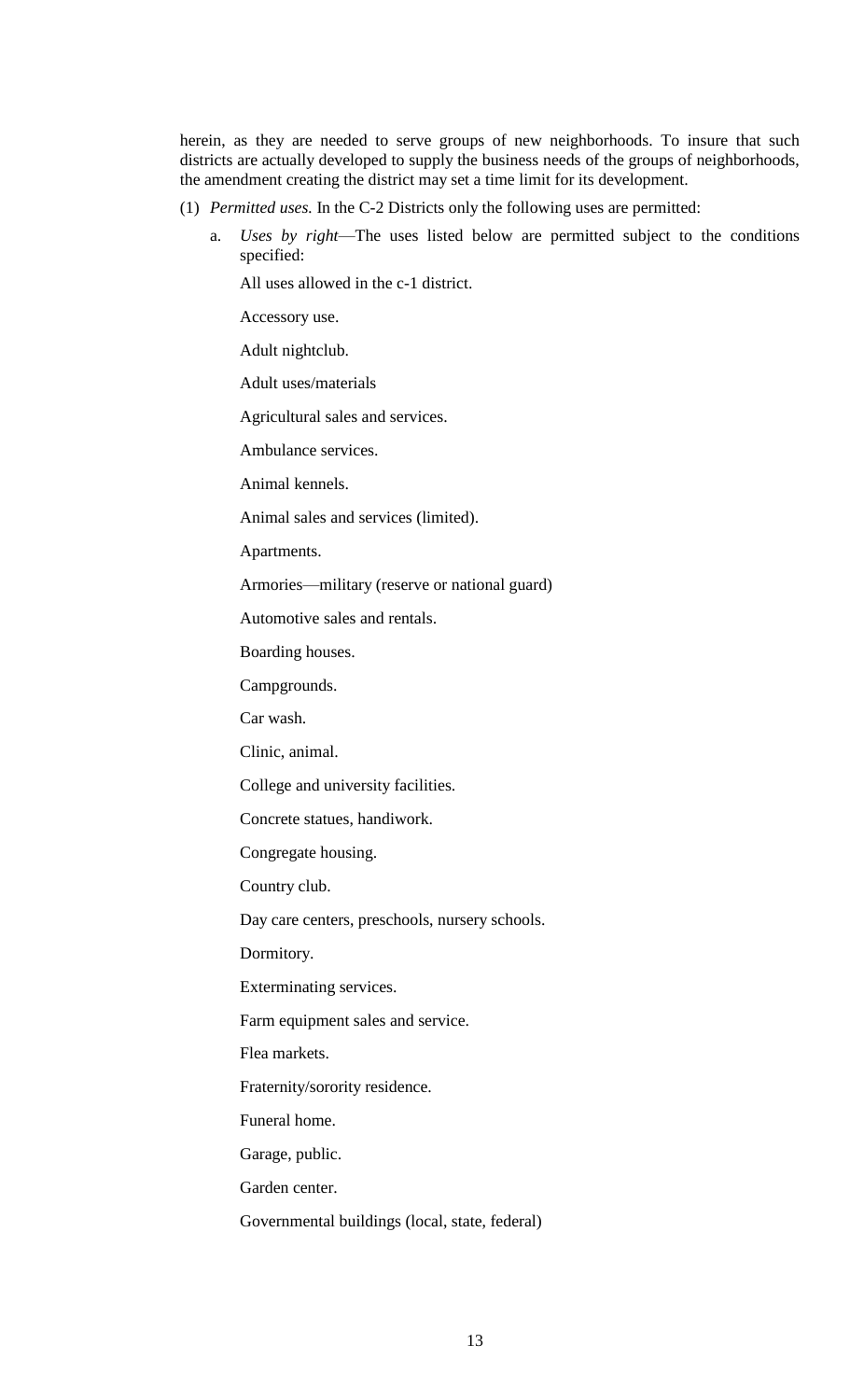herein, as they are needed to serve groups of new neighborhoods. To insure that such districts are actually developed to supply the business needs of the groups of neighborhoods, the amendment creating the district may set a time limit for its development.

(1) *Permitted uses.* In the C-2 Districts only the following uses are permitted:

a. *Uses by right*—The uses listed below are permitted subject to the conditions specified:

All uses allowed in the c-1 district.

Accessory use.

Adult nightclub.

Adult uses/materials

Agricultural sales and services.

Ambulance services.

Animal kennels.

Animal sales and services (limited).

Apartments.

Armories—military (reserve or national guard)

Automotive sales and rentals.

Boarding houses.

Campgrounds.

Car wash.

Clinic, animal.

College and university facilities.

Concrete statues, handiwork.

Congregate housing.

Country club.

Day care centers, preschools, nursery schools.

Dormitory.

Exterminating services.

Farm equipment sales and service.

Flea markets.

Fraternity/sorority residence.

Funeral home.

Garage, public.

Garden center.

Governmental buildings (local, state, federal)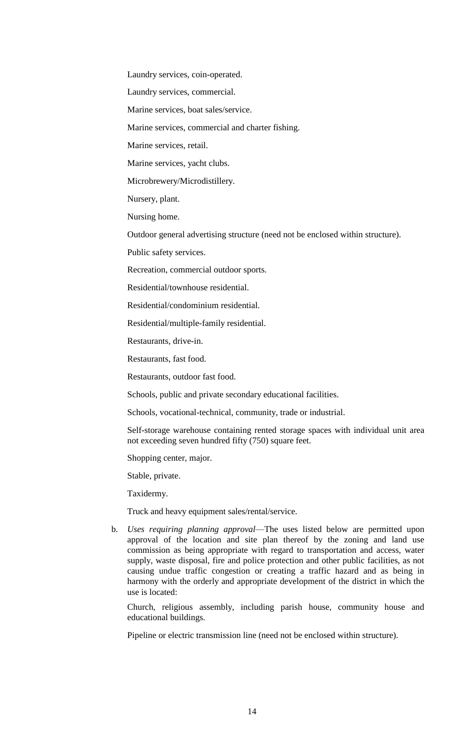Laundry services, coin-operated.

Laundry services, commercial.

Marine services, boat sales/service.

Marine services, commercial and charter fishing.

Marine services, retail.

Marine services, yacht clubs.

Microbrewery/Microdistillery.

Nursery, plant.

Nursing home.

Outdoor general advertising structure (need not be enclosed within structure).

Public safety services.

Recreation, commercial outdoor sports.

Residential/townhouse residential.

Residential/condominium residential.

Residential/multiple-family residential.

Restaurants, drive-in.

Restaurants, fast food.

Restaurants, outdoor fast food.

Schools, public and private secondary educational facilities.

Schools, vocational-technical, community, trade or industrial.

Self-storage warehouse containing rented storage spaces with individual unit area not exceeding seven hundred fifty (750) square feet.

Shopping center, major.

Stable, private.

Taxidermy.

Truck and heavy equipment sales/rental/service.

b. *Uses requiring planning approval*—The uses listed below are permitted upon approval of the location and site plan thereof by the zoning and land use commission as being appropriate with regard to transportation and access, water supply, waste disposal, fire and police protection and other public facilities, as not causing undue traffic congestion or creating a traffic hazard and as being in harmony with the orderly and appropriate development of the district in which the use is located:

   Church, religious assembly, including parish house, community house and educational buildings.

   Pipeline or electric transmission line (need not be enclosed within structure).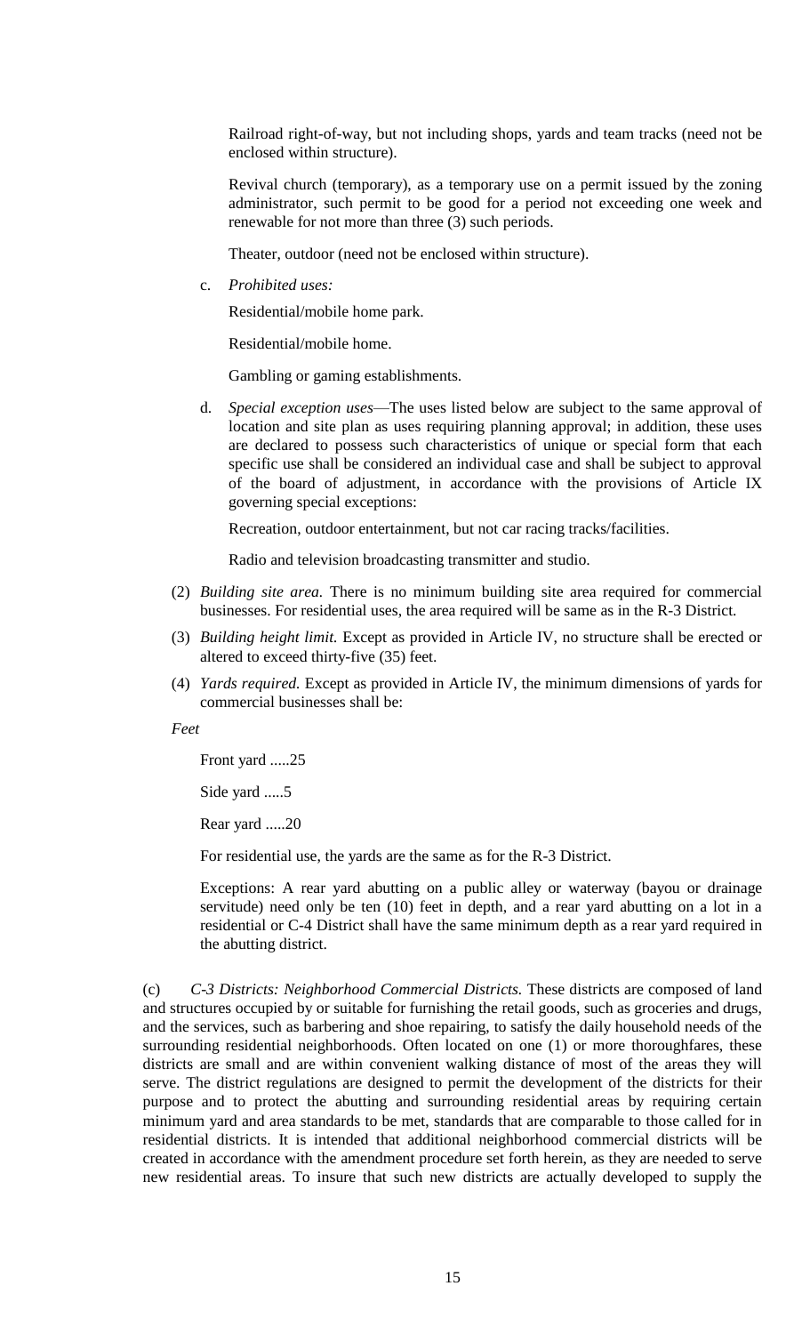Railroad right-of-way, but not including shops, yards and team tracks (need not be enclosed within structure).

Revival church (temporary), as a temporary use on a permit issued by the zoning administrator, such permit to be good for a period not exceeding one week and renewable for not more than three (3) such periods.

Theater, outdoor (need not be enclosed within structure).

c. *Prohibited uses:*

Residential/mobile home park.

Residential/mobile home.

Gambling or gaming establishments.

d. *Special exception uses*—The uses listed below are subject to the same approval of location and site plan as uses requiring planning approval; in addition, these uses are declared to possess such characteristics of unique or special form that each specific use shall be considered an individual case and shall be subject to approval of the board of adjustment, in accordance with the provisions of Article IX governing special exceptions:

Recreation, outdoor entertainment, but not car racing tracks/facilities.

Radio and television broadcasting transmitter and studio.

(2) *Building site area.* There is no minimum building site area required for commercial businesses. For residential uses, the area required will be same as in the R-3 District.

(3) *Building height limit.* Except as provided in Article IV, no structure shall be erected or altered to exceed thirty-five (35) feet.

(4) *Yards required.* Except as provided in Article IV, the minimum dimensions of yards for commercial businesses shall be:

*Feet*

Front yard .....25

Side yard .....5

Rear yard .....20

For residential use, the yards are the same as for the R-3 District.

Exceptions: A rear yard abutting on a public alley or waterway (bayou or drainage servitude) need only be ten (10) feet in depth, and a rear yard abutting on a lot in a residential or C-4 District shall have the same minimum depth as a rear yard required in the abutting district.

(c) *C-3 Districts: Neighborhood Commercial Districts.* These districts are composed of land and structures occupied by or suitable for furnishing the retail goods, such as groceries and drugs, and the services, such as barbering and shoe repairing, to satisfy the daily household needs of the surrounding residential neighborhoods. Often located on one (1) or more thoroughfares, these districts are small and are within convenient walking distance of most of the areas they will serve. The district regulations are designed to permit the development of the districts for their purpose and to protect the abutting and surrounding residential areas by requiring certain minimum yard and area standards to be met, standards that are comparable to those called for in residential districts. It is intended that additional neighborhood commercial districts will be created in accordance with the amendment procedure set forth herein, as they are needed to serve new residential areas. To insure that such new districts are actually developed to supply the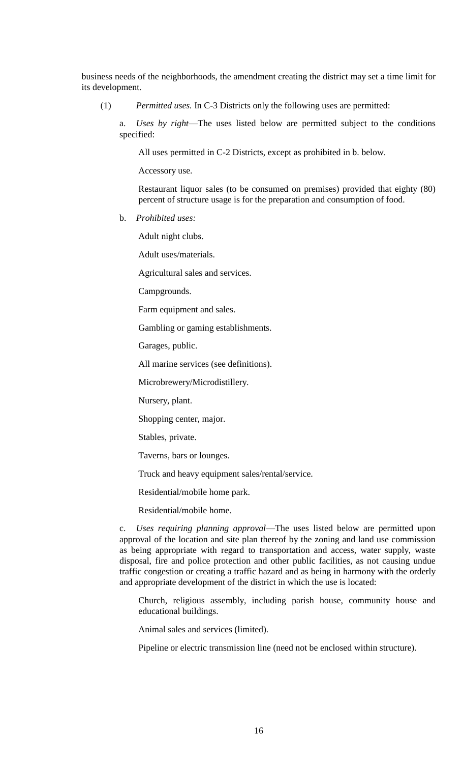business needs of the neighborhoods, the amendment creating the district may set a time limit for its development.

(1) *Permitted uses.* In C-3 Districts only the following uses are permitted:

a. *Uses by right*—The uses listed below are permitted subject to the conditions specified:

All uses permitted in C-2 Districts, except as prohibited in b. below.

Accessory use.

Restaurant liquor sales (to be consumed on premises) provided that eighty (80) percent of structure usage is for the preparation and consumption of food.

b. *Prohibited uses:*

Adult night clubs.

Adult uses/materials.

Agricultural sales and services.

Campgrounds.

Farm equipment and sales.

Gambling or gaming establishments.

Garages, public.

All marine services (see definitions).

Microbrewery/Microdistillery.

Nursery, plant.

Shopping center, major.

Stables, private.

Taverns, bars or lounges.

Truck and heavy equipment sales/rental/service.

Residential/mobile home park.

Residential/mobile home.

c. *Uses requiring planning approval*—The uses listed below are permitted upon approval of the location and site plan thereof by the zoning and land use commission as being appropriate with regard to transportation and access, water supply, waste disposal, fire and police protection and other public facilities, as not causing undue traffic congestion or creating a traffic hazard and as being in harmony with the orderly and appropriate development of the district in which the use is located:

Church, religious assembly, including parish house, community house and educational buildings.

Animal sales and services (limited).

Pipeline or electric transmission line (need not be enclosed within structure).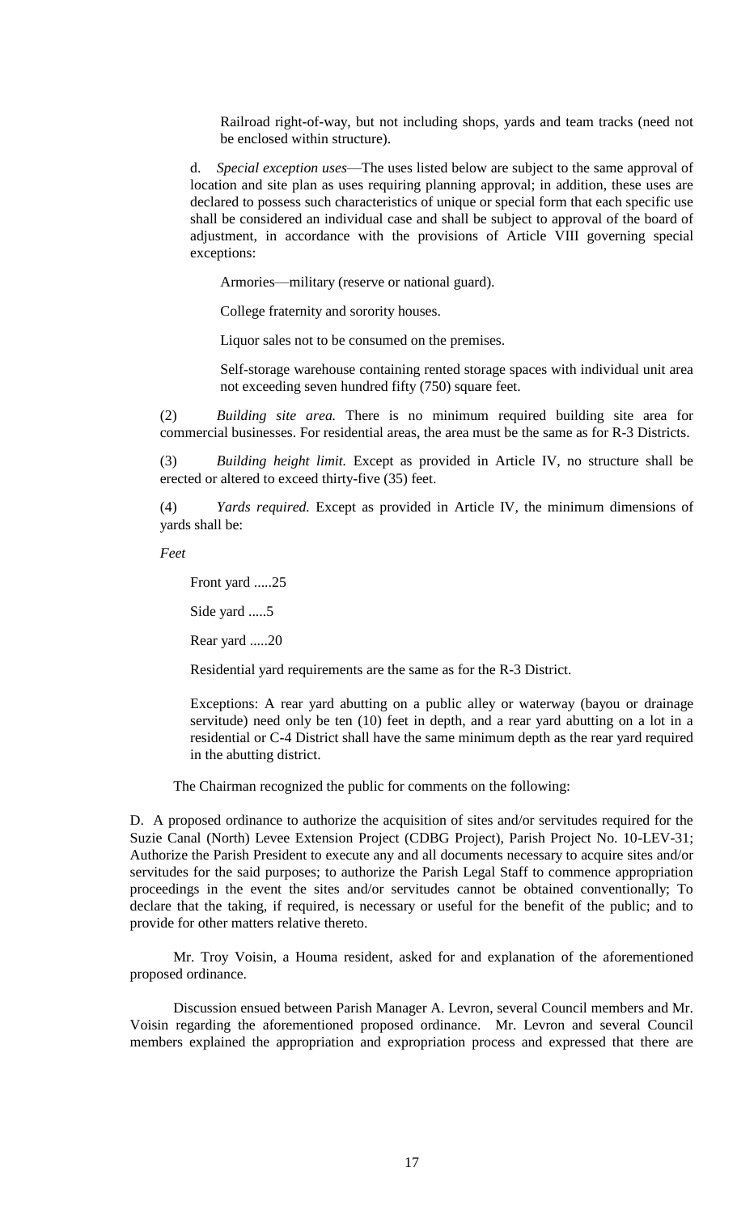Railroad right-of-way, but not including shops, yards and team tracks (need not be enclosed within structure).

d. *Special exception uses*—The uses listed below are subject to the same approval of location and site plan as uses requiring planning approval; in addition, these uses are declared to possess such characteristics of unique or special form that each specific use shall be considered an individual case and shall be subject to approval of the board of adjustment, in accordance with the provisions of Article VIII governing special exceptions:

Armories—military (reserve or national guard).

College fraternity and sorority houses.

Liquor sales not to be consumed on the premises.

Self-storage warehouse containing rented storage spaces with individual unit area not exceeding seven hundred fifty (750) square feet.

(2) *Building site area.* There is no minimum required building site area for commercial businesses. For residential areas, the area must be the same as for R-3 Districts.

(3) *Building height limit.* Except as provided in Article IV, no structure shall be erected or altered to exceed thirty-five (35) feet.

(4) *Yards required.* Except as provided in Article IV, the minimum dimensions of yards shall be:

*Feet*

Front yard .....25

Side yard .....5

Rear yard .....20

Residential yard requirements are the same as for the R-3 District.

Exceptions: A rear yard abutting on a public alley or waterway (bayou or drainage servitude) need only be ten (10) feet in depth, and a rear yard abutting on a lot in a residential or C-4 District shall have the same minimum depth as the rear yard required in the abutting district.

The Chairman recognized the public for comments on the following:

D. A proposed ordinance to authorize the acquisition of sites and/or servitudes required for the Suzie Canal (North) Levee Extension Project (CDBG Project), Parish Project No. 10-LEV-31; Authorize the Parish President to execute any and all documents necessary to acquire sites and/or servitudes for the said purposes; to authorize the Parish Legal Staff to commence appropriation proceedings in the event the sites and/or servitudes cannot be obtained conventionally; To declare that the taking, if required, is necessary or useful for the benefit of the public; and to provide for other matters relative thereto.

Mr. Troy Voisin, a Houma resident, asked for and explanation of the aforementioned proposed ordinance.

Discussion ensued between Parish Manager A. Levron, several Council members and Mr. Voisin regarding the aforementioned proposed ordinance. Mr. Levron and several Council members explained the appropriation and expropriation process and expressed that there are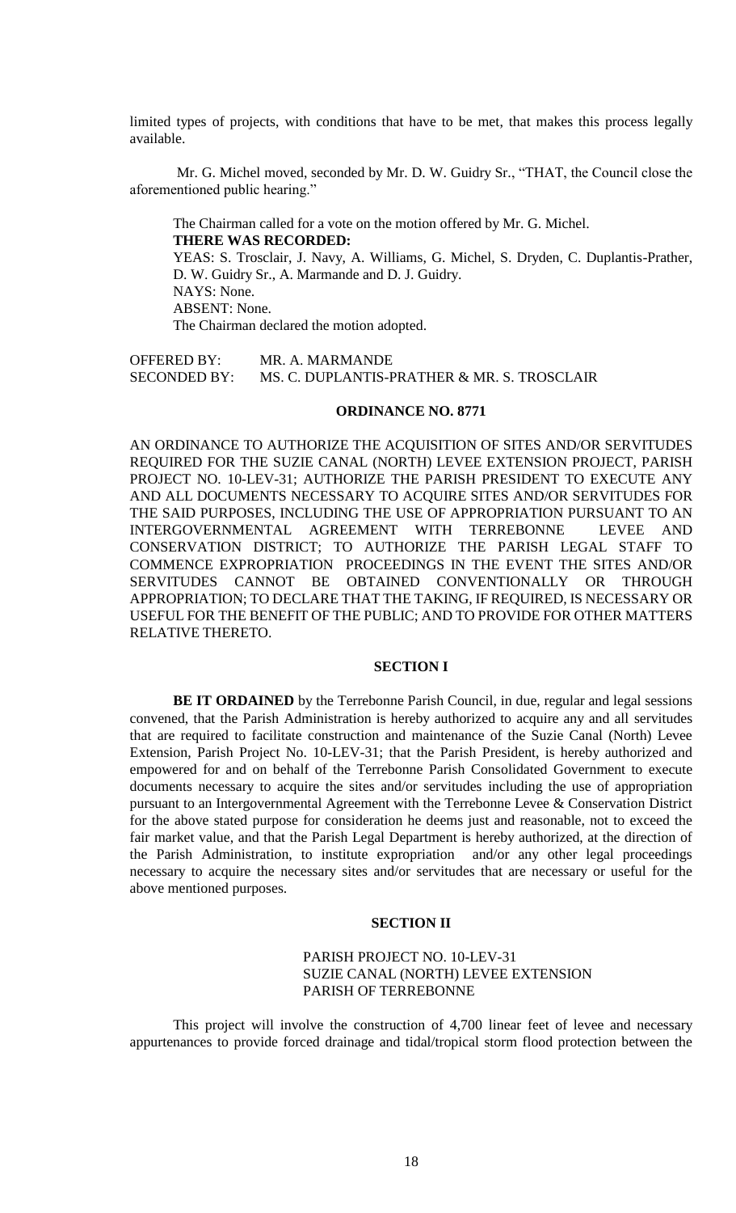limited types of projects, with conditions that have to be met, that makes this process legally available.

Mr. G. Michel moved, seconded by Mr. D. W. Guidry Sr., "THAT, the Council close the aforementioned public hearing."

The Chairman called for a vote on the motion offered by Mr. G. Michel.

**THERE WAS RECORDED:**

YEAS: S. Trosclair, J. Navy, A. Williams, G. Michel, S. Dryden, C. Duplantis-Prather, D. W. Guidry Sr., A. Marmande and D. J. Guidry.

NAYS: None.

ABSENT: None.

The Chairman declared the motion adopted.

OFFERED BY: MR. A. MARMANDE
SECONDED BY: MS. C. DUPLANTIS-PRATHER & MR. S. TROSCLAIR

**ORDINANCE NO. 8771**

AN ORDINANCE TO AUTHORIZE THE ACQUISITION OF SITES AND/OR SERVITUDES REQUIRED FOR THE SUZIE CANAL (NORTH) LEVEE EXTENSION PROJECT, PARISH PROJECT NO. 10-LEV-31; AUTHORIZE THE PARISH PRESIDENT TO EXECUTE ANY AND ALL DOCUMENTS NECESSARY TO ACQUIRE SITES AND/OR SERVITUDES FOR THE SAID PURPOSES, INCLUDING THE USE OF APPROPRIATION PURSUANT TO AN INTERGOVERNMENTAL AGREEMENT WITH TERREBONNE LEVEE AND CONSERVATION DISTRICT; TO AUTHORIZE THE PARISH LEGAL STAFF TO COMMENCE EXPROPRIATION PROCEEDINGS IN THE EVENT THE SITES AND/OR SERVITUDES CANNOT BE OBTAINED CONVENTIONALLY OR THROUGH APPROPRIATION; TO DECLARE THAT THE TAKING, IF REQUIRED, IS NECESSARY OR USEFUL FOR THE BENEFIT OF THE PUBLIC; AND TO PROVIDE FOR OTHER MATTERS RELATIVE THERETO.

**SECTION I**

**BE IT ORDAINED** by the Terrebonne Parish Council, in due, regular and legal sessions convened, that the Parish Administration is hereby authorized to acquire any and all servitudes that are required to facilitate construction and maintenance of the Suzie Canal (North) Levee Extension, Parish Project No. 10-LEV-31; that the Parish President, is hereby authorized and empowered for and on behalf of the Terrebonne Parish Consolidated Government to execute documents necessary to acquire the sites and/or servitudes including the use of appropriation pursuant to an Intergovernmental Agreement with the Terrebonne Levee & Conservation District for the above stated purpose for consideration he deems just and reasonable, not to exceed the fair market value, and that the Parish Legal Department is hereby authorized, at the direction of the Parish Administration, to institute expropriation and/or any other legal proceedings necessary to acquire the necessary sites and/or servitudes that are necessary or useful for the above mentioned purposes.

**SECTION II**

PARISH PROJECT NO. 10-LEV-31
SUZIE CANAL (NORTH) LEVEE EXTENSION
PARISH OF TERREBONNE

This project will involve the construction of 4,700 linear feet of levee and necessary appurtenances to provide forced drainage and tidal/tropical storm flood protection between the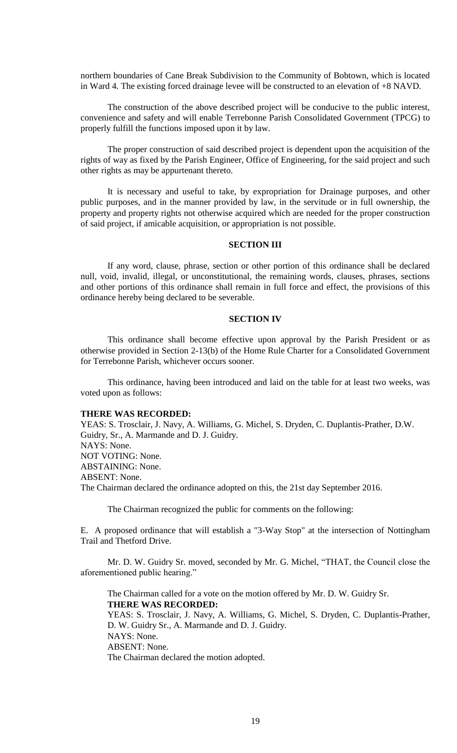northern boundaries of Cane Break Subdivision to the Community of Bobtown, which is located in Ward 4. The existing forced drainage levee will be constructed to an elevation of +8 NAVD.

The construction of the above described project will be conducive to the public interest, convenience and safety and will enable Terrebonne Parish Consolidated Government (TPCG) to properly fulfill the functions imposed upon it by law.

The proper construction of said described project is dependent upon the acquisition of the rights of way as fixed by the Parish Engineer, Office of Engineering, for the said project and such other rights as may be appurtenant thereto.

It is necessary and useful to take, by expropriation for Drainage purposes, and other public purposes, and in the manner provided by law, in the servitude or in full ownership, the property and property rights not otherwise acquired which are needed for the proper construction of said project, if amicable acquisition, or appropriation is not possible.

**SECTION III**

If any word, clause, phrase, section or other portion of this ordinance shall be declared null, void, invalid, illegal, or unconstitutional, the remaining words, clauses, phrases, sections and other portions of this ordinance shall remain in full force and effect, the provisions of this ordinance hereby being declared to be severable.

**SECTION IV**

This ordinance shall become effective upon approval by the Parish President or as otherwise provided in Section 2-13(b) of the Home Rule Charter for a Consolidated Government for Terrebonne Parish, whichever occurs sooner.

This ordinance, having been introduced and laid on the table for at least two weeks, was voted upon as follows:

**THERE WAS RECORDED:**
YEAS: S. Trosclair, J. Navy, A. Williams, G. Michel, S. Dryden, C. Duplantis-Prather, D.W. Guidry, Sr., A. Marmande and D. J. Guidry.
NAYS: None.
NOT VOTING: None.
ABSTAINING: None.
ABSENT: None.
The Chairman declared the ordinance adopted on this, the 21st day September 2016.

The Chairman recognized the public for comments on the following:

E. A proposed ordinance that will establish a "3-Way Stop" at the intersection of Nottingham Trail and Thetford Drive.

Mr. D. W. Guidry Sr. moved, seconded by Mr. G. Michel, "THAT, the Council close the aforementioned public hearing."

The Chairman called for a vote on the motion offered by Mr. D. W. Guidry Sr.
**THERE WAS RECORDED:**
YEAS: S. Trosclair, J. Navy, A. Williams, G. Michel, S. Dryden, C. Duplantis-Prather, D. W. Guidry Sr., A. Marmande and D. J. Guidry.
NAYS: None.
ABSENT: None.
The Chairman declared the motion adopted.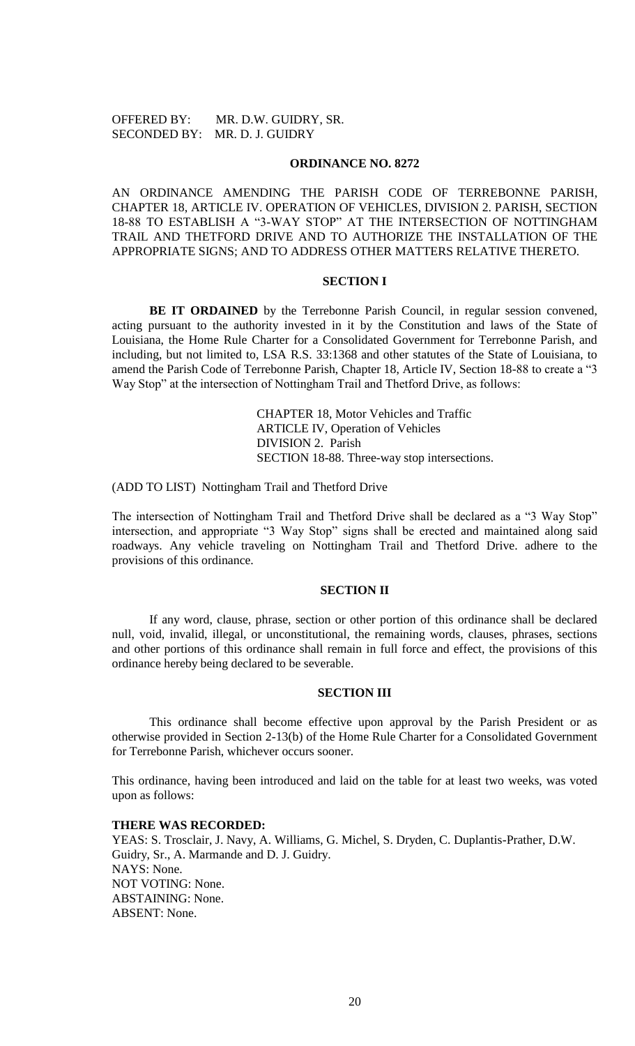OFFERED BY: MR. D.W. GUIDRY, SR.
SECONDED BY: MR. D. J. GUIDRY

**ORDINANCE NO. 8272**

AN ORDINANCE AMENDING THE PARISH CODE OF TERREBONNE PARISH, CHAPTER 18, ARTICLE IV. OPERATION OF VEHICLES, DIVISION 2. PARISH, SECTION 18-88 TO ESTABLISH A "3-WAY STOP" AT THE INTERSECTION OF NOTTINGHAM TRAIL AND THETFORD DRIVE AND TO AUTHORIZE THE INSTALLATION OF THE APPROPRIATE SIGNS; AND TO ADDRESS OTHER MATTERS RELATIVE THERETO.

**SECTION I**

**BE IT ORDAINED** by the Terrebonne Parish Council, in regular session convened, acting pursuant to the authority invested in it by the Constitution and laws of the State of Louisiana, the Home Rule Charter for a Consolidated Government for Terrebonne Parish, and including, but not limited to, LSA R.S. 33:1368 and other statutes of the State of Louisiana, to amend the Parish Code of Terrebonne Parish, Chapter 18, Article IV, Section 18-88 to create a "3 Way Stop" at the intersection of Nottingham Trail and Thetford Drive, as follows:

CHAPTER 18, Motor Vehicles and Traffic
ARTICLE IV, Operation of Vehicles
DIVISION 2. Parish
SECTION 18-88. Three-way stop intersections.

(ADD TO LIST) Nottingham Trail and Thetford Drive

The intersection of Nottingham Trail and Thetford Drive shall be declared as a "3 Way Stop" intersection, and appropriate "3 Way Stop" signs shall be erected and maintained along said roadways. Any vehicle traveling on Nottingham Trail and Thetford Drive. adhere to the provisions of this ordinance.

**SECTION II**

If any word, clause, phrase, section or other portion of this ordinance shall be declared null, void, invalid, illegal, or unconstitutional, the remaining words, clauses, phrases, sections and other portions of this ordinance shall remain in full force and effect, the provisions of this ordinance hereby being declared to be severable.

**SECTION III**

This ordinance shall become effective upon approval by the Parish President or as otherwise provided in Section 2-13(b) of the Home Rule Charter for a Consolidated Government for Terrebonne Parish, whichever occurs sooner.

This ordinance, having been introduced and laid on the table for at least two weeks, was voted upon as follows:

**THERE WAS RECORDED:**
YEAS: S. Trosclair, J. Navy, A. Williams, G. Michel, S. Dryden, C. Duplantis-Prather, D.W. Guidry, Sr., A. Marmande and D. J. Guidry.
NAYS: None.
NOT VOTING: None.
ABSTAINING: None.
ABSENT: None.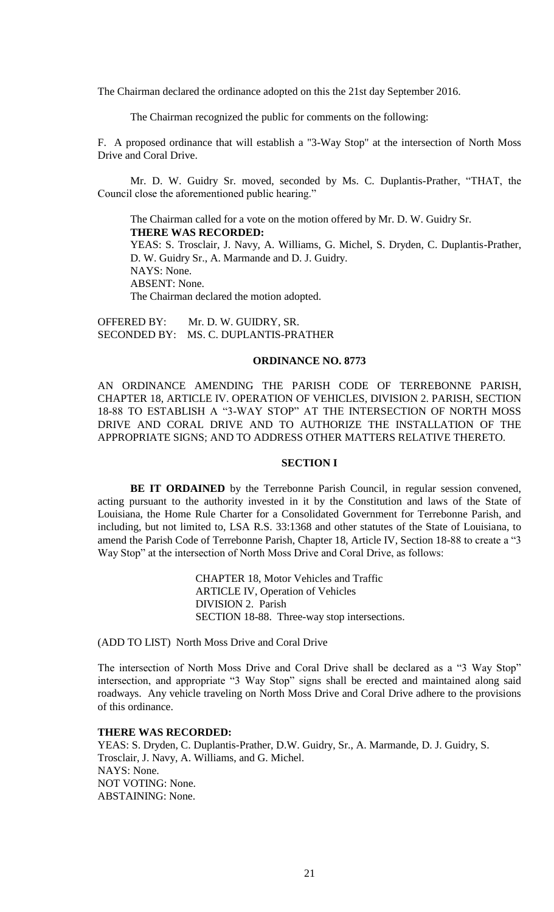The Chairman declared the ordinance adopted on this the 21st day September 2016.

The Chairman recognized the public for comments on the following:

F. A proposed ordinance that will establish a "3-Way Stop" at the intersection of North Moss Drive and Coral Drive.

Mr. D. W. Guidry Sr. moved, seconded by Ms. C. Duplantis-Prather, "THAT, the Council close the aforementioned public hearing."

The Chairman called for a vote on the motion offered by Mr. D. W. Guidry Sr.
**THERE WAS RECORDED:**
YEAS: S. Trosclair, J. Navy, A. Williams, G. Michel, S. Dryden, C. Duplantis-Prather, D. W. Guidry Sr., A. Marmande and D. J. Guidry.
NAYS: None.
ABSENT: None.
The Chairman declared the motion adopted.

OFFERED BY: Mr. D. W. GUIDRY, SR.
SECONDED BY: MS. C. DUPLANTIS-PRATHER

## ORDINANCE NO. 8773

AN ORDINANCE AMENDING THE PARISH CODE OF TERREBONNE PARISH, CHAPTER 18, ARTICLE IV. OPERATION OF VEHICLES, DIVISION 2. PARISH, SECTION 18-88 TO ESTABLISH A "3-WAY STOP" AT THE INTERSECTION OF NORTH MOSS DRIVE AND CORAL DRIVE AND TO AUTHORIZE THE INSTALLATION OF THE APPROPRIATE SIGNS; AND TO ADDRESS OTHER MATTERS RELATIVE THERETO.

### SECTION I

**BE IT ORDAINED** by the Terrebonne Parish Council, in regular session convened, acting pursuant to the authority invested in it by the Constitution and laws of the State of Louisiana, the Home Rule Charter for a Consolidated Government for Terrebonne Parish, and including, but not limited to, LSA R.S. 33:1368 and other statutes of the State of Louisiana, to amend the Parish Code of Terrebonne Parish, Chapter 18, Article IV, Section 18-88 to create a "3 Way Stop" at the intersection of North Moss Drive and Coral Drive, as follows:

CHAPTER 18, Motor Vehicles and Traffic
ARTICLE IV, Operation of Vehicles
DIVISION 2. Parish
SECTION 18-88. Three-way stop intersections.

(ADD TO LIST) North Moss Drive and Coral Drive

The intersection of North Moss Drive and Coral Drive shall be declared as a "3 Way Stop" intersection, and appropriate "3 Way Stop" signs shall be erected and maintained along said roadways. Any vehicle traveling on North Moss Drive and Coral Drive adhere to the provisions of this ordinance.

**THERE WAS RECORDED:**
YEAS: S. Dryden, C. Duplantis-Prather, D.W. Guidry, Sr., A. Marmande, D. J. Guidry, S. Trosclair, J. Navy, A. Williams, and G. Michel.
NAYS: None.
NOT VOTING: None.
ABSTAINING: None.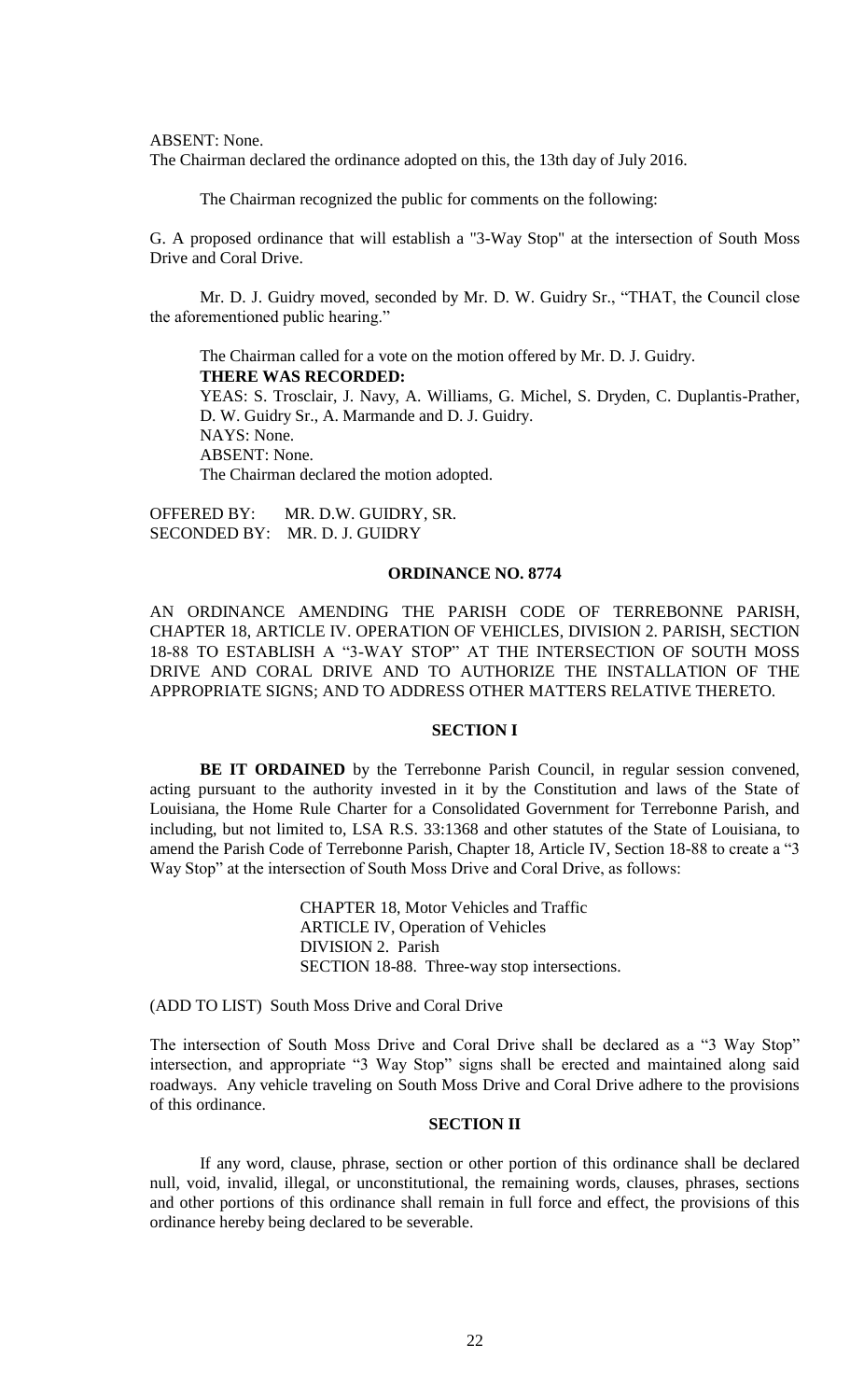ABSENT: None.
The Chairman declared the ordinance adopted on this, the 13th day of July 2016.

The Chairman recognized the public for comments on the following:

G. A proposed ordinance that will establish a "3-Way Stop" at the intersection of South Moss Drive and Coral Drive.

Mr. D. J. Guidry moved, seconded by Mr. D. W. Guidry Sr., "THAT, the Council close the aforementioned public hearing."

The Chairman called for a vote on the motion offered by Mr. D. J. Guidry.
**THERE WAS RECORDED:**
YEAS: S. Trosclair, J. Navy, A. Williams, G. Michel, S. Dryden, C. Duplantis-Prather, D. W. Guidry Sr., A. Marmande and D. J. Guidry.
NAYS: None.
ABSENT: None.
The Chairman declared the motion adopted.

OFFERED BY: MR. D.W. GUIDRY, SR.
SECONDED BY: MR. D. J. GUIDRY

## ORDINANCE NO. 8774

AN ORDINANCE AMENDING THE PARISH CODE OF TERREBONNE PARISH, CHAPTER 18, ARTICLE IV. OPERATION OF VEHICLES, DIVISION 2. PARISH, SECTION 18-88 TO ESTABLISH A "3-WAY STOP" AT THE INTERSECTION OF SOUTH MOSS DRIVE AND CORAL DRIVE AND TO AUTHORIZE THE INSTALLATION OF THE APPROPRIATE SIGNS; AND TO ADDRESS OTHER MATTERS RELATIVE THERETO.

### SECTION I

**BE IT ORDAINED** by the Terrebonne Parish Council, in regular session convened, acting pursuant to the authority invested in it by the Constitution and laws of the State of Louisiana, the Home Rule Charter for a Consolidated Government for Terrebonne Parish, and including, but not limited to, LSA R.S. 33:1368 and other statutes of the State of Louisiana, to amend the Parish Code of Terrebonne Parish, Chapter 18, Article IV, Section 18-88 to create a "3 Way Stop" at the intersection of South Moss Drive and Coral Drive, as follows:

CHAPTER 18, Motor Vehicles and Traffic
ARTICLE IV, Operation of Vehicles
DIVISION 2. Parish
SECTION 18-88. Three-way stop intersections.

(ADD TO LIST) South Moss Drive and Coral Drive

The intersection of South Moss Drive and Coral Drive shall be declared as a "3 Way Stop" intersection, and appropriate "3 Way Stop" signs shall be erected and maintained along said roadways. Any vehicle traveling on South Moss Drive and Coral Drive adhere to the provisions of this ordinance.

### SECTION II

If any word, clause, phrase, section or other portion of this ordinance shall be declared null, void, invalid, illegal, or unconstitutional, the remaining words, clauses, phrases, sections and other portions of this ordinance shall remain in full force and effect, the provisions of this ordinance hereby being declared to be severable.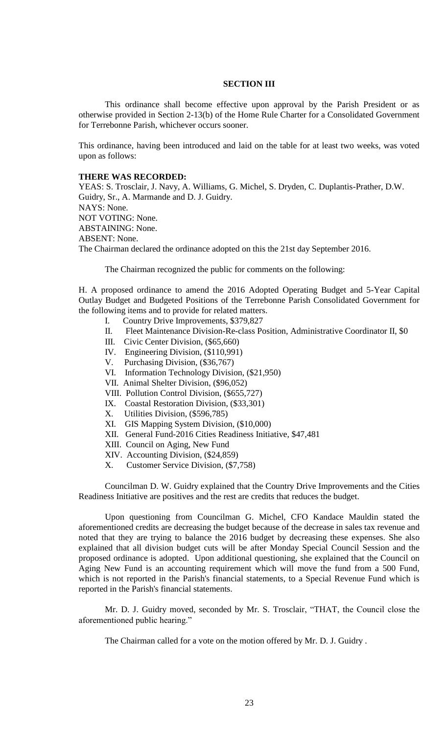**SECTION III**

This ordinance shall become effective upon approval by the Parish President or as otherwise provided in Section 2-13(b) of the Home Rule Charter for a Consolidated Government for Terrebonne Parish, whichever occurs sooner.

This ordinance, having been introduced and laid on the table for at least two weeks, was voted upon as follows:

**THERE WAS RECORDED:**

YEAS: S. Trosclair, J. Navy, A. Williams, G. Michel, S. Dryden, C. Duplantis-Prather, D.W. Guidry, Sr., A. Marmande and D. J. Guidry.
NAYS: None.
NOT VOTING: None.
ABSTAINING: None.
ABSENT: None.
The Chairman declared the ordinance adopted on this the 21st day September 2016.

The Chairman recognized the public for comments on the following:

H. A proposed ordinance to amend the 2016 Adopted Operating Budget and 5-Year Capital Outlay Budget and Budgeted Positions of the Terrebonne Parish Consolidated Government for the following items and to provide for related matters.

I. Country Drive Improvements, $379,827
II. Fleet Maintenance Division-Re-class Position, Administrative Coordinator II, $0
III. Civic Center Division, ($65,660)
IV. Engineering Division, ($110,991)
V. Purchasing Division, ($36,767)
VI. Information Technology Division, ($21,950)
VII. Animal Shelter Division, ($96,052)
VIII. Pollution Control Division, ($655,727)
IX. Coastal Restoration Division, ($33,301)
X. Utilities Division, ($596,785)
XI. GIS Mapping System Division, ($10,000)
XII. General Fund-2016 Cities Readiness Initiative, $47,481
XIII. Council on Aging, New Fund
XIV. Accounting Division, ($24,859)
X. Customer Service Division, ($7,758)

Councilman D. W. Guidry explained that the Country Drive Improvements and the Cities Readiness Initiative are positives and the rest are credits that reduces the budget.

Upon questioning from Councilman G. Michel, CFO Kandace Mauldin stated the aforementioned credits are decreasing the budget because of the decrease in sales tax revenue and noted that they are trying to balance the 2016 budget by decreasing these expenses. She also explained that all division budget cuts will be after Monday Special Council Session and the proposed ordinance is adopted. Upon additional questioning, she explained that the Council on Aging New Fund is an accounting requirement which will move the fund from a 500 Fund, which is not reported in the Parish's financial statements, to a Special Revenue Fund which is reported in the Parish's financial statements.

Mr. D. J. Guidry moved, seconded by Mr. S. Trosclair, "THAT, the Council close the aforementioned public hearing."

The Chairman called for a vote on the motion offered by Mr. D. J. Guidry .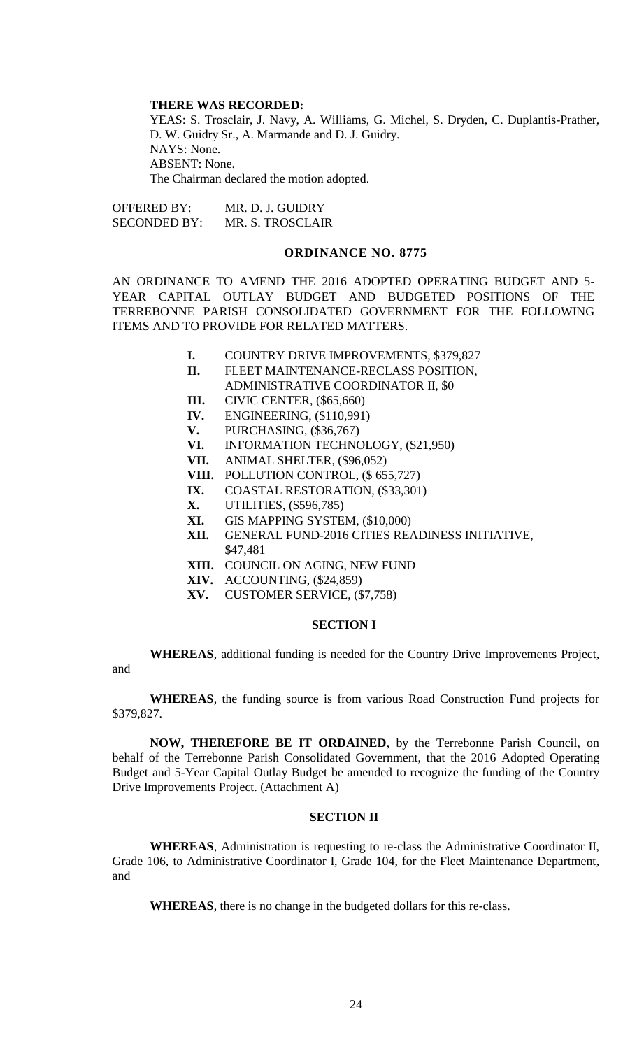**THERE WAS RECORDED:**

YEAS: S. Trosclair, J. Navy, A. Williams, G. Michel, S. Dryden, C. Duplantis-Prather, D. W. Guidry Sr., A. Marmande and D. J. Guidry.

NAYS: None.

ABSENT: None.

The Chairman declared the motion adopted.

OFFERED BY: MR. D. J. GUIDRY

SECONDED BY: MR. S. TROSCLAIR

## ORDINANCE NO. 8775

AN ORDINANCE TO AMEND THE 2016 ADOPTED OPERATING BUDGET AND 5-YEAR CAPITAL OUTLAY BUDGET AND BUDGETED POSITIONS OF THE TERREBONNE PARISH CONSOLIDATED GOVERNMENT FOR THE FOLLOWING ITEMS AND TO PROVIDE FOR RELATED MATTERS.

- **I.** COUNTRY DRIVE IMPROVEMENTS, $379,827
- **II.** FLEET MAINTENANCE-RECLASS POSITION, ADMINISTRATIVE COORDINATOR II, $0
- **III.** CIVIC CENTER, ($65,660)
- **IV.** ENGINEERING, ($110,991)
- **V.** PURCHASING, ($36,767)
- **VI.** INFORMATION TECHNOLOGY, ($21,950)
- **VII.** ANIMAL SHELTER, ($96,052)
- **VIII.** POLLUTION CONTROL, ($ 655,727)
- **IX.** COASTAL RESTORATION, ($33,301)
- **X.** UTILITIES, ($596,785)
- **XI.** GIS MAPPING SYSTEM, ($10,000)
- **XII.** GENERAL FUND-2016 CITIES READINESS INITIATIVE, $47,481
- **XIII.** COUNCIL ON AGING, NEW FUND
- **XIV.** ACCOUNTING, ($24,859)
- **XV.** CUSTOMER SERVICE, ($7,758)

### SECTION I

**WHEREAS**, additional funding is needed for the Country Drive Improvements Project, and

**WHEREAS**, the funding source is from various Road Construction Fund projects for $379,827.

**NOW, THEREFORE BE IT ORDAINED**, by the Terrebonne Parish Council, on behalf of the Terrebonne Parish Consolidated Government, that the 2016 Adopted Operating Budget and 5-Year Capital Outlay Budget be amended to recognize the funding of the Country Drive Improvements Project. (Attachment A)

### SECTION II

**WHEREAS**, Administration is requesting to re-class the Administrative Coordinator II, Grade 106, to Administrative Coordinator I, Grade 104, for the Fleet Maintenance Department, and

**WHEREAS**, there is no change in the budgeted dollars for this re-class.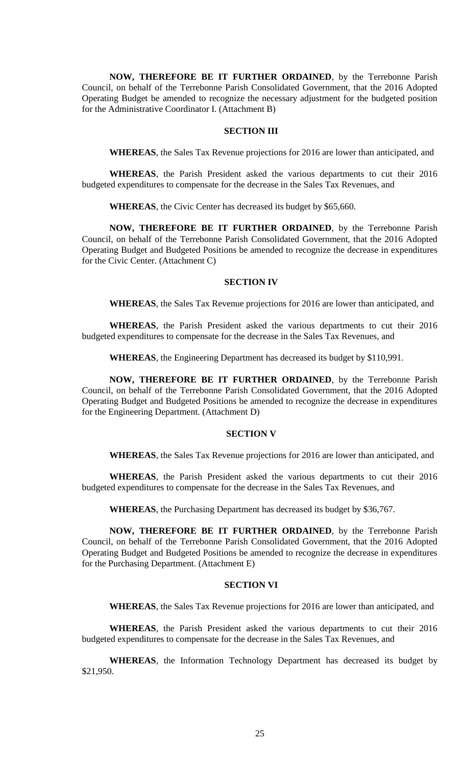**NOW, THEREFORE BE IT FURTHER ORDAINED**, by the Terrebonne Parish Council, on behalf of the Terrebonne Parish Consolidated Government, that the 2016 Adopted Operating Budget be amended to recognize the necessary adjustment for the budgeted position for the Administrative Coordinator I. (Attachment B)

### SECTION III

**WHEREAS**, the Sales Tax Revenue projections for 2016 are lower than anticipated, and

**WHEREAS**, the Parish President asked the various departments to cut their 2016 budgeted expenditures to compensate for the decrease in the Sales Tax Revenues, and

**WHEREAS**, the Civic Center has decreased its budget by $65,660.

**NOW, THEREFORE BE IT FURTHER ORDAINED**, by the Terrebonne Parish Council, on behalf of the Terrebonne Parish Consolidated Government, that the 2016 Adopted Operating Budget and Budgeted Positions be amended to recognize the decrease in expenditures for the Civic Center. (Attachment C)

### SECTION IV

**WHEREAS**, the Sales Tax Revenue projections for 2016 are lower than anticipated, and

**WHEREAS**, the Parish President asked the various departments to cut their 2016 budgeted expenditures to compensate for the decrease in the Sales Tax Revenues, and

**WHEREAS**, the Engineering Department has decreased its budget by $110,991.

**NOW, THEREFORE BE IT FURTHER ORDAINED**, by the Terrebonne Parish Council, on behalf of the Terrebonne Parish Consolidated Government, that the 2016 Adopted Operating Budget and Budgeted Positions be amended to recognize the decrease in expenditures for the Engineering Department. (Attachment D)

### SECTION V

**WHEREAS**, the Sales Tax Revenue projections for 2016 are lower than anticipated, and

**WHEREAS**, the Parish President asked the various departments to cut their 2016 budgeted expenditures to compensate for the decrease in the Sales Tax Revenues, and

**WHEREAS**, the Purchasing Department has decreased its budget by $36,767.

**NOW, THEREFORE BE IT FURTHER ORDAINED**, by the Terrebonne Parish Council, on behalf of the Terrebonne Parish Consolidated Government, that the 2016 Adopted Operating Budget and Budgeted Positions be amended to recognize the decrease in expenditures for the Purchasing Department. (Attachment E)

### SECTION VI

**WHEREAS**, the Sales Tax Revenue projections for 2016 are lower than anticipated, and

**WHEREAS**, the Parish President asked the various departments to cut their 2016 budgeted expenditures to compensate for the decrease in the Sales Tax Revenues, and

**WHEREAS**, the Information Technology Department has decreased its budget by $21,950.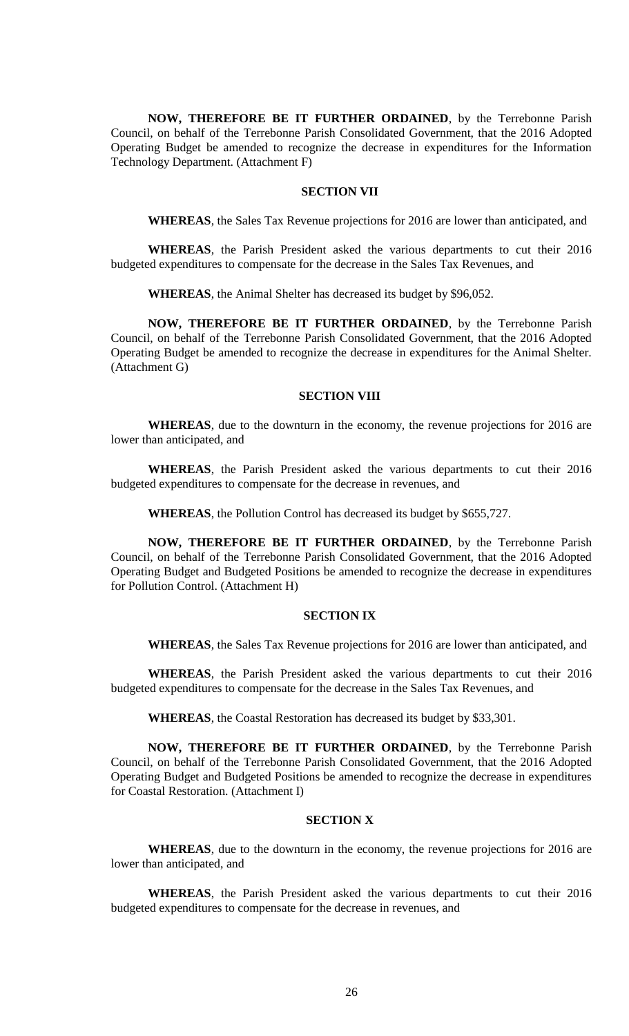**NOW, THEREFORE BE IT FURTHER ORDAINED**, by the Terrebonne Parish Council, on behalf of the Terrebonne Parish Consolidated Government, that the 2016 Adopted Operating Budget be amended to recognize the decrease in expenditures for the Information Technology Department. (Attachment F)

**SECTION VII**

**WHEREAS**, the Sales Tax Revenue projections for 2016 are lower than anticipated, and

**WHEREAS**, the Parish President asked the various departments to cut their 2016 budgeted expenditures to compensate for the decrease in the Sales Tax Revenues, and

**WHEREAS**, the Animal Shelter has decreased its budget by $96,052.

**NOW, THEREFORE BE IT FURTHER ORDAINED**, by the Terrebonne Parish Council, on behalf of the Terrebonne Parish Consolidated Government, that the 2016 Adopted Operating Budget be amended to recognize the decrease in expenditures for the Animal Shelter. (Attachment G)

**SECTION VIII**

**WHEREAS**, due to the downturn in the economy, the revenue projections for 2016 are lower than anticipated, and

**WHEREAS**, the Parish President asked the various departments to cut their 2016 budgeted expenditures to compensate for the decrease in revenues, and

**WHEREAS**, the Pollution Control has decreased its budget by $655,727.

**NOW, THEREFORE BE IT FURTHER ORDAINED**, by the Terrebonne Parish Council, on behalf of the Terrebonne Parish Consolidated Government, that the 2016 Adopted Operating Budget and Budgeted Positions be amended to recognize the decrease in expenditures for Pollution Control. (Attachment H)

**SECTION IX**

**WHEREAS**, the Sales Tax Revenue projections for 2016 are lower than anticipated, and

**WHEREAS**, the Parish President asked the various departments to cut their 2016 budgeted expenditures to compensate for the decrease in the Sales Tax Revenues, and

**WHEREAS**, the Coastal Restoration has decreased its budget by $33,301.

**NOW, THEREFORE BE IT FURTHER ORDAINED**, by the Terrebonne Parish Council, on behalf of the Terrebonne Parish Consolidated Government, that the 2016 Adopted Operating Budget and Budgeted Positions be amended to recognize the decrease in expenditures for Coastal Restoration. (Attachment I)

**SECTION X**

**WHEREAS**, due to the downturn in the economy, the revenue projections for 2016 are lower than anticipated, and

**WHEREAS**, the Parish President asked the various departments to cut their 2016 budgeted expenditures to compensate for the decrease in revenues, and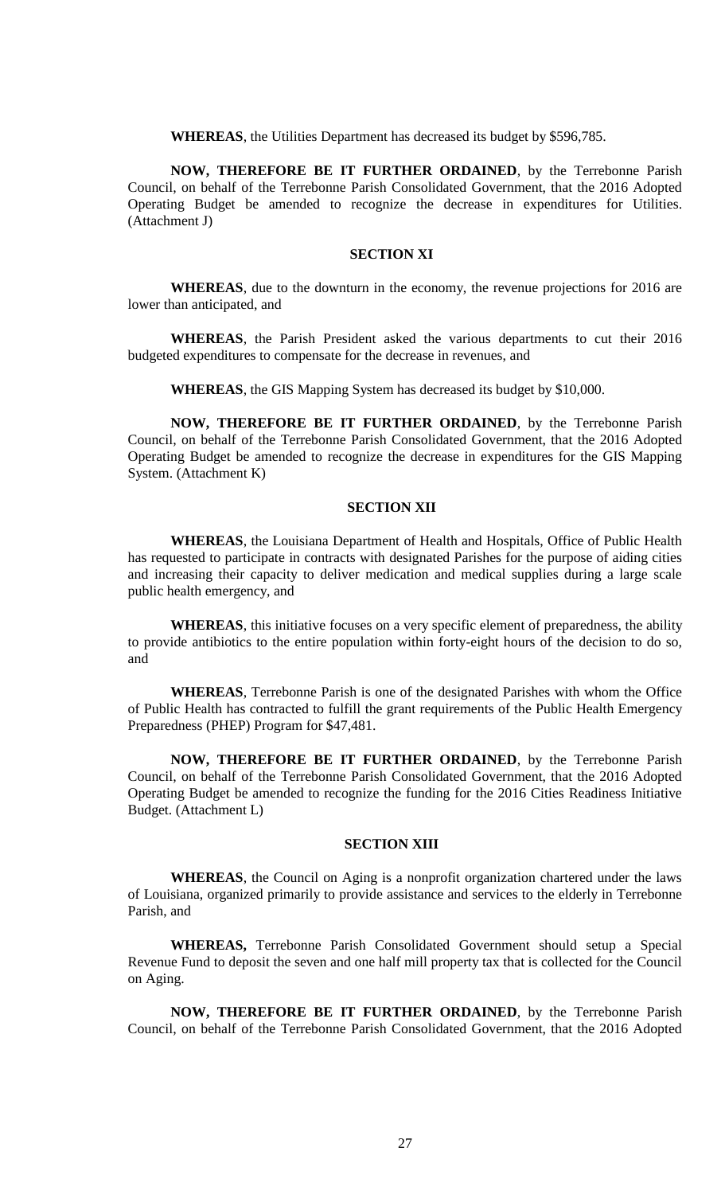**WHEREAS**, the Utilities Department has decreased its budget by $596,785.

**NOW, THEREFORE BE IT FURTHER ORDAINED**, by the Terrebonne Parish Council, on behalf of the Terrebonne Parish Consolidated Government, that the 2016 Adopted Operating Budget be amended to recognize the decrease in expenditures for Utilities. (Attachment J)

### SECTION XI

**WHEREAS**, due to the downturn in the economy, the revenue projections for 2016 are lower than anticipated, and

**WHEREAS**, the Parish President asked the various departments to cut their 2016 budgeted expenditures to compensate for the decrease in revenues, and

**WHEREAS**, the GIS Mapping System has decreased its budget by $10,000.

**NOW, THEREFORE BE IT FURTHER ORDAINED**, by the Terrebonne Parish Council, on behalf of the Terrebonne Parish Consolidated Government, that the 2016 Adopted Operating Budget be amended to recognize the decrease in expenditures for the GIS Mapping System. (Attachment K)

### SECTION XII

**WHEREAS**, the Louisiana Department of Health and Hospitals, Office of Public Health has requested to participate in contracts with designated Parishes for the purpose of aiding cities and increasing their capacity to deliver medication and medical supplies during a large scale public health emergency, and

**WHEREAS**, this initiative focuses on a very specific element of preparedness, the ability to provide antibiotics to the entire population within forty-eight hours of the decision to do so, and

**WHEREAS**, Terrebonne Parish is one of the designated Parishes with whom the Office of Public Health has contracted to fulfill the grant requirements of the Public Health Emergency Preparedness (PHEP) Program for $47,481.

**NOW, THEREFORE BE IT FURTHER ORDAINED**, by the Terrebonne Parish Council, on behalf of the Terrebonne Parish Consolidated Government, that the 2016 Adopted Operating Budget be amended to recognize the funding for the 2016 Cities Readiness Initiative Budget. (Attachment L)

### SECTION XIII

**WHEREAS**, the Council on Aging is a nonprofit organization chartered under the laws of Louisiana, organized primarily to provide assistance and services to the elderly in Terrebonne Parish, and

**WHEREAS,** Terrebonne Parish Consolidated Government should setup a Special Revenue Fund to deposit the seven and one half mill property tax that is collected for the Council on Aging.

**NOW, THEREFORE BE IT FURTHER ORDAINED**, by the Terrebonne Parish Council, on behalf of the Terrebonne Parish Consolidated Government, that the 2016 Adopted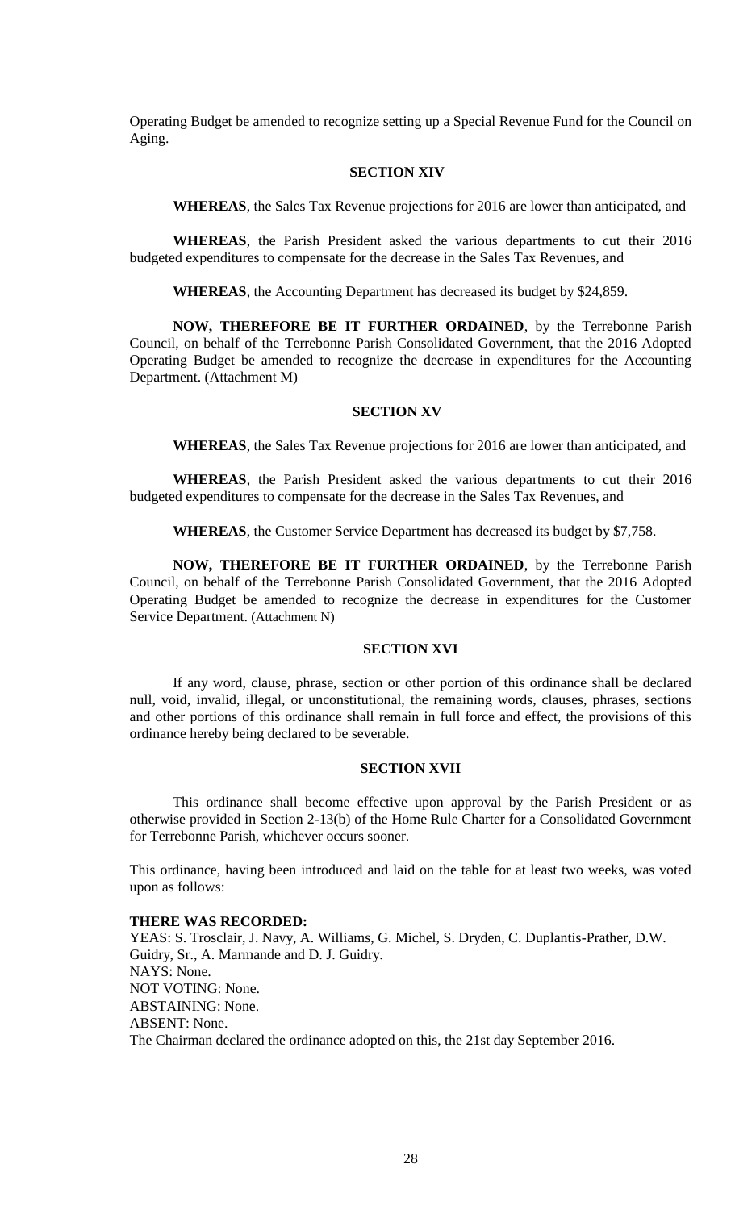Operating Budget be amended to recognize setting up a Special Revenue Fund for the Council on Aging.

**SECTION XIV**

**WHEREAS**, the Sales Tax Revenue projections for 2016 are lower than anticipated, and

**WHEREAS**, the Parish President asked the various departments to cut their 2016 budgeted expenditures to compensate for the decrease in the Sales Tax Revenues, and

**WHEREAS**, the Accounting Department has decreased its budget by $24,859.

**NOW, THEREFORE BE IT FURTHER ORDAINED**, by the Terrebonne Parish Council, on behalf of the Terrebonne Parish Consolidated Government, that the 2016 Adopted Operating Budget be amended to recognize the decrease in expenditures for the Accounting Department. (Attachment M)

**SECTION XV**

**WHEREAS**, the Sales Tax Revenue projections for 2016 are lower than anticipated, and

**WHEREAS**, the Parish President asked the various departments to cut their 2016 budgeted expenditures to compensate for the decrease in the Sales Tax Revenues, and

**WHEREAS**, the Customer Service Department has decreased its budget by $7,758.

**NOW, THEREFORE BE IT FURTHER ORDAINED**, by the Terrebonne Parish Council, on behalf of the Terrebonne Parish Consolidated Government, that the 2016 Adopted Operating Budget be amended to recognize the decrease in expenditures for the Customer Service Department. (Attachment N)

**SECTION XVI**

If any word, clause, phrase, section or other portion of this ordinance shall be declared null, void, invalid, illegal, or unconstitutional, the remaining words, clauses, phrases, sections and other portions of this ordinance shall remain in full force and effect, the provisions of this ordinance hereby being declared to be severable.

**SECTION XVII**

This ordinance shall become effective upon approval by the Parish President or as otherwise provided in Section 2-13(b) of the Home Rule Charter for a Consolidated Government for Terrebonne Parish, whichever occurs sooner.

This ordinance, having been introduced and laid on the table for at least two weeks, was voted upon as follows:

**THERE WAS RECORDED:**
YEAS: S. Trosclair, J. Navy, A. Williams, G. Michel, S. Dryden, C. Duplantis-Prather, D.W. Guidry, Sr., A. Marmande and D. J. Guidry.
NAYS: None.
NOT VOTING: None.
ABSTAINING: None.
ABSENT: None.
The Chairman declared the ordinance adopted on this, the 21st day September 2016.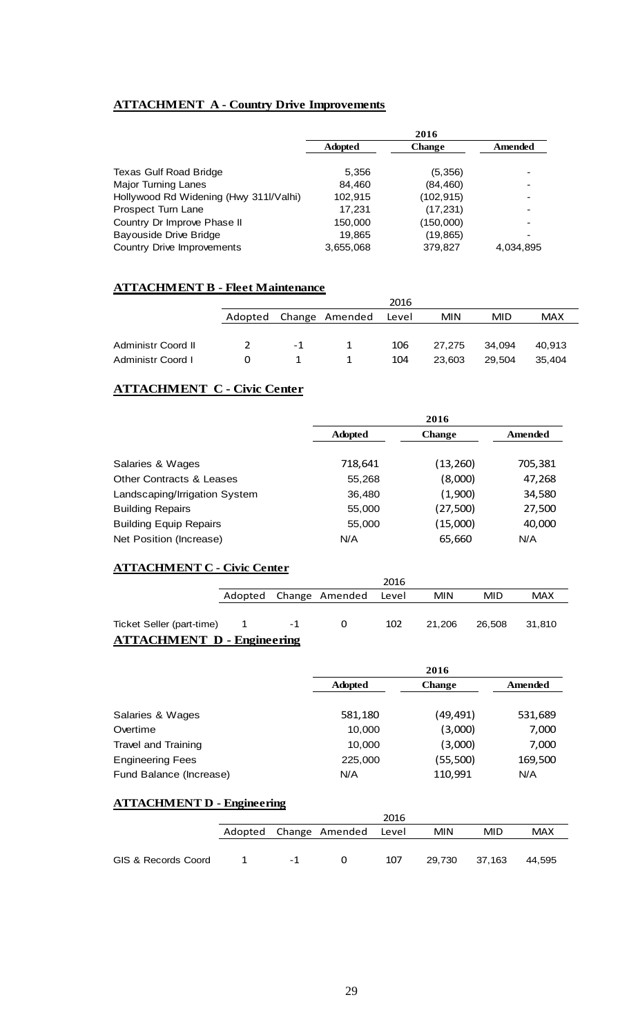## ATTACHMENT A - Country Drive Improvements

| | 2016 | | |
|---|---|---|---|
| | **Adopted** | **Change** | **Amended** |
| Texas Gulf Road Bridge | 5,356 | (5,356) | - |
| Major Turning Lanes | 84,460 | (84,460) | - |
| Hollywood Rd Widening (Hwy 311l/Valhi) | 102,915 | (102,915) | - |
| Prospect Turn Lane | 17,231 | (17,231) | - |
| Country Dr Improve Phase II | 150,000 | (150,000) | - |
| Bayouside Drive Bridge | 19,865 | (19,865) | - |
| Country Drive Improvements | 3,655,068 | 379,827 | 4,034,895 |

## ATTACHMENT B - Fleet Maintenance

| | 2016 | | | | | | |
|---|---|---|---|---|---|---|---|
| | Adopted | Change | Amended | Level | MIN | MID | MAX |
| Administr Coord II | 2 | -1 | 1 | 106 | 27,275 | 34,094 | 40,913 |
| Administr Coord I | 0 | 1 | 1 | 104 | 23,603 | 29,504 | 35,404 |

## ATTACHMENT C - Civic Center

| | 2016 | | |
|---|---|---|---|
| | **Adopted** | **Change** | **Amended** |
| Salaries & Wages | 718,641 | (13,260) | 705,381 |
| Other Contracts & Leases | 55,268 | (8,000) | 47,268 |
| Landscaping/Irrigation System | 36,480 | (1,900) | 34,580 |
| Building Repairs | 55,000 | (27,500) | 27,500 |
| Building Equip Repairs | 55,000 | (15,000) | 40,000 |
| Net Position (Increase) | N/A | 65,660 | N/A |

## ATTACHMENT C - Civic Center

| | 2016 | | | | | | |
|---|---|---|---|---|---|---|---|
| | Adopted | Change | Amended | Level | MIN | MID | MAX |
| Ticket Seller (part-time) | 1 | -1 | 0 | 102 | 21,206 | 26,508 | 31,810 |

## ATTACHMENT D - Engineering

| | 2016 | | |
|---|---|---|---|
| | **Adopted** | **Change** | **Amended** |
| Salaries & Wages | 581,180 | (49,491) | 531,689 |
| Overtime | 10,000 | (3,000) | 7,000 |
| Travel and Training | 10,000 | (3,000) | 7,000 |
| Engineering Fees | 225,000 | (55,500) | 169,500 |
| Fund Balance (Increase) | N/A | 110,991 | N/A |

## ATTACHMENT D - Engineering

| | 2016 | | | | | | |
|---|---|---|---|---|---|---|---|
| | Adopted | Change | Amended | Level | MIN | MID | MAX |
| GIS & Records Coord | 1 | -1 | 0 | 107 | 29,730 | 37,163 | 44,595 |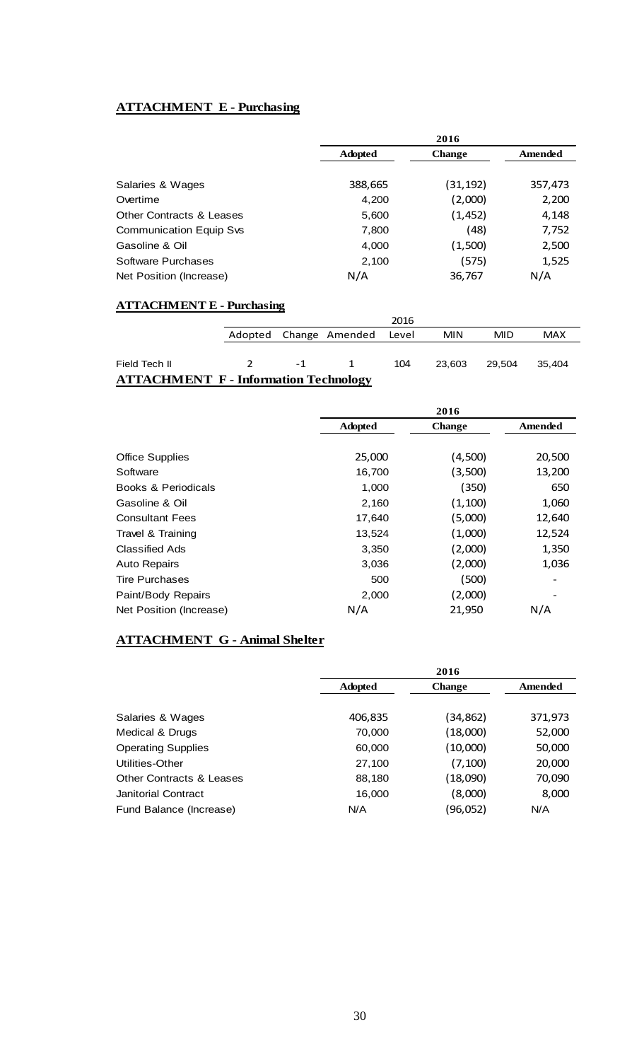**ATTACHMENT E - Purchasing**

| | 2016 | | |
|---|---|---|---|
| | **Adopted** | **Change** | **Amended** |
| Salaries & Wages | 388,665 | (31,192) | 357,473 |
| Overtime | 4,200 | (2,000) | 2,200 |
| Other Contracts & Leases | 5,600 | (1,452) | 4,148 |
| Communication Equip Svs | 7,800 | (48) | 7,752 |
| Gasoline & Oil | 4,000 | (1,500) | 2,500 |
| Software Purchases | 2,100 | (575) | 1,525 |
| Net Position (Increase) | N/A | 36,767 | N/A |

**ATTACHMENT E - Purchasing**

| | 2016 | | | | | | |
|---|---|---|---|---|---|---|---|
| | Adopted | Change | Amended | Level | MIN | MID | MAX |
| Field Tech II | 2 | -1 | 1 | 104 | 23,603 | 29,504 | 35,404 |

**ATTACHMENT F - Information Technology**

| | 2016 | | |
|---|---|---|---|
| | **Adopted** | **Change** | **Amended** |
| Office Supplies | 25,000 | (4,500) | 20,500 |
| Software | 16,700 | (3,500) | 13,200 |
| Books & Periodicals | 1,000 | (350) | 650 |
| Gasoline & Oil | 2,160 | (1,100) | 1,060 |
| Consultant Fees | 17,640 | (5,000) | 12,640 |
| Travel & Training | 13,524 | (1,000) | 12,524 |
| Classified Ads | 3,350 | (2,000) | 1,350 |
| Auto Repairs | 3,036 | (2,000) | 1,036 |
| Tire Purchases | 500 | (500) | - |
| Paint/Body Repairs | 2,000 | (2,000) | - |
| Net Position (Increase) | N/A | 21,950 | N/A |

**ATTACHMENT G - Animal Shelter**

| | 2016 | | |
|---|---|---|---|
| | **Adopted** | **Change** | **Amended** |
| Salaries & Wages | 406,835 | (34,862) | 371,973 |
| Medical & Drugs | 70,000 | (18,000) | 52,000 |
| Operating Supplies | 60,000 | (10,000) | 50,000 |
| Utilities-Other | 27,100 | (7,100) | 20,000 |
| Other Contracts & Leases | 88,180 | (18,090) | 70,090 |
| Janitorial Contract | 16,000 | (8,000) | 8,000 |
| Fund Balance (Increase) | N/A | (96,052) | N/A |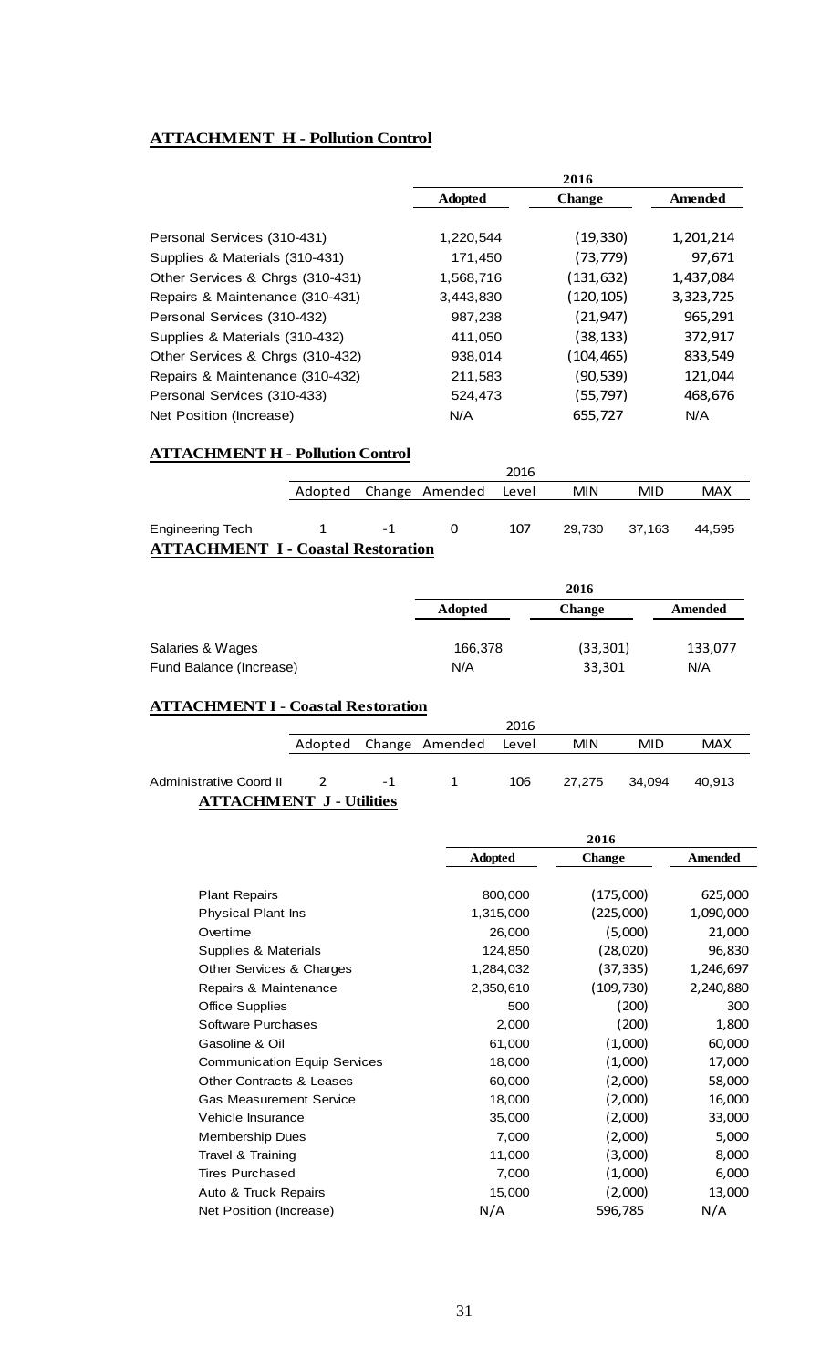## ATTACHMENT H - Pollution Control

| | 2016 | | |
|---|---|---|---|
| | Adopted | Change | Amended |
| Personal Services (310-431) | 1,220,544 | (19,330) | 1,201,214 |
| Supplies & Materials (310-431) | 171,450 | (73,779) | 97,671 |
| Other Services & Chrgs (310-431) | 1,568,716 | (131,632) | 1,437,084 |
| Repairs & Maintenance (310-431) | 3,443,830 | (120,105) | 3,323,725 |
| Personal Services (310-432) | 987,238 | (21,947) | 965,291 |
| Supplies & Materials (310-432) | 411,050 | (38,133) | 372,917 |
| Other Services & Chrgs (310-432) | 938,014 | (104,465) | 833,549 |
| Repairs & Maintenance (310-432) | 211,583 | (90,539) | 121,044 |
| Personal Services (310-433) | 524,473 | (55,797) | 468,676 |
| Net Position (Increase) | N/A | 655,727 | N/A |

## ATTACHMENT H - Pollution Control

| | Adopted | Change | Amended | 2016 Level | MIN | MID | MAX |
|---|---|---|---|---|---|---|---|
| Engineering Tech | 1 | -1 | 0 | 107 | 29,730 | 37,163 | 44,595 |

## ATTACHMENT I - Coastal Restoration

| | 2016 | | |
|---|---|---|---|
| | Adopted | Change | Amended |
| Salaries & Wages | 166,378 | (33,301) | 133,077 |
| Fund Balance (Increase) | N/A | 33,301 | N/A |

## ATTACHMENT I - Coastal Restoration

| | Adopted | Change | Amended | 2016 Level | MIN | MID | MAX |
|---|---|---|---|---|---|---|---|
| Administrative Coord II | 2 | -1 | 1 | 106 | 27,275 | 34,094 | 40,913 |

## ATTACHMENT J - Utilities

| | 2016 | | |
|---|---|---|---|
| | Adopted | Change | Amended |
| Plant Repairs | 800,000 | (175,000) | 625,000 |
| Physical Plant Ins | 1,315,000 | (225,000) | 1,090,000 |
| Overtime | 26,000 | (5,000) | 21,000 |
| Supplies & Materials | 124,850 | (28,020) | 96,830 |
| Other Services & Charges | 1,284,032 | (37,335) | 1,246,697 |
| Repairs & Maintenance | 2,350,610 | (109,730) | 2,240,880 |
| Office Supplies | 500 | (200) | 300 |
| Software Purchases | 2,000 | (200) | 1,800 |
| Gasoline & Oil | 61,000 | (1,000) | 60,000 |
| Communication Equip Services | 18,000 | (1,000) | 17,000 |
| Other Contracts & Leases | 60,000 | (2,000) | 58,000 |
| Gas Measurement Service | 18,000 | (2,000) | 16,000 |
| Vehicle Insurance | 35,000 | (2,000) | 33,000 |
| Membership Dues | 7,000 | (2,000) | 5,000 |
| Travel & Training | 11,000 | (3,000) | 8,000 |
| Tires Purchased | 7,000 | (1,000) | 6,000 |
| Auto & Truck Repairs | 15,000 | (2,000) | 13,000 |
| Net Position (Increase) | N/A | 596,785 | N/A |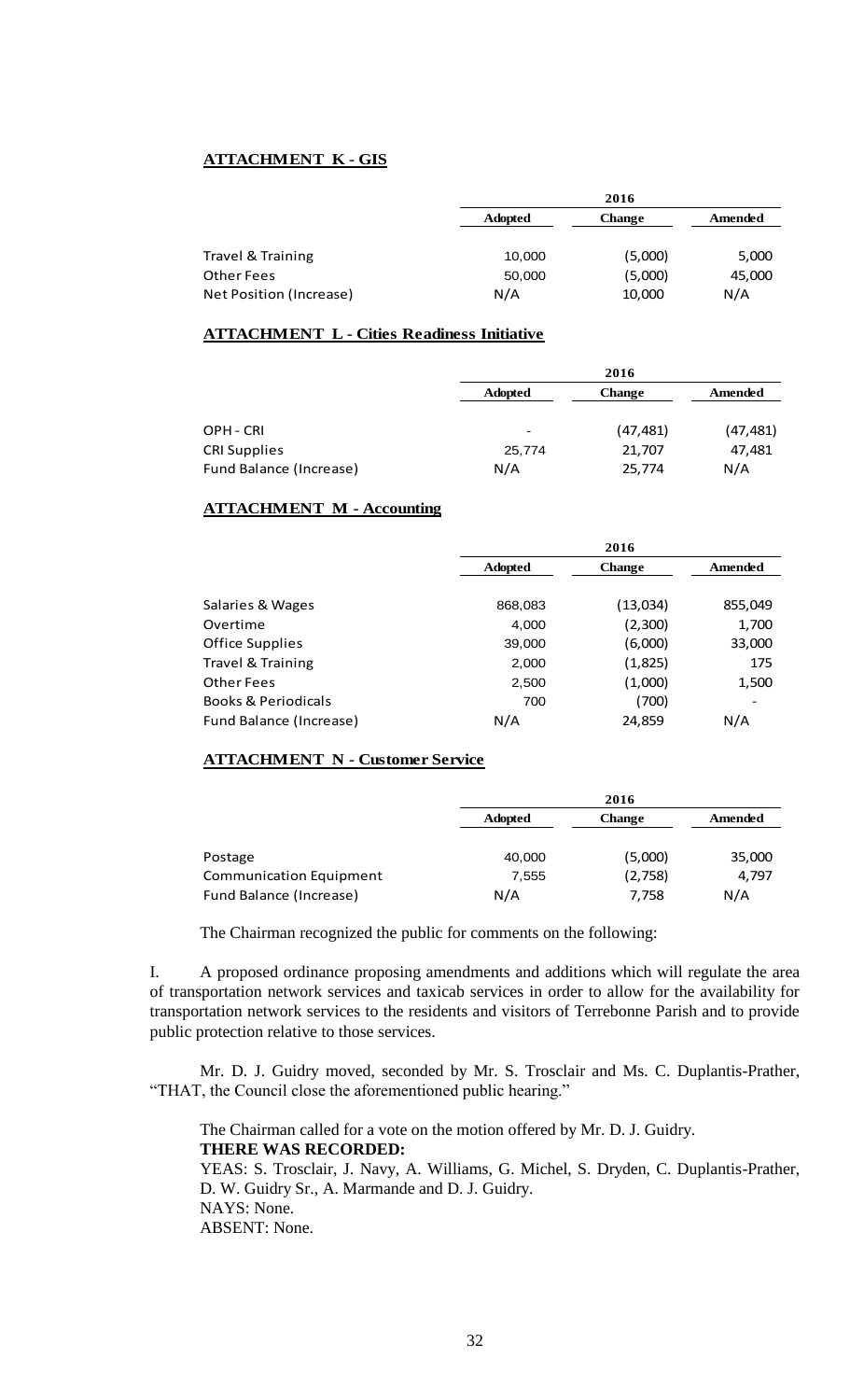**ATTACHMENT K - GIS**

| | 2016 | | |
|---|---|---|---|
| | **Adopted** | **Change** | **Amended** |
| Travel & Training | 10,000 | (5,000) | 5,000 |
| Other Fees | 50,000 | (5,000) | 45,000 |
| Net Position (Increase) | N/A | 10,000 | N/A |

**ATTACHMENT L - Cities Readiness Initiative**

| | 2016 | | |
|---|---|---|---|
| | **Adopted** | **Change** | **Amended** |
| OPH - CRI | - | (47,481) | (47,481) |
| CRI Supplies | 25,774 | 21,707 | 47,481 |
| Fund Balance (Increase) | N/A | 25,774 | N/A |

**ATTACHMENT M - Accounting**

| | 2016 | | |
|---|---|---|---|
| | **Adopted** | **Change** | **Amended** |
| Salaries & Wages | 868,083 | (13,034) | 855,049 |
| Overtime | 4,000 | (2,300) | 1,700 |
| Office Supplies | 39,000 | (6,000) | 33,000 |
| Travel & Training | 2,000 | (1,825) | 175 |
| Other Fees | 2,500 | (1,000) | 1,500 |
| Books & Periodicals | 700 | (700) | - |
| Fund Balance (Increase) | N/A | 24,859 | N/A |

**ATTACHMENT N - Customer Service**

| | 2016 | | |
|---|---|---|---|
| | **Adopted** | **Change** | **Amended** |
| Postage | 40,000 | (5,000) | 35,000 |
| Communication Equipment | 7,555 | (2,758) | 4,797 |
| Fund Balance (Increase) | N/A | 7,758 | N/A |

The Chairman recognized the public for comments on the following:

I. A proposed ordinance proposing amendments and additions which will regulate the area of transportation network services and taxicab services in order to allow for the availability for transportation network services to the residents and visitors of Terrebonne Parish and to provide public protection relative to those services.

Mr. D. J. Guidry moved, seconded by Mr. S. Trosclair and Ms. C. Duplantis-Prather, "THAT, the Council close the aforementioned public hearing."

The Chairman called for a vote on the motion offered by Mr. D. J. Guidry.
**THERE WAS RECORDED:**
YEAS: S. Trosclair, J. Navy, A. Williams, G. Michel, S. Dryden, C. Duplantis-Prather, D. W. Guidry Sr., A. Marmande and D. J. Guidry.
NAYS: None.
ABSENT: None.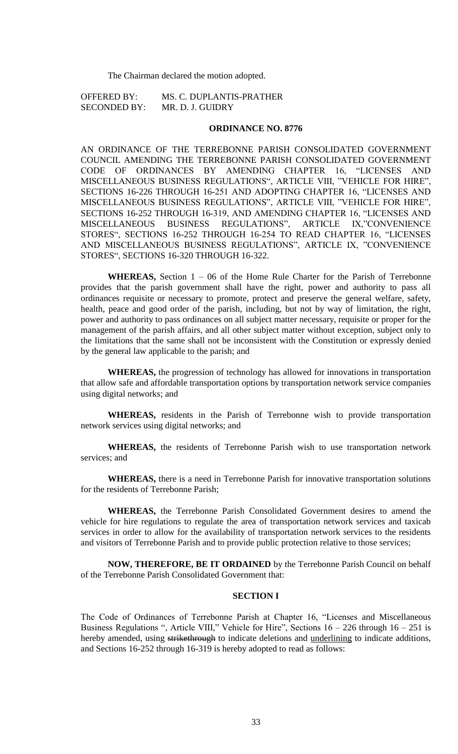The Chairman declared the motion adopted.

OFFERED BY: MS. C. DUPLANTIS-PRATHER
SECONDED BY: MR. D. J. GUIDRY

**ORDINANCE NO. 8776**

AN ORDINANCE OF THE TERREBONNE PARISH CONSOLIDATED GOVERNMENT COUNCIL AMENDING THE TERREBONNE PARISH CONSOLIDATED GOVERNMENT CODE OF ORDINANCES BY AMENDING CHAPTER 16, "LICENSES AND MISCELLANEOUS BUSINESS REGULATIONS", ARTICLE VIII, "VEHICLE FOR HIRE", SECTIONS 16-226 THROUGH 16-251 AND ADOPTING CHAPTER 16, "LICENSES AND MISCELLANEOUS BUSINESS REGULATIONS", ARTICLE VIII, "VEHICLE FOR HIRE", SECTIONS 16-252 THROUGH 16-319, AND AMENDING CHAPTER 16, "LICENSES AND MISCELLANEOUS BUSINESS REGULATIONS", ARTICLE IX,"CONVENIENCE STORES", SECTIONS 16-252 THROUGH 16-254 TO READ CHAPTER 16, "LICENSES AND MISCELLANEOUS BUSINESS REGULATIONS", ARTICLE IX, "CONVENIENCE STORES", SECTIONS 16-320 THROUGH 16-322.

**WHEREAS,** Section 1 – 06 of the Home Rule Charter for the Parish of Terrebonne provides that the parish government shall have the right, power and authority to pass all ordinances requisite or necessary to promote, protect and preserve the general welfare, safety, health, peace and good order of the parish, including, but not by way of limitation, the right, power and authority to pass ordinances on all subject matter necessary, requisite or proper for the management of the parish affairs, and all other subject matter without exception, subject only to the limitations that the same shall not be inconsistent with the Constitution or expressly denied by the general law applicable to the parish; and

**WHEREAS,** the progression of technology has allowed for innovations in transportation that allow safe and affordable transportation options by transportation network service companies using digital networks; and

**WHEREAS,** residents in the Parish of Terrebonne wish to provide transportation network services using digital networks; and

**WHEREAS,** the residents of Terrebonne Parish wish to use transportation network services; and

**WHEREAS,** there is a need in Terrebonne Parish for innovative transportation solutions for the residents of Terrebonne Parish;

**WHEREAS,** the Terrebonne Parish Consolidated Government desires to amend the vehicle for hire regulations to regulate the area of transportation network services and taxicab services in order to allow for the availability of transportation network services to the residents and visitors of Terrebonne Parish and to provide public protection relative to those services;

**NOW, THEREFORE, BE IT ORDAINED** by the Terrebonne Parish Council on behalf of the Terrebonne Parish Consolidated Government that:

**SECTION I**

The Code of Ordinances of Terrebonne Parish at Chapter 16, "Licenses and Miscellaneous Business Regulations ", Article VIII," Vehicle for Hire", Sections 16 – 226 through 16 – 251 is hereby amended, using ~~strikethrough~~ to indicate deletions and <u>underlining</u> to indicate additions, and Sections 16-252 through 16-319 is hereby adopted to read as follows: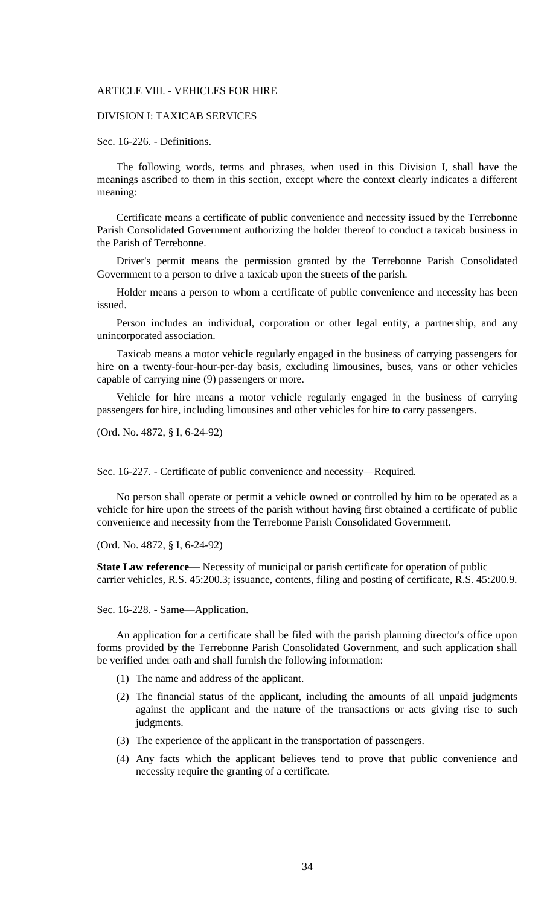# ARTICLE VIII. - VEHICLES FOR HIRE

## DIVISION I: TAXICAB SERVICES

### Sec. 16-226. - Definitions.

The following words, terms and phrases, when used in this Division I, shall have the meanings ascribed to them in this section, except where the context clearly indicates a different meaning:

Certificate means a certificate of public convenience and necessity issued by the Terrebonne Parish Consolidated Government authorizing the holder thereof to conduct a taxicab business in the Parish of Terrebonne.

Driver's permit means the permission granted by the Terrebonne Parish Consolidated Government to a person to drive a taxicab upon the streets of the parish.

Holder means a person to whom a certificate of public convenience and necessity has been issued.

Person includes an individual, corporation or other legal entity, a partnership, and any unincorporated association.

Taxicab means a motor vehicle regularly engaged in the business of carrying passengers for hire on a twenty-four-hour-per-day basis, excluding limousines, buses, vans or other vehicles capable of carrying nine (9) passengers or more.

Vehicle for hire means a motor vehicle regularly engaged in the business of carrying passengers for hire, including limousines and other vehicles for hire to carry passengers.

(Ord. No. 4872, § I, 6-24-92)

### Sec. 16-227. - Certificate of public convenience and necessity—Required.

No person shall operate or permit a vehicle owned or controlled by him to be operated as a vehicle for hire upon the streets of the parish without having first obtained a certificate of public convenience and necessity from the Terrebonne Parish Consolidated Government.

(Ord. No. 4872, § I, 6-24-92)

**State Law reference—** Necessity of municipal or parish certificate for operation of public carrier vehicles, R.S. 45:200.3; issuance, contents, filing and posting of certificate, R.S. 45:200.9.

### Sec. 16-228. - Same—Application.

An application for a certificate shall be filed with the parish planning director's office upon forms provided by the Terrebonne Parish Consolidated Government, and such application shall be verified under oath and shall furnish the following information:

(1) The name and address of the applicant.

(2) The financial status of the applicant, including the amounts of all unpaid judgments against the applicant and the nature of the transactions or acts giving rise to such judgments.

(3) The experience of the applicant in the transportation of passengers.

(4) Any facts which the applicant believes tend to prove that public convenience and necessity require the granting of a certificate.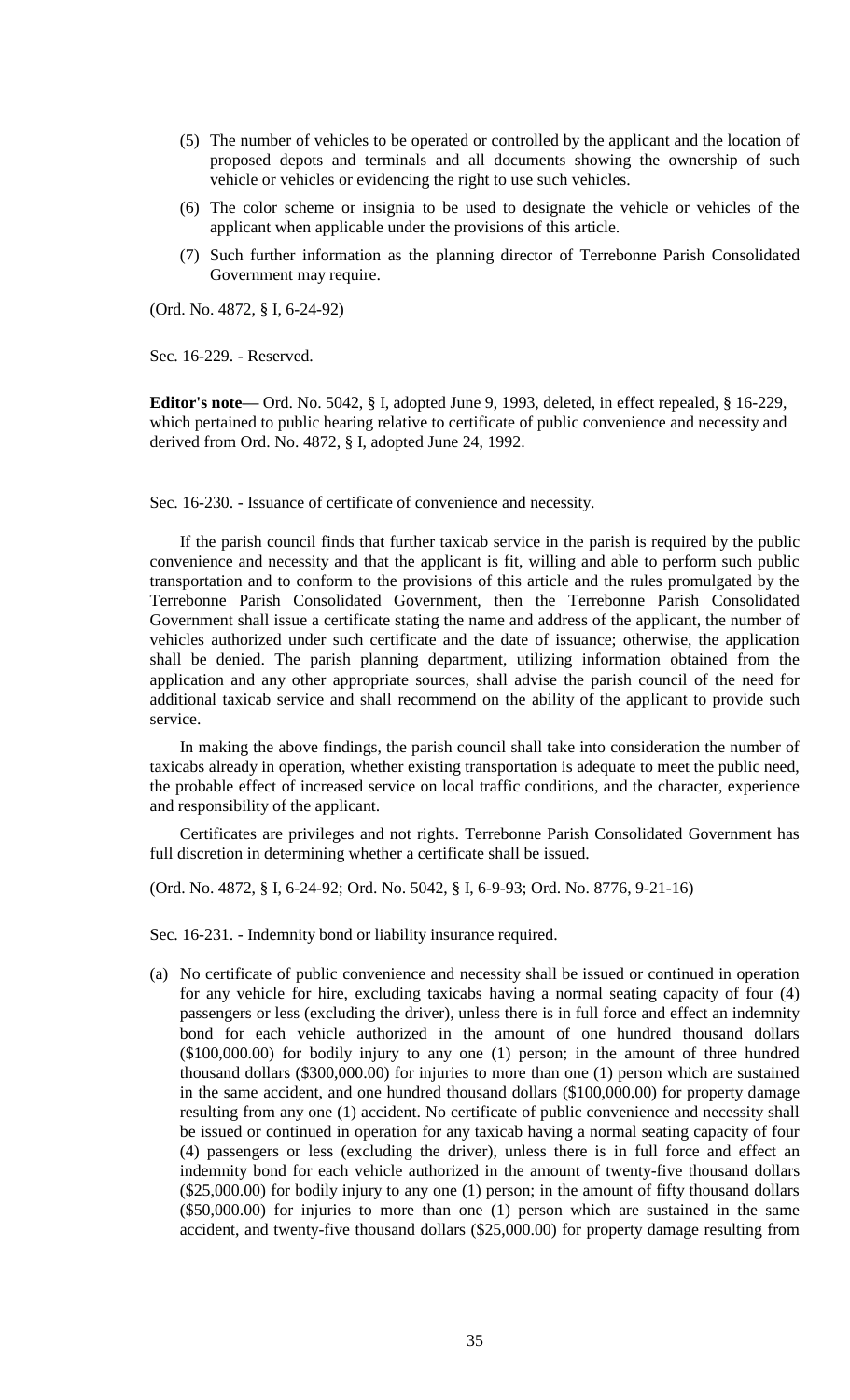(5) The number of vehicles to be operated or controlled by the applicant and the location of proposed depots and terminals and all documents showing the ownership of such vehicle or vehicles or evidencing the right to use such vehicles.

(6) The color scheme or insignia to be used to designate the vehicle or vehicles of the applicant when applicable under the provisions of this article.

(7) Such further information as the planning director of Terrebonne Parish Consolidated Government may require.

(Ord. No. 4872, § I, 6-24-92)

Sec. 16-229. - Reserved.

**Editor's note—** Ord. No. 5042, § I, adopted June 9, 1993, deleted, in effect repealed, § 16-229, which pertained to public hearing relative to certificate of public convenience and necessity and derived from Ord. No. 4872, § I, adopted June 24, 1992.

Sec. 16-230. - Issuance of certificate of convenience and necessity.

If the parish council finds that further taxicab service in the parish is required by the public convenience and necessity and that the applicant is fit, willing and able to perform such public transportation and to conform to the provisions of this article and the rules promulgated by the Terrebonne Parish Consolidated Government, then the Terrebonne Parish Consolidated Government shall issue a certificate stating the name and address of the applicant, the number of vehicles authorized under such certificate and the date of issuance; otherwise, the application shall be denied. The parish planning department, utilizing information obtained from the application and any other appropriate sources, shall advise the parish council of the need for additional taxicab service and shall recommend on the ability of the applicant to provide such service.

In making the above findings, the parish council shall take into consideration the number of taxicabs already in operation, whether existing transportation is adequate to meet the public need, the probable effect of increased service on local traffic conditions, and the character, experience and responsibility of the applicant.

Certificates are privileges and not rights. Terrebonne Parish Consolidated Government has full discretion in determining whether a certificate shall be issued.

(Ord. No. 4872, § I, 6-24-92; Ord. No. 5042, § I, 6-9-93; Ord. No. 8776, 9-21-16)

Sec. 16-231. - Indemnity bond or liability insurance required.

(a) No certificate of public convenience and necessity shall be issued or continued in operation for any vehicle for hire, excluding taxicabs having a normal seating capacity of four (4) passengers or less (excluding the driver), unless there is in full force and effect an indemnity bond for each vehicle authorized in the amount of one hundred thousand dollars ($100,000.00) for bodily injury to any one (1) person; in the amount of three hundred thousand dollars ($300,000.00) for injuries to more than one (1) person which are sustained in the same accident, and one hundred thousand dollars ($100,000.00) for property damage resulting from any one (1) accident. No certificate of public convenience and necessity shall be issued or continued in operation for any taxicab having a normal seating capacity of four (4) passengers or less (excluding the driver), unless there is in full force and effect an indemnity bond for each vehicle authorized in the amount of twenty-five thousand dollars ($25,000.00) for bodily injury to any one (1) person; in the amount of fifty thousand dollars ($50,000.00) for injuries to more than one (1) person which are sustained in the same accident, and twenty-five thousand dollars ($25,000.00) for property damage resulting from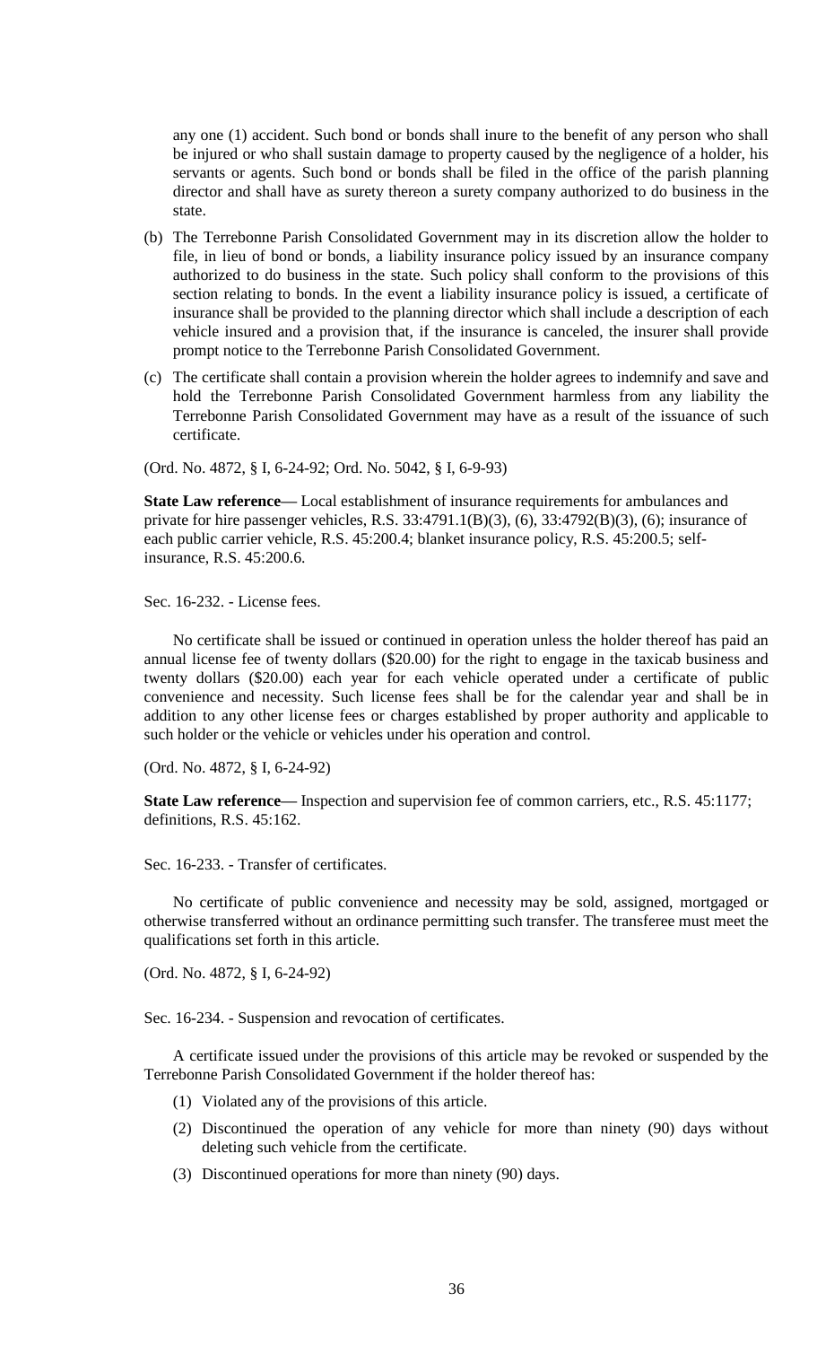any one (1) accident. Such bond or bonds shall inure to the benefit of any person who shall be injured or who shall sustain damage to property caused by the negligence of a holder, his servants or agents. Such bond or bonds shall be filed in the office of the parish planning director and shall have as surety thereon a surety company authorized to do business in the state.

(b) The Terrebonne Parish Consolidated Government may in its discretion allow the holder to file, in lieu of bond or bonds, a liability insurance policy issued by an insurance company authorized to do business in the state. Such policy shall conform to the provisions of this section relating to bonds. In the event a liability insurance policy is issued, a certificate of insurance shall be provided to the planning director which shall include a description of each vehicle insured and a provision that, if the insurance is canceled, the insurer shall provide prompt notice to the Terrebonne Parish Consolidated Government.

(c) The certificate shall contain a provision wherein the holder agrees to indemnify and save and hold the Terrebonne Parish Consolidated Government harmless from any liability the Terrebonne Parish Consolidated Government may have as a result of the issuance of such certificate.

(Ord. No. 4872, § I, 6-24-92; Ord. No. 5042, § I, 6-9-93)

**State Law reference—** Local establishment of insurance requirements for ambulances and private for hire passenger vehicles, R.S. 33:4791.1(B)(3), (6), 33:4792(B)(3), (6); insurance of each public carrier vehicle, R.S. 45:200.4; blanket insurance policy, R.S. 45:200.5; self-insurance, R.S. 45:200.6.

Sec. 16-232. - License fees.

No certificate shall be issued or continued in operation unless the holder thereof has paid an annual license fee of twenty dollars ($20.00) for the right to engage in the taxicab business and twenty dollars ($20.00) each year for each vehicle operated under a certificate of public convenience and necessity. Such license fees shall be for the calendar year and shall be in addition to any other license fees or charges established by proper authority and applicable to such holder or the vehicle or vehicles under his operation and control.

(Ord. No. 4872, § I, 6-24-92)

**State Law reference—** Inspection and supervision fee of common carriers, etc., R.S. 45:1177; definitions, R.S. 45:162.

Sec. 16-233. - Transfer of certificates.

No certificate of public convenience and necessity may be sold, assigned, mortgaged or otherwise transferred without an ordinance permitting such transfer. The transferee must meet the qualifications set forth in this article.

(Ord. No. 4872, § I, 6-24-92)

Sec. 16-234. - Suspension and revocation of certificates.

A certificate issued under the provisions of this article may be revoked or suspended by the Terrebonne Parish Consolidated Government if the holder thereof has:

(1) Violated any of the provisions of this article.

(2) Discontinued the operation of any vehicle for more than ninety (90) days without deleting such vehicle from the certificate.

(3) Discontinued operations for more than ninety (90) days.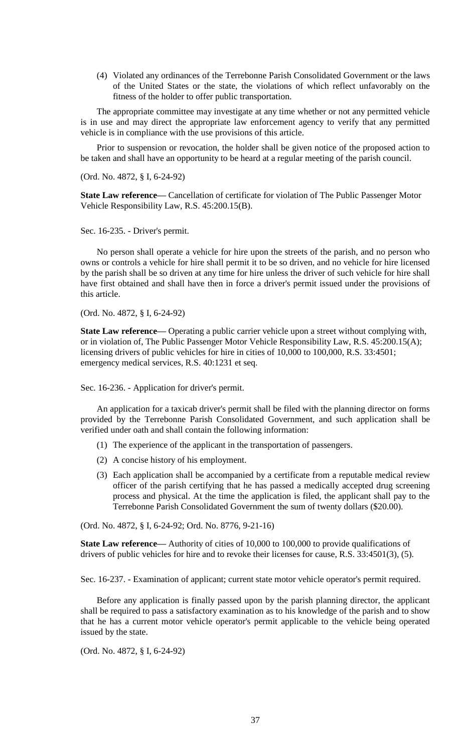(4) Violated any ordinances of the Terrebonne Parish Consolidated Government or the laws of the United States or the state, the violations of which reflect unfavorably on the fitness of the holder to offer public transportation.

The appropriate committee may investigate at any time whether or not any permitted vehicle is in use and may direct the appropriate law enforcement agency to verify that any permitted vehicle is in compliance with the use provisions of this article.

Prior to suspension or revocation, the holder shall be given notice of the proposed action to be taken and shall have an opportunity to be heard at a regular meeting of the parish council.

(Ord. No. 4872, § I, 6-24-92)

**State Law reference—** Cancellation of certificate for violation of The Public Passenger Motor Vehicle Responsibility Law, R.S. 45:200.15(B).

Sec. 16-235. - Driver's permit.

No person shall operate a vehicle for hire upon the streets of the parish, and no person who owns or controls a vehicle for hire shall permit it to be so driven, and no vehicle for hire licensed by the parish shall be so driven at any time for hire unless the driver of such vehicle for hire shall have first obtained and shall have then in force a driver's permit issued under the provisions of this article.

(Ord. No. 4872, § I, 6-24-92)

**State Law reference—** Operating a public carrier vehicle upon a street without complying with, or in violation of, The Public Passenger Motor Vehicle Responsibility Law, R.S. 45:200.15(A); licensing drivers of public vehicles for hire in cities of 10,000 to 100,000, R.S. 33:4501; emergency medical services, R.S. 40:1231 et seq.

Sec. 16-236. - Application for driver's permit.

An application for a taxicab driver's permit shall be filed with the planning director on forms provided by the Terrebonne Parish Consolidated Government, and such application shall be verified under oath and shall contain the following information:

(1) The experience of the applicant in the transportation of passengers.

(2) A concise history of his employment.

(3) Each application shall be accompanied by a certificate from a reputable medical review officer of the parish certifying that he has passed a medically accepted drug screening process and physical. At the time the application is filed, the applicant shall pay to the Terrebonne Parish Consolidated Government the sum of twenty dollars ($20.00).

(Ord. No. 4872, § I, 6-24-92; Ord. No. 8776, 9-21-16)

**State Law reference—** Authority of cities of 10,000 to 100,000 to provide qualifications of drivers of public vehicles for hire and to revoke their licenses for cause, R.S. 33:4501(3), (5).

Sec. 16-237. - Examination of applicant; current state motor vehicle operator's permit required.

Before any application is finally passed upon by the parish planning director, the applicant shall be required to pass a satisfactory examination as to his knowledge of the parish and to show that he has a current motor vehicle operator's permit applicable to the vehicle being operated issued by the state.

(Ord. No. 4872, § I, 6-24-92)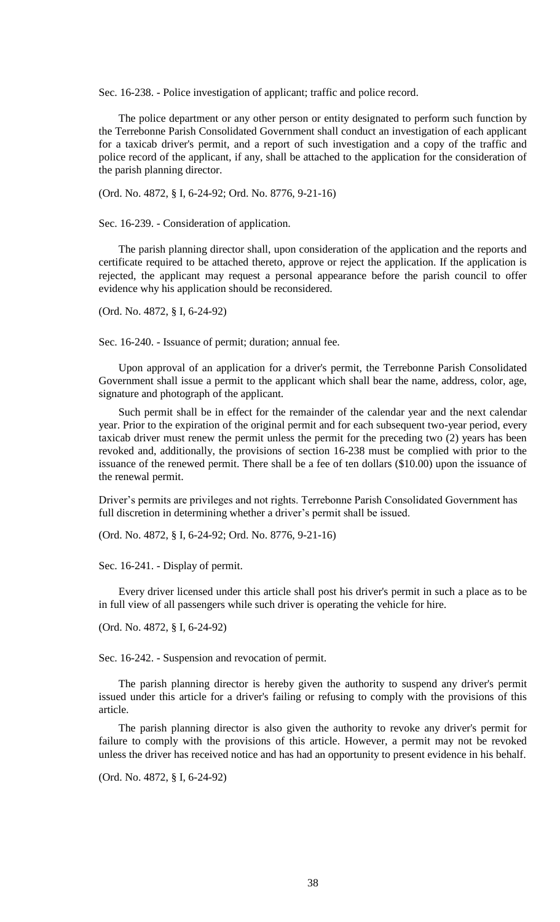Sec. 16-238. - Police investigation of applicant; traffic and police record.

The police department or any other person or entity designated to perform such function by the Terrebonne Parish Consolidated Government shall conduct an investigation of each applicant for a taxicab driver's permit, and a report of such investigation and a copy of the traffic and police record of the applicant, if any, shall be attached to the application for the consideration of the parish planning director.

(Ord. No. 4872, § I, 6-24-92; Ord. No. 8776, 9-21-16)

Sec. 16-239. - Consideration of application.

The parish planning director shall, upon consideration of the application and the reports and certificate required to be attached thereto, approve or reject the application. If the application is rejected, the applicant may request a personal appearance before the parish council to offer evidence why his application should be reconsidered.

(Ord. No. 4872, § I, 6-24-92)

Sec. 16-240. - Issuance of permit; duration; annual fee.

Upon approval of an application for a driver's permit, the Terrebonne Parish Consolidated Government shall issue a permit to the applicant which shall bear the name, address, color, age, signature and photograph of the applicant.

Such permit shall be in effect for the remainder of the calendar year and the next calendar year. Prior to the expiration of the original permit and for each subsequent two-year period, every taxicab driver must renew the permit unless the permit for the preceding two (2) years has been revoked and, additionally, the provisions of section 16-238 must be complied with prior to the issuance of the renewed permit. There shall be a fee of ten dollars ($10.00) upon the issuance of the renewal permit.

Driver's permits are privileges and not rights. Terrebonne Parish Consolidated Government has full discretion in determining whether a driver's permit shall be issued.

(Ord. No. 4872, § I, 6-24-92; Ord. No. 8776, 9-21-16)

Sec. 16-241. - Display of permit.

Every driver licensed under this article shall post his driver's permit in such a place as to be in full view of all passengers while such driver is operating the vehicle for hire.

(Ord. No. 4872, § I, 6-24-92)

Sec. 16-242. - Suspension and revocation of permit.

The parish planning director is hereby given the authority to suspend any driver's permit issued under this article for a driver's failing or refusing to comply with the provisions of this article.

The parish planning director is also given the authority to revoke any driver's permit for failure to comply with the provisions of this article. However, a permit may not be revoked unless the driver has received notice and has had an opportunity to present evidence in his behalf.

(Ord. No. 4872, § I, 6-24-92)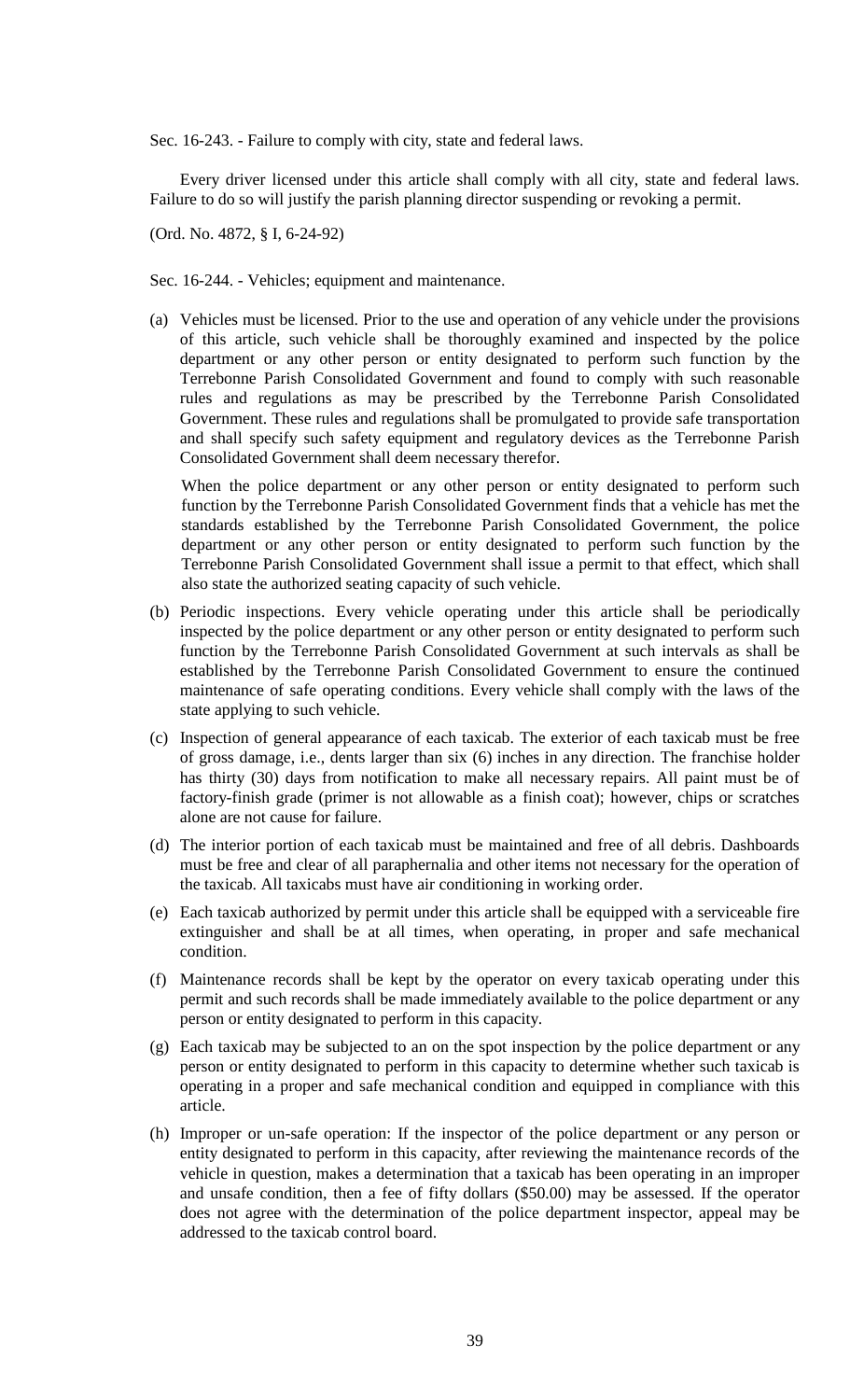Sec. 16-243. - Failure to comply with city, state and federal laws.

Every driver licensed under this article shall comply with all city, state and federal laws. Failure to do so will justify the parish planning director suspending or revoking a permit.

(Ord. No. 4872, § I, 6-24-92)

Sec. 16-244. - Vehicles; equipment and maintenance.

(a) Vehicles must be licensed. Prior to the use and operation of any vehicle under the provisions of this article, such vehicle shall be thoroughly examined and inspected by the police department or any other person or entity designated to perform such function by the Terrebonne Parish Consolidated Government and found to comply with such reasonable rules and regulations as may be prescribed by the Terrebonne Parish Consolidated Government. These rules and regulations shall be promulgated to provide safe transportation and shall specify such safety equipment and regulatory devices as the Terrebonne Parish Consolidated Government shall deem necessary therefor.

   When the police department or any other person or entity designated to perform such function by the Terrebonne Parish Consolidated Government finds that a vehicle has met the standards established by the Terrebonne Parish Consolidated Government, the police department or any other person or entity designated to perform such function by the Terrebonne Parish Consolidated Government shall issue a permit to that effect, which shall also state the authorized seating capacity of such vehicle.

(b) Periodic inspections. Every vehicle operating under this article shall be periodically inspected by the police department or any other person or entity designated to perform such function by the Terrebonne Parish Consolidated Government at such intervals as shall be established by the Terrebonne Parish Consolidated Government to ensure the continued maintenance of safe operating conditions. Every vehicle shall comply with the laws of the state applying to such vehicle.

(c) Inspection of general appearance of each taxicab. The exterior of each taxicab must be free of gross damage, i.e., dents larger than six (6) inches in any direction. The franchise holder has thirty (30) days from notification to make all necessary repairs. All paint must be of factory-finish grade (primer is not allowable as a finish coat); however, chips or scratches alone are not cause for failure.

(d) The interior portion of each taxicab must be maintained and free of all debris. Dashboards must be free and clear of all paraphernalia and other items not necessary for the operation of the taxicab. All taxicabs must have air conditioning in working order.

(e) Each taxicab authorized by permit under this article shall be equipped with a serviceable fire extinguisher and shall be at all times, when operating, in proper and safe mechanical condition.

(f) Maintenance records shall be kept by the operator on every taxicab operating under this permit and such records shall be made immediately available to the police department or any person or entity designated to perform in this capacity.

(g) Each taxicab may be subjected to an on the spot inspection by the police department or any person or entity designated to perform in this capacity to determine whether such taxicab is operating in a proper and safe mechanical condition and equipped in compliance with this article.

(h) Improper or un-safe operation: If the inspector of the police department or any person or entity designated to perform in this capacity, after reviewing the maintenance records of the vehicle in question, makes a determination that a taxicab has been operating in an improper and unsafe condition, then a fee of fifty dollars ($50.00) may be assessed. If the operator does not agree with the determination of the police department inspector, appeal may be addressed to the taxicab control board.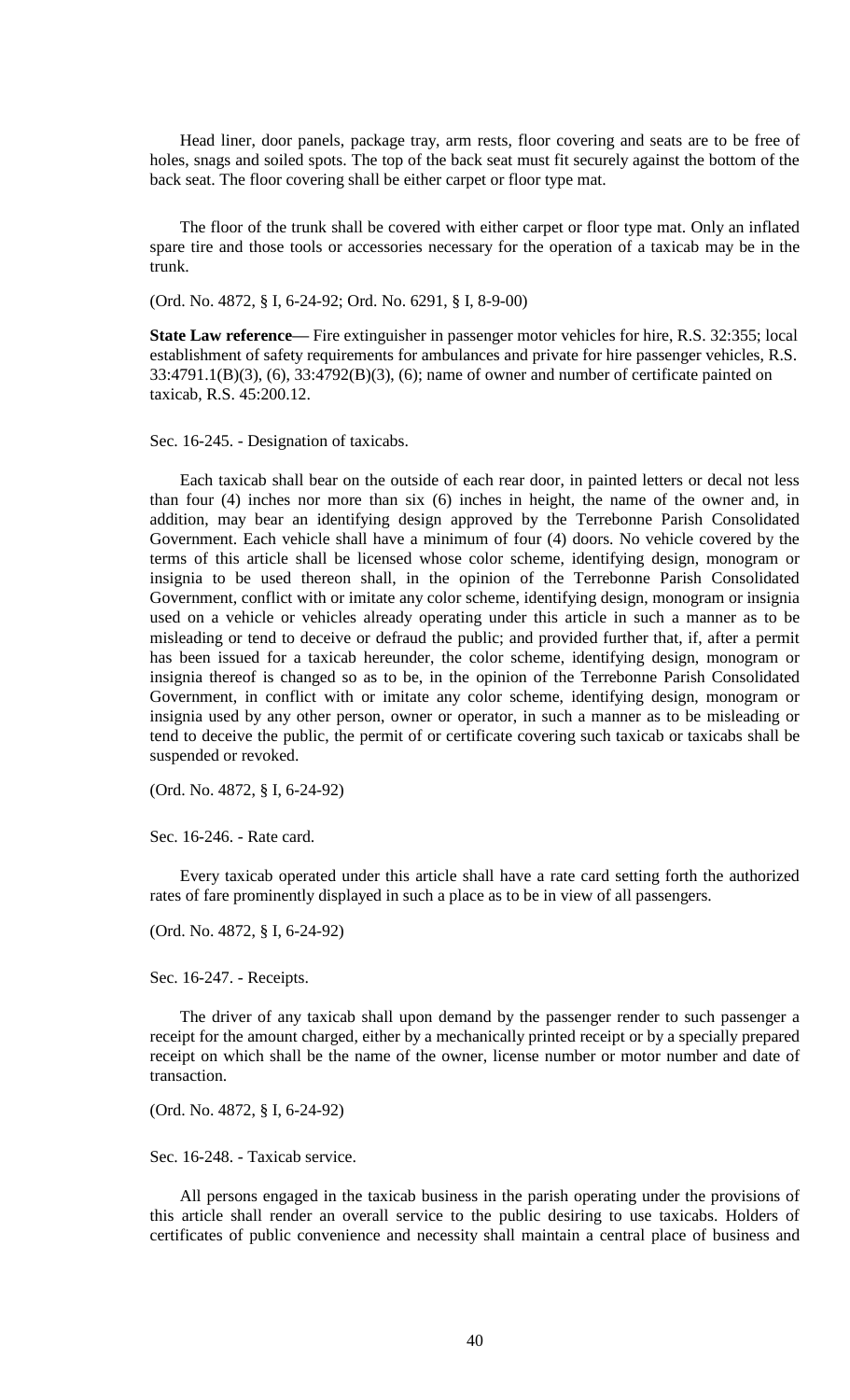Head liner, door panels, package tray, arm rests, floor covering and seats are to be free of holes, snags and soiled spots. The top of the back seat must fit securely against the bottom of the back seat. The floor covering shall be either carpet or floor type mat.

The floor of the trunk shall be covered with either carpet or floor type mat. Only an inflated spare tire and those tools or accessories necessary for the operation of a taxicab may be in the trunk.

(Ord. No. 4872, § I, 6-24-92; Ord. No. 6291, § I, 8-9-00)

**State Law reference—** Fire extinguisher in passenger motor vehicles for hire, R.S. 32:355; local establishment of safety requirements for ambulances and private for hire passenger vehicles, R.S. 33:4791.1(B)(3), (6), 33:4792(B)(3), (6); name of owner and number of certificate painted on taxicab, R.S. 45:200.12.

Sec. 16-245. - Designation of taxicabs.

Each taxicab shall bear on the outside of each rear door, in painted letters or decal not less than four (4) inches nor more than six (6) inches in height, the name of the owner and, in addition, may bear an identifying design approved by the Terrebonne Parish Consolidated Government. Each vehicle shall have a minimum of four (4) doors. No vehicle covered by the terms of this article shall be licensed whose color scheme, identifying design, monogram or insignia to be used thereon shall, in the opinion of the Terrebonne Parish Consolidated Government, conflict with or imitate any color scheme, identifying design, monogram or insignia used on a vehicle or vehicles already operating under this article in such a manner as to be misleading or tend to deceive or defraud the public; and provided further that, if, after a permit has been issued for a taxicab hereunder, the color scheme, identifying design, monogram or insignia thereof is changed so as to be, in the opinion of the Terrebonne Parish Consolidated Government, in conflict with or imitate any color scheme, identifying design, monogram or insignia used by any other person, owner or operator, in such a manner as to be misleading or tend to deceive the public, the permit of or certificate covering such taxicab or taxicabs shall be suspended or revoked.

(Ord. No. 4872, § I, 6-24-92)

Sec. 16-246. - Rate card.

Every taxicab operated under this article shall have a rate card setting forth the authorized rates of fare prominently displayed in such a place as to be in view of all passengers.

(Ord. No. 4872, § I, 6-24-92)

Sec. 16-247. - Receipts.

The driver of any taxicab shall upon demand by the passenger render to such passenger a receipt for the amount charged, either by a mechanically printed receipt or by a specially prepared receipt on which shall be the name of the owner, license number or motor number and date of transaction.

(Ord. No. 4872, § I, 6-24-92)

Sec. 16-248. - Taxicab service.

All persons engaged in the taxicab business in the parish operating under the provisions of this article shall render an overall service to the public desiring to use taxicabs. Holders of certificates of public convenience and necessity shall maintain a central place of business and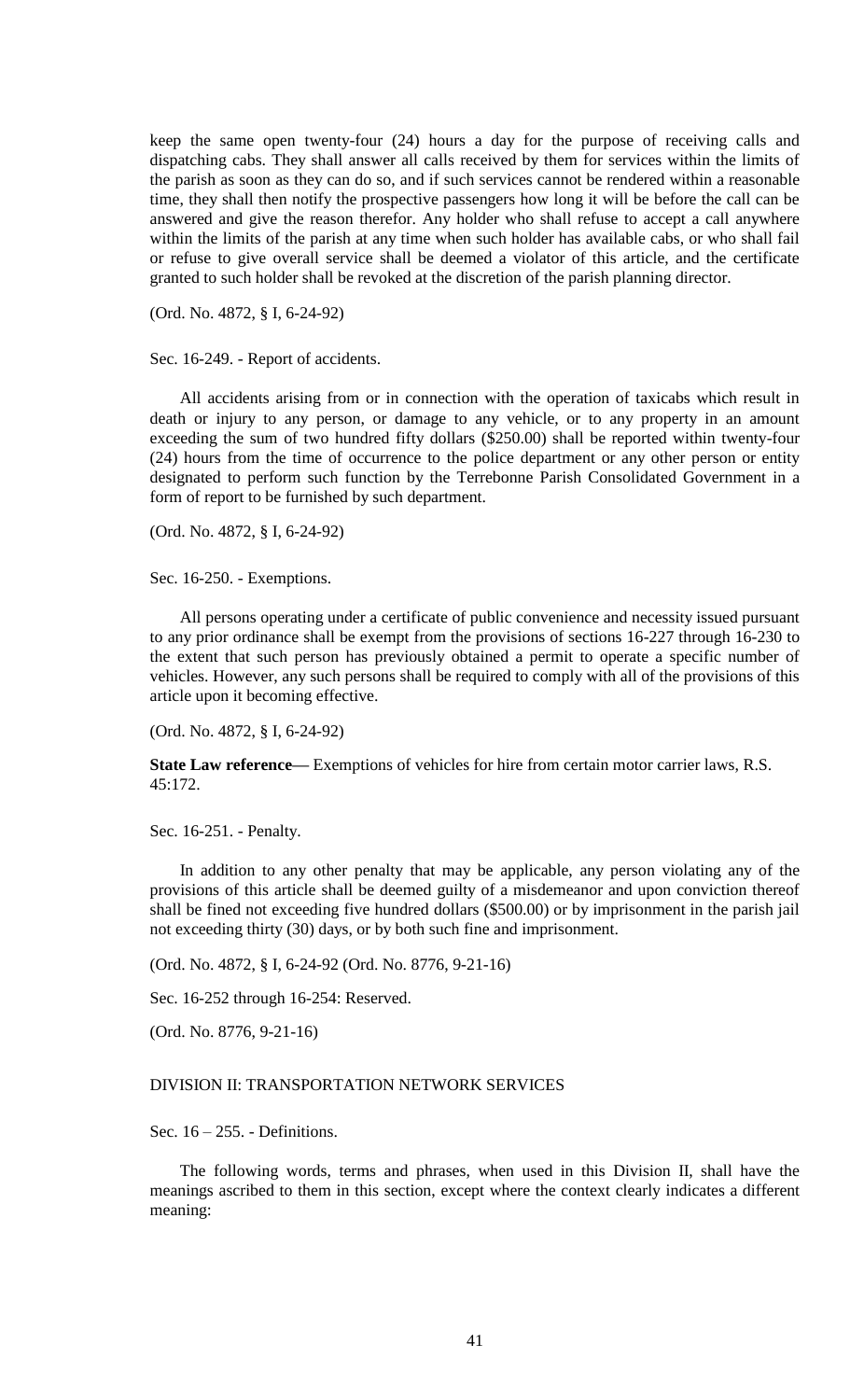keep the same open twenty-four (24) hours a day for the purpose of receiving calls and dispatching cabs. They shall answer all calls received by them for services within the limits of the parish as soon as they can do so, and if such services cannot be rendered within a reasonable time, they shall then notify the prospective passengers how long it will be before the call can be answered and give the reason therefor. Any holder who shall refuse to accept a call anywhere within the limits of the parish at any time when such holder has available cabs, or who shall fail or refuse to give overall service shall be deemed a violator of this article, and the certificate granted to such holder shall be revoked at the discretion of the parish planning director.

(Ord. No. 4872, § I, 6-24-92)

Sec. 16-249. - Report of accidents.

All accidents arising from or in connection with the operation of taxicabs which result in death or injury to any person, or damage to any vehicle, or to any property in an amount exceeding the sum of two hundred fifty dollars ($250.00) shall be reported within twenty-four (24) hours from the time of occurrence to the police department or any other person or entity designated to perform such function by the Terrebonne Parish Consolidated Government in a form of report to be furnished by such department.

(Ord. No. 4872, § I, 6-24-92)

Sec. 16-250. - Exemptions.

All persons operating under a certificate of public convenience and necessity issued pursuant to any prior ordinance shall be exempt from the provisions of sections 16-227 through 16-230 to the extent that such person has previously obtained a permit to operate a specific number of vehicles. However, any such persons shall be required to comply with all of the provisions of this article upon it becoming effective.

(Ord. No. 4872, § I, 6-24-92)

**State Law reference—** Exemptions of vehicles for hire from certain motor carrier laws, R.S. 45:172.

Sec. 16-251. - Penalty.

In addition to any other penalty that may be applicable, any person violating any of the provisions of this article shall be deemed guilty of a misdemeanor and upon conviction thereof shall be fined not exceeding five hundred dollars ($500.00) or by imprisonment in the parish jail not exceeding thirty (30) days, or by both such fine and imprisonment.

(Ord. No. 4872, § I, 6-24-92 (Ord. No. 8776, 9-21-16)

Sec. 16-252 through 16-254: Reserved.

(Ord. No. 8776, 9-21-16)

DIVISION II: TRANSPORTATION NETWORK SERVICES

Sec. 16 – 255. - Definitions.

The following words, terms and phrases, when used in this Division II, shall have the meanings ascribed to them in this section, except where the context clearly indicates a different meaning: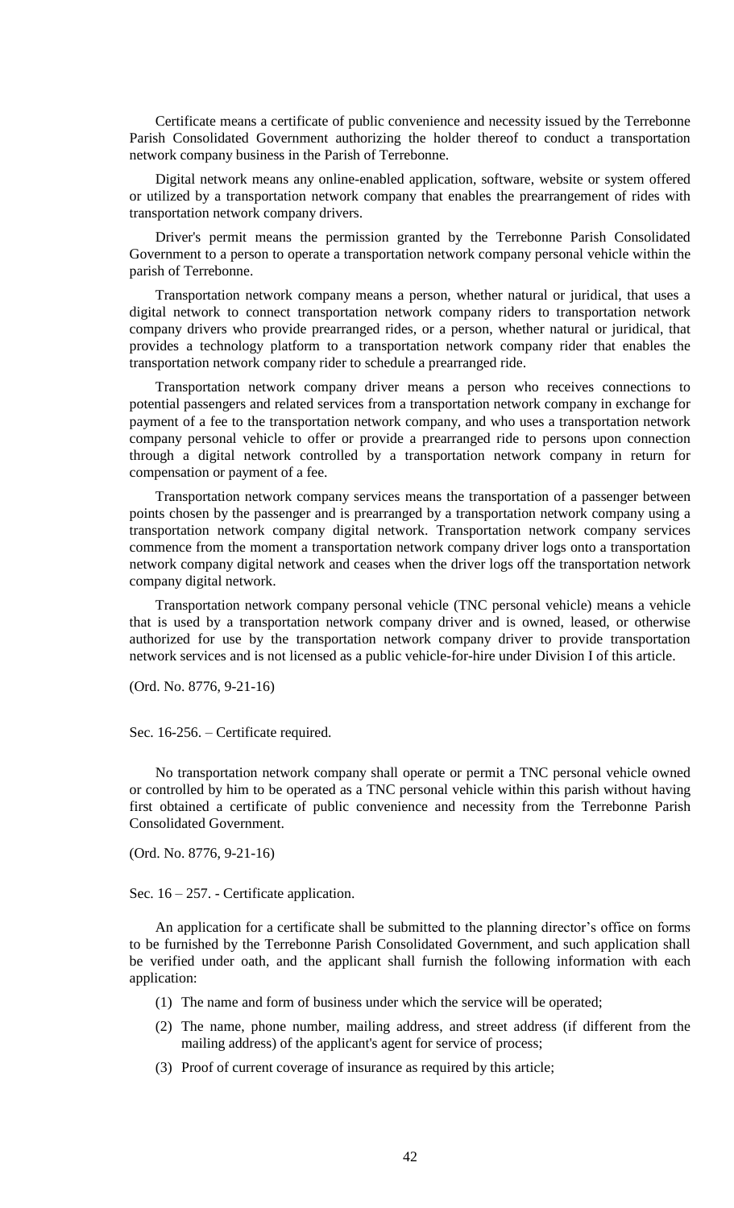Certificate means a certificate of public convenience and necessity issued by the Terrebonne Parish Consolidated Government authorizing the holder thereof to conduct a transportation network company business in the Parish of Terrebonne.

Digital network means any online-enabled application, software, website or system offered or utilized by a transportation network company that enables the prearrangement of rides with transportation network company drivers.

Driver's permit means the permission granted by the Terrebonne Parish Consolidated Government to a person to operate a transportation network company personal vehicle within the parish of Terrebonne.

Transportation network company means a person, whether natural or juridical, that uses a digital network to connect transportation network company riders to transportation network company drivers who provide prearranged rides, or a person, whether natural or juridical, that provides a technology platform to a transportation network company rider that enables the transportation network company rider to schedule a prearranged ride.

Transportation network company driver means a person who receives connections to potential passengers and related services from a transportation network company in exchange for payment of a fee to the transportation network company, and who uses a transportation network company personal vehicle to offer or provide a prearranged ride to persons upon connection through a digital network controlled by a transportation network company in return for compensation or payment of a fee.

Transportation network company services means the transportation of a passenger between points chosen by the passenger and is prearranged by a transportation network company using a transportation network company digital network. Transportation network company services commence from the moment a transportation network company driver logs onto a transportation network company digital network and ceases when the driver logs off the transportation network company digital network.

Transportation network company personal vehicle (TNC personal vehicle) means a vehicle that is used by a transportation network company driver and is owned, leased, or otherwise authorized for use by the transportation network company driver to provide transportation network services and is not licensed as a public vehicle-for-hire under Division I of this article.

(Ord. No. 8776, 9-21-16)

Sec. 16-256. – Certificate required.

No transportation network company shall operate or permit a TNC personal vehicle owned or controlled by him to be operated as a TNC personal vehicle within this parish without having first obtained a certificate of public convenience and necessity from the Terrebonne Parish Consolidated Government.

(Ord. No. 8776, 9-21-16)

Sec. 16 – 257. - Certificate application.

An application for a certificate shall be submitted to the planning director's office on forms to be furnished by the Terrebonne Parish Consolidated Government, and such application shall be verified under oath, and the applicant shall furnish the following information with each application:

(1) The name and form of business under which the service will be operated;

(2) The name, phone number, mailing address, and street address (if different from the mailing address) of the applicant's agent for service of process;

(3) Proof of current coverage of insurance as required by this article;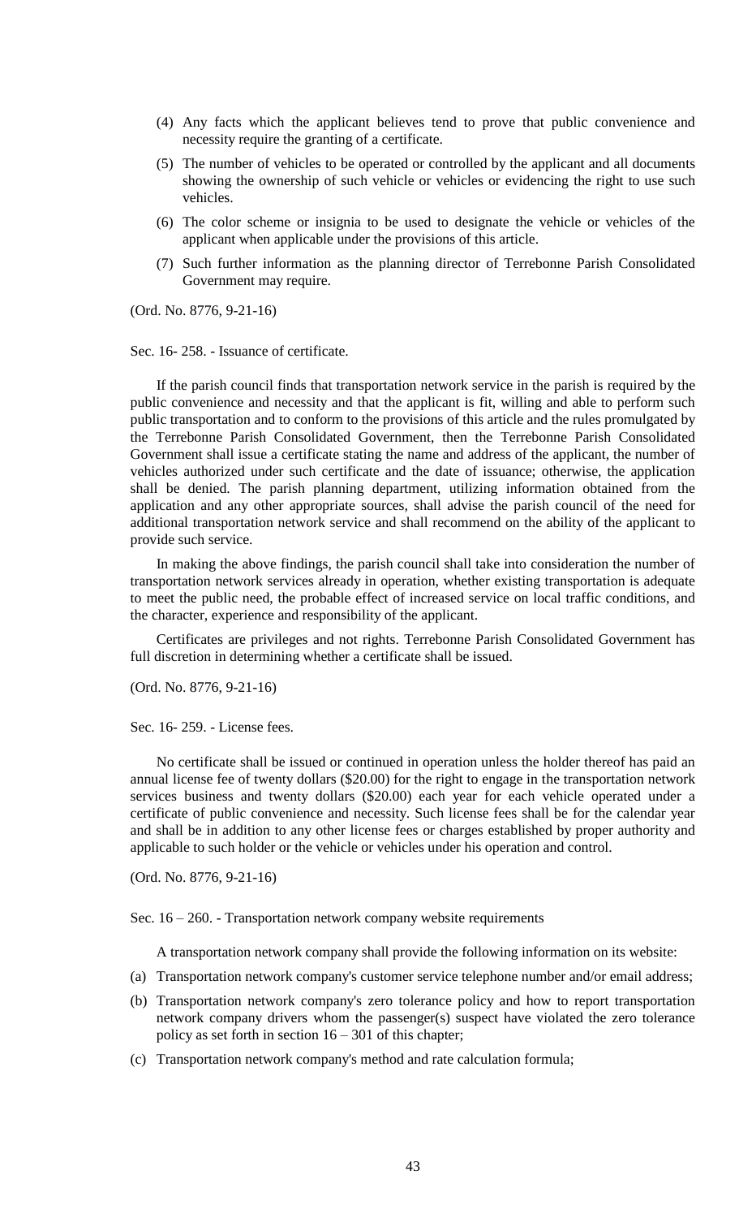(4) Any facts which the applicant believes tend to prove that public convenience and necessity require the granting of a certificate.

(5) The number of vehicles to be operated or controlled by the applicant and all documents showing the ownership of such vehicle or vehicles or evidencing the right to use such vehicles.

(6) The color scheme or insignia to be used to designate the vehicle or vehicles of the applicant when applicable under the provisions of this article.

(7) Such further information as the planning director of Terrebonne Parish Consolidated Government may require.

(Ord. No. 8776, 9-21-16)

Sec. 16- 258. - Issuance of certificate.

If the parish council finds that transportation network service in the parish is required by the public convenience and necessity and that the applicant is fit, willing and able to perform such public transportation and to conform to the provisions of this article and the rules promulgated by the Terrebonne Parish Consolidated Government, then the Terrebonne Parish Consolidated Government shall issue a certificate stating the name and address of the applicant, the number of vehicles authorized under such certificate and the date of issuance; otherwise, the application shall be denied. The parish planning department, utilizing information obtained from the application and any other appropriate sources, shall advise the parish council of the need for additional transportation network service and shall recommend on the ability of the applicant to provide such service.

In making the above findings, the parish council shall take into consideration the number of transportation network services already in operation, whether existing transportation is adequate to meet the public need, the probable effect of increased service on local traffic conditions, and the character, experience and responsibility of the applicant.

Certificates are privileges and not rights. Terrebonne Parish Consolidated Government has full discretion in determining whether a certificate shall be issued.

(Ord. No. 8776, 9-21-16)

Sec. 16- 259. - License fees.

No certificate shall be issued or continued in operation unless the holder thereof has paid an annual license fee of twenty dollars ($20.00) for the right to engage in the transportation network services business and twenty dollars ($20.00) each year for each vehicle operated under a certificate of public convenience and necessity. Such license fees shall be for the calendar year and shall be in addition to any other license fees or charges established by proper authority and applicable to such holder or the vehicle or vehicles under his operation and control.

(Ord. No. 8776, 9-21-16)

Sec. 16 – 260. - Transportation network company website requirements

A transportation network company shall provide the following information on its website:

(a) Transportation network company's customer service telephone number and/or email address;

(b) Transportation network company's zero tolerance policy and how to report transportation network company drivers whom the passenger(s) suspect have violated the zero tolerance policy as set forth in section 16 – 301 of this chapter;

(c) Transportation network company's method and rate calculation formula;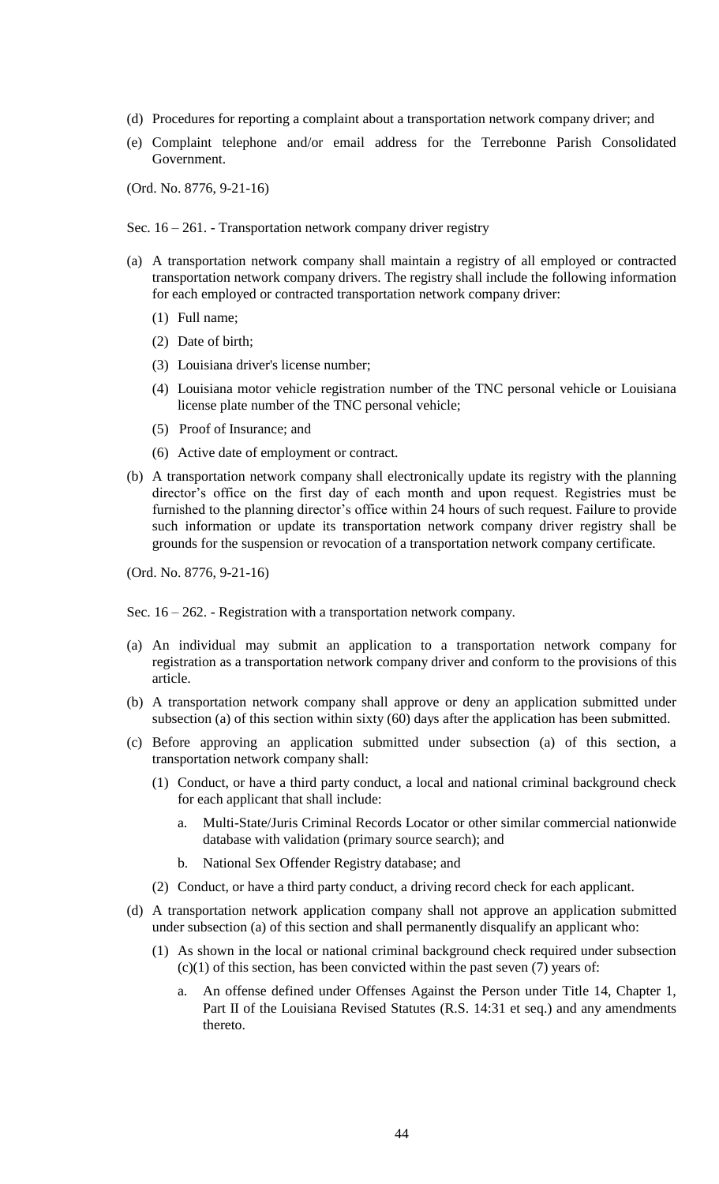(d) Procedures for reporting a complaint about a transportation network company driver; and

(e) Complaint telephone and/or email address for the Terrebonne Parish Consolidated Government.

(Ord. No. 8776, 9-21-16)

Sec. 16 – 261. - Transportation network company driver registry

(a) A transportation network company shall maintain a registry of all employed or contracted transportation network company drivers. The registry shall include the following information for each employed or contracted transportation network company driver:

   (1) Full name;

   (2) Date of birth;

   (3) Louisiana driver's license number;

   (4) Louisiana motor vehicle registration number of the TNC personal vehicle or Louisiana license plate number of the TNC personal vehicle;

   (5) Proof of Insurance; and

   (6) Active date of employment or contract.

(b) A transportation network company shall electronically update its registry with the planning director's office on the first day of each month and upon request. Registries must be furnished to the planning director's office within 24 hours of such request. Failure to provide such information or update its transportation network company driver registry shall be grounds for the suspension or revocation of a transportation network company certificate.

(Ord. No. 8776, 9-21-16)

Sec. 16 – 262. - Registration with a transportation network company.

(a) An individual may submit an application to a transportation network company for registration as a transportation network company driver and conform to the provisions of this article.

(b) A transportation network company shall approve or deny an application submitted under subsection (a) of this section within sixty (60) days after the application has been submitted.

(c) Before approving an application submitted under subsection (a) of this section, a transportation network company shall:

   (1) Conduct, or have a third party conduct, a local and national criminal background check for each applicant that shall include:

      a. Multi-State/Juris Criminal Records Locator or other similar commercial nationwide database with validation (primary source search); and

      b. National Sex Offender Registry database; and

   (2) Conduct, or have a third party conduct, a driving record check for each applicant.

(d) A transportation network application company shall not approve an application submitted under subsection (a) of this section and shall permanently disqualify an applicant who:

   (1) As shown in the local or national criminal background check required under subsection (c)(1) of this section, has been convicted within the past seven (7) years of:

      a. An offense defined under Offenses Against the Person under Title 14, Chapter 1, Part II of the Louisiana Revised Statutes (R.S. 14:31 et seq.) and any amendments thereto.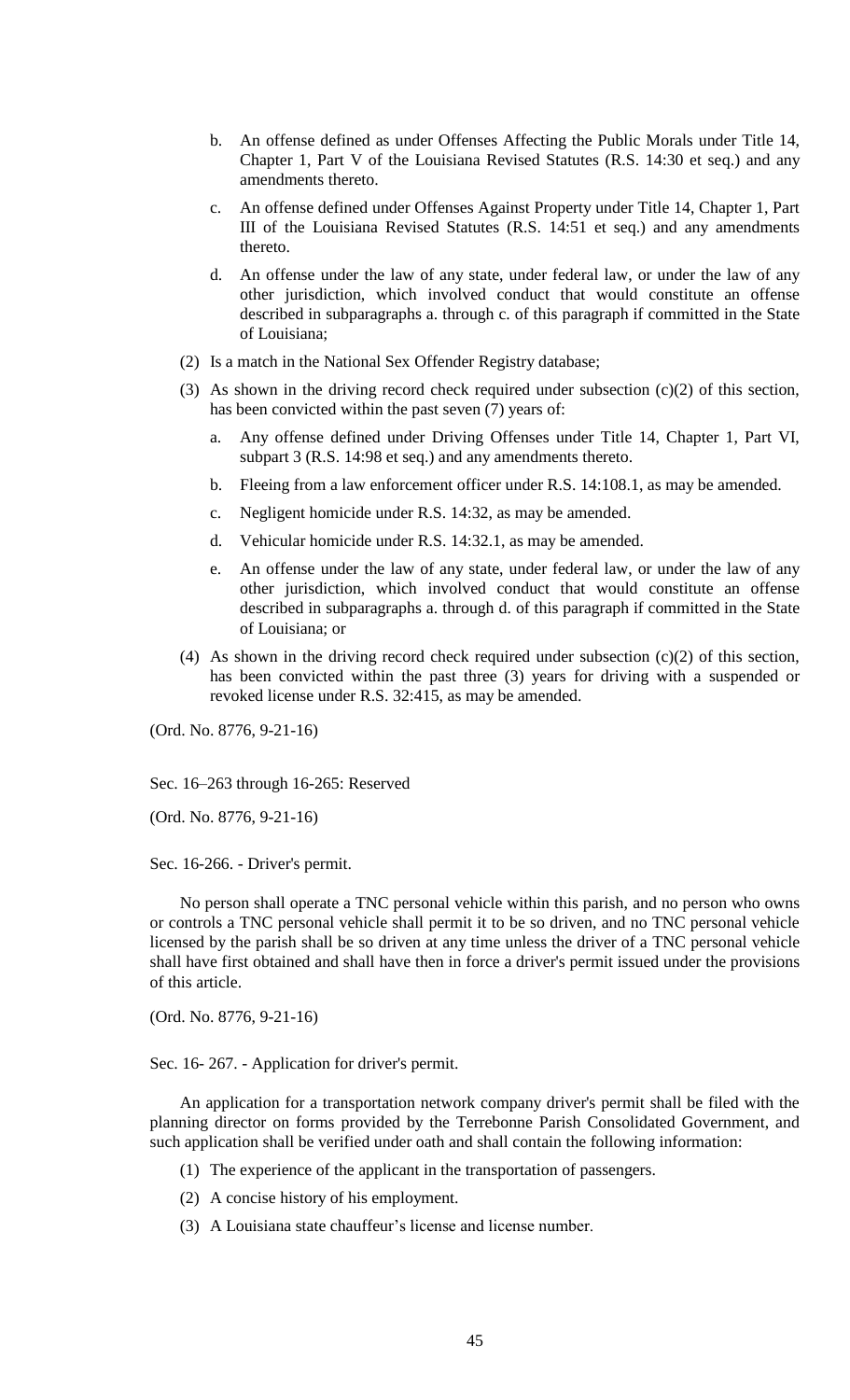b. An offense defined as under Offenses Affecting the Public Morals under Title 14, Chapter 1, Part V of the Louisiana Revised Statutes (R.S. 14:30 et seq.) and any amendments thereto.

c. An offense defined under Offenses Against Property under Title 14, Chapter 1, Part III of the Louisiana Revised Statutes (R.S. 14:51 et seq.) and any amendments thereto.

d. An offense under the law of any state, under federal law, or under the law of any other jurisdiction, which involved conduct that would constitute an offense described in subparagraphs a. through c. of this paragraph if committed in the State of Louisiana;

(2) Is a match in the National Sex Offender Registry database;

(3) As shown in the driving record check required under subsection (c)(2) of this section, has been convicted within the past seven (7) years of:

a. Any offense defined under Driving Offenses under Title 14, Chapter 1, Part VI, subpart 3 (R.S. 14:98 et seq.) and any amendments thereto.

b. Fleeing from a law enforcement officer under R.S. 14:108.1, as may be amended.

c. Negligent homicide under R.S. 14:32, as may be amended.

d. Vehicular homicide under R.S. 14:32.1, as may be amended.

e. An offense under the law of any state, under federal law, or under the law of any other jurisdiction, which involved conduct that would constitute an offense described in subparagraphs a. through d. of this paragraph if committed in the State of Louisiana; or

(4) As shown in the driving record check required under subsection (c)(2) of this section, has been convicted within the past three (3) years for driving with a suspended or revoked license under R.S. 32:415, as may be amended.

(Ord. No. 8776, 9-21-16)

Sec. 16–263 through 16-265: Reserved

(Ord. No. 8776, 9-21-16)

Sec. 16-266. - Driver's permit.

No person shall operate a TNC personal vehicle within this parish, and no person who owns or controls a TNC personal vehicle shall permit it to be so driven, and no TNC personal vehicle licensed by the parish shall be so driven at any time unless the driver of a TNC personal vehicle shall have first obtained and shall have then in force a driver's permit issued under the provisions of this article.

(Ord. No. 8776, 9-21-16)

Sec. 16- 267. - Application for driver's permit.

An application for a transportation network company driver's permit shall be filed with the planning director on forms provided by the Terrebonne Parish Consolidated Government, and such application shall be verified under oath and shall contain the following information:

(1) The experience of the applicant in the transportation of passengers.

(2) A concise history of his employment.

(3) A Louisiana state chauffeur's license and license number.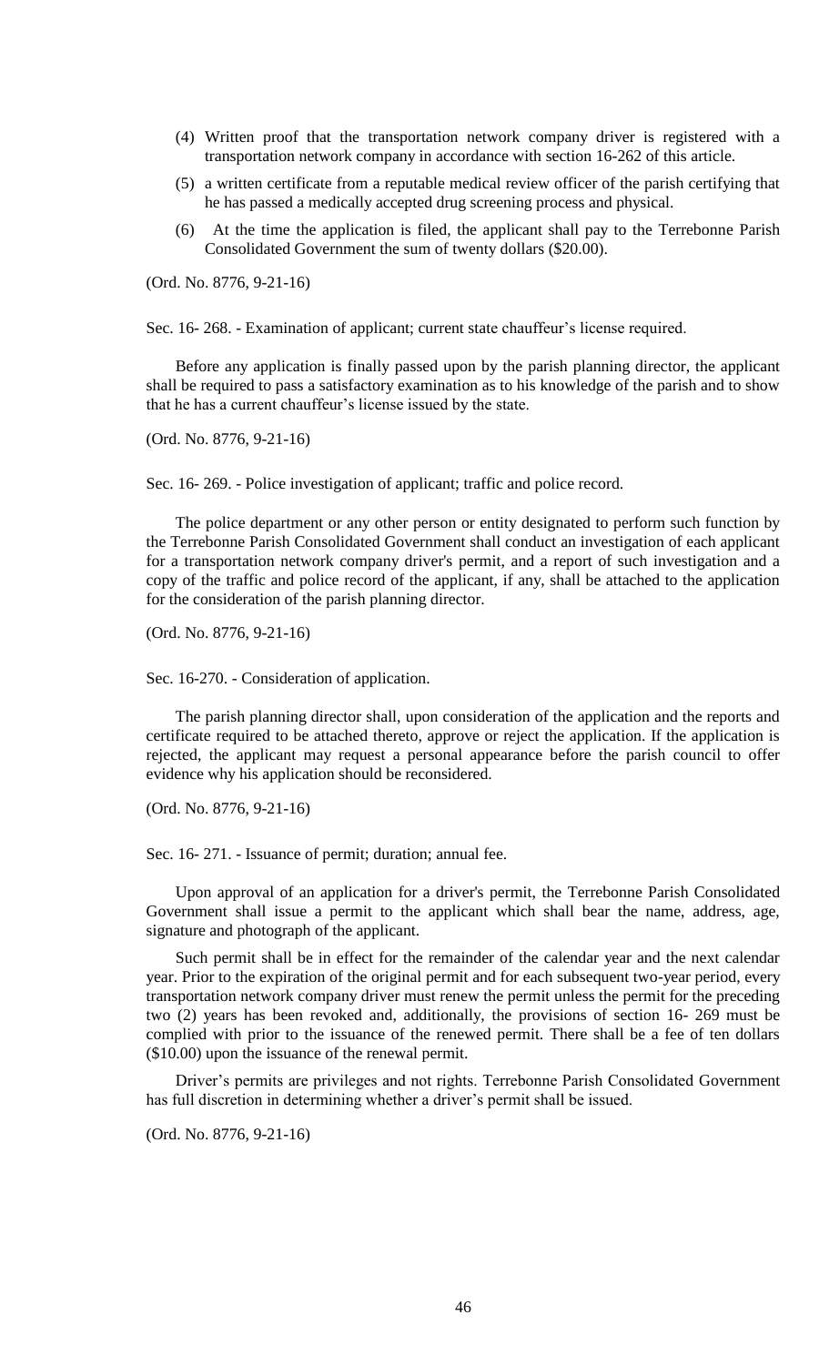(4) Written proof that the transportation network company driver is registered with a transportation network company in accordance with section 16-262 of this article.

(5) a written certificate from a reputable medical review officer of the parish certifying that he has passed a medically accepted drug screening process and physical.

(6) At the time the application is filed, the applicant shall pay to the Terrebonne Parish Consolidated Government the sum of twenty dollars ($20.00).

(Ord. No. 8776, 9-21-16)

Sec. 16- 268. - Examination of applicant; current state chauffeur's license required.

Before any application is finally passed upon by the parish planning director, the applicant shall be required to pass a satisfactory examination as to his knowledge of the parish and to show that he has a current chauffeur's license issued by the state.

(Ord. No. 8776, 9-21-16)

Sec. 16- 269. - Police investigation of applicant; traffic and police record.

The police department or any other person or entity designated to perform such function by the Terrebonne Parish Consolidated Government shall conduct an investigation of each applicant for a transportation network company driver's permit, and a report of such investigation and a copy of the traffic and police record of the applicant, if any, shall be attached to the application for the consideration of the parish planning director.

(Ord. No. 8776, 9-21-16)

Sec. 16-270. - Consideration of application.

The parish planning director shall, upon consideration of the application and the reports and certificate required to be attached thereto, approve or reject the application. If the application is rejected, the applicant may request a personal appearance before the parish council to offer evidence why his application should be reconsidered.

(Ord. No. 8776, 9-21-16)

Sec. 16- 271. - Issuance of permit; duration; annual fee.

Upon approval of an application for a driver's permit, the Terrebonne Parish Consolidated Government shall issue a permit to the applicant which shall bear the name, address, age, signature and photograph of the applicant.

Such permit shall be in effect for the remainder of the calendar year and the next calendar year. Prior to the expiration of the original permit and for each subsequent two-year period, every transportation network company driver must renew the permit unless the permit for the preceding two (2) years has been revoked and, additionally, the provisions of section 16- 269 must be complied with prior to the issuance of the renewed permit. There shall be a fee of ten dollars ($10.00) upon the issuance of the renewal permit.

Driver's permits are privileges and not rights. Terrebonne Parish Consolidated Government has full discretion in determining whether a driver's permit shall be issued.

(Ord. No. 8776, 9-21-16)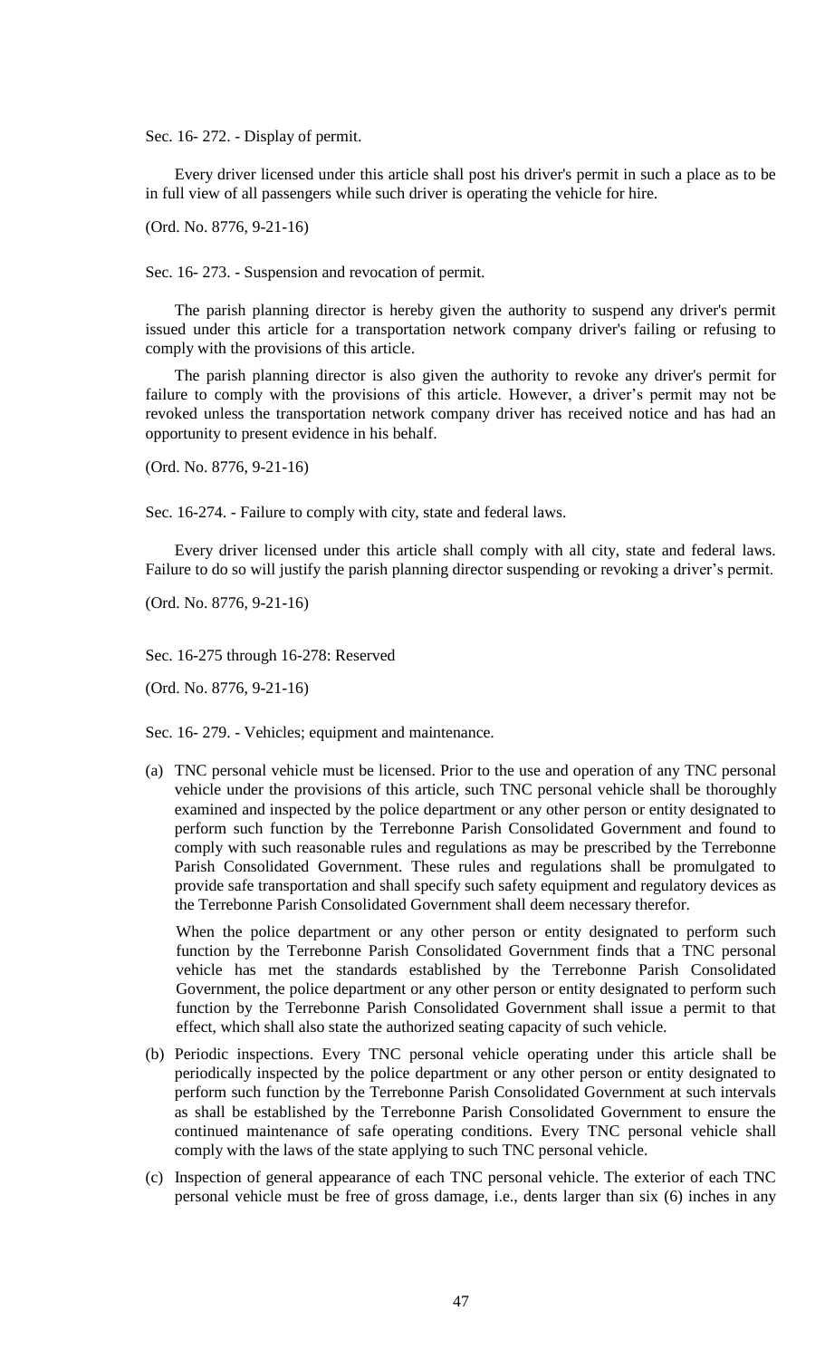Sec. 16- 272. - Display of permit.

Every driver licensed under this article shall post his driver's permit in such a place as to be in full view of all passengers while such driver is operating the vehicle for hire.

(Ord. No. 8776, 9-21-16)

Sec. 16- 273. - Suspension and revocation of permit.

The parish planning director is hereby given the authority to suspend any driver's permit issued under this article for a transportation network company driver's failing or refusing to comply with the provisions of this article.

The parish planning director is also given the authority to revoke any driver's permit for failure to comply with the provisions of this article. However, a driver's permit may not be revoked unless the transportation network company driver has received notice and has had an opportunity to present evidence in his behalf.

(Ord. No. 8776, 9-21-16)

Sec. 16-274. - Failure to comply with city, state and federal laws.

Every driver licensed under this article shall comply with all city, state and federal laws. Failure to do so will justify the parish planning director suspending or revoking a driver's permit.

(Ord. No. 8776, 9-21-16)

Sec. 16-275 through 16-278: Reserved

(Ord. No. 8776, 9-21-16)

Sec. 16- 279. - Vehicles; equipment and maintenance.

(a) TNC personal vehicle must be licensed. Prior to the use and operation of any TNC personal vehicle under the provisions of this article, such TNC personal vehicle shall be thoroughly examined and inspected by the police department or any other person or entity designated to perform such function by the Terrebonne Parish Consolidated Government and found to comply with such reasonable rules and regulations as may be prescribed by the Terrebonne Parish Consolidated Government. These rules and regulations shall be promulgated to provide safe transportation and shall specify such safety equipment and regulatory devices as the Terrebonne Parish Consolidated Government shall deem necessary therefor.

    When the police department or any other person or entity designated to perform such function by the Terrebonne Parish Consolidated Government finds that a TNC personal vehicle has met the standards established by the Terrebonne Parish Consolidated Government, the police department or any other person or entity designated to perform such function by the Terrebonne Parish Consolidated Government shall issue a permit to that effect, which shall also state the authorized seating capacity of such vehicle.

(b) Periodic inspections. Every TNC personal vehicle operating under this article shall be periodically inspected by the police department or any other person or entity designated to perform such function by the Terrebonne Parish Consolidated Government at such intervals as shall be established by the Terrebonne Parish Consolidated Government to ensure the continued maintenance of safe operating conditions. Every TNC personal vehicle shall comply with the laws of the state applying to such TNC personal vehicle.

(c) Inspection of general appearance of each TNC personal vehicle. The exterior of each TNC personal vehicle must be free of gross damage, i.e., dents larger than six (6) inches in any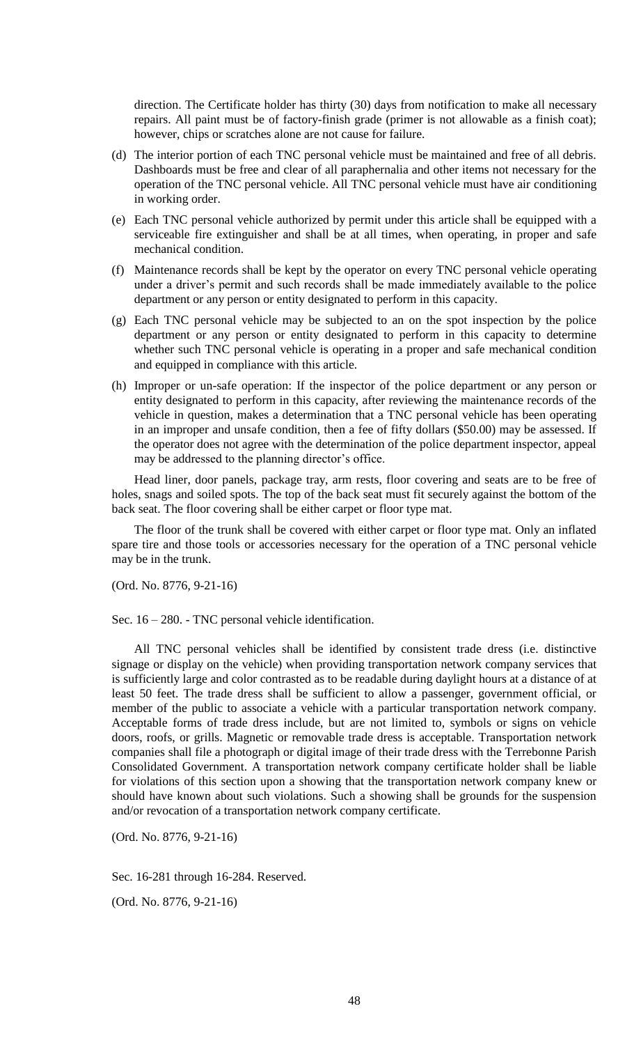direction. The Certificate holder has thirty (30) days from notification to make all necessary repairs. All paint must be of factory-finish grade (primer is not allowable as a finish coat); however, chips or scratches alone are not cause for failure.

(d) The interior portion of each TNC personal vehicle must be maintained and free of all debris. Dashboards must be free and clear of all paraphernalia and other items not necessary for the operation of the TNC personal vehicle. All TNC personal vehicle must have air conditioning in working order.

(e) Each TNC personal vehicle authorized by permit under this article shall be equipped with a serviceable fire extinguisher and shall be at all times, when operating, in proper and safe mechanical condition.

(f) Maintenance records shall be kept by the operator on every TNC personal vehicle operating under a driver's permit and such records shall be made immediately available to the police department or any person or entity designated to perform in this capacity.

(g) Each TNC personal vehicle may be subjected to an on the spot inspection by the police department or any person or entity designated to perform in this capacity to determine whether such TNC personal vehicle is operating in a proper and safe mechanical condition and equipped in compliance with this article.

(h) Improper or un-safe operation: If the inspector of the police department or any person or entity designated to perform in this capacity, after reviewing the maintenance records of the vehicle in question, makes a determination that a TNC personal vehicle has been operating in an improper and unsafe condition, then a fee of fifty dollars ($50.00) may be assessed. If the operator does not agree with the determination of the police department inspector, appeal may be addressed to the planning director's office.

Head liner, door panels, package tray, arm rests, floor covering and seats are to be free of holes, snags and soiled spots. The top of the back seat must fit securely against the bottom of the back seat. The floor covering shall be either carpet or floor type mat.

The floor of the trunk shall be covered with either carpet or floor type mat. Only an inflated spare tire and those tools or accessories necessary for the operation of a TNC personal vehicle may be in the trunk.

(Ord. No. 8776, 9-21-16)

Sec. 16 – 280. - TNC personal vehicle identification.

All TNC personal vehicles shall be identified by consistent trade dress (i.e. distinctive signage or display on the vehicle) when providing transportation network company services that is sufficiently large and color contrasted as to be readable during daylight hours at a distance of at least 50 feet. The trade dress shall be sufficient to allow a passenger, government official, or member of the public to associate a vehicle with a particular transportation network company. Acceptable forms of trade dress include, but are not limited to, symbols or signs on vehicle doors, roofs, or grills. Magnetic or removable trade dress is acceptable. Transportation network companies shall file a photograph or digital image of their trade dress with the Terrebonne Parish Consolidated Government. A transportation network company certificate holder shall be liable for violations of this section upon a showing that the transportation network company knew or should have known about such violations. Such a showing shall be grounds for the suspension and/or revocation of a transportation network company certificate.

(Ord. No. 8776, 9-21-16)

Sec. 16-281 through 16-284. Reserved.

(Ord. No. 8776, 9-21-16)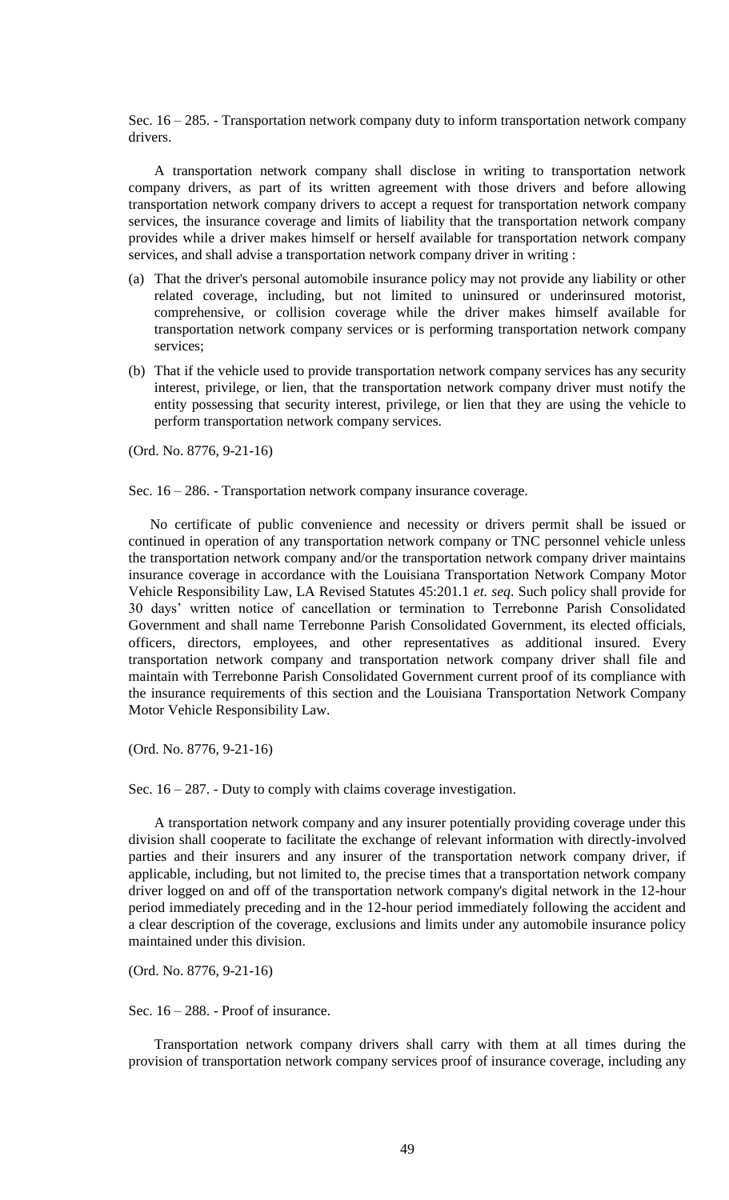Sec. 16 – 285. - Transportation network company duty to inform transportation network company drivers.

A transportation network company shall disclose in writing to transportation network company drivers, as part of its written agreement with those drivers and before allowing transportation network company drivers to accept a request for transportation network company services, the insurance coverage and limits of liability that the transportation network company provides while a driver makes himself or herself available for transportation network company services, and shall advise a transportation network company driver in writing :

(a) That the driver's personal automobile insurance policy may not provide any liability or other related coverage, including, but not limited to uninsured or underinsured motorist, comprehensive, or collision coverage while the driver makes himself available for transportation network company services or is performing transportation network company services;

(b) That if the vehicle used to provide transportation network company services has any security interest, privilege, or lien, that the transportation network company driver must notify the entity possessing that security interest, privilege, or lien that they are using the vehicle to perform transportation network company services.

(Ord. No. 8776, 9-21-16)

Sec. 16 – 286. - Transportation network company insurance coverage.

No certificate of public convenience and necessity or drivers permit shall be issued or continued in operation of any transportation network company or TNC personnel vehicle unless the transportation network company and/or the transportation network company driver maintains insurance coverage in accordance with the Louisiana Transportation Network Company Motor Vehicle Responsibility Law, LA Revised Statutes 45:201.1 *et. seq*. Such policy shall provide for 30 days' written notice of cancellation or termination to Terrebonne Parish Consolidated Government and shall name Terrebonne Parish Consolidated Government, its elected officials, officers, directors, employees, and other representatives as additional insured. Every transportation network company and transportation network company driver shall file and maintain with Terrebonne Parish Consolidated Government current proof of its compliance with the insurance requirements of this section and the Louisiana Transportation Network Company Motor Vehicle Responsibility Law.

(Ord. No. 8776, 9-21-16)

Sec. 16 – 287. - Duty to comply with claims coverage investigation.

A transportation network company and any insurer potentially providing coverage under this division shall cooperate to facilitate the exchange of relevant information with directly-involved parties and their insurers and any insurer of the transportation network company driver, if applicable, including, but not limited to, the precise times that a transportation network company driver logged on and off of the transportation network company's digital network in the 12-hour period immediately preceding and in the 12-hour period immediately following the accident and a clear description of the coverage, exclusions and limits under any automobile insurance policy maintained under this division.

(Ord. No. 8776, 9-21-16)

Sec. 16 – 288. - Proof of insurance.

Transportation network company drivers shall carry with them at all times during the provision of transportation network company services proof of insurance coverage, including any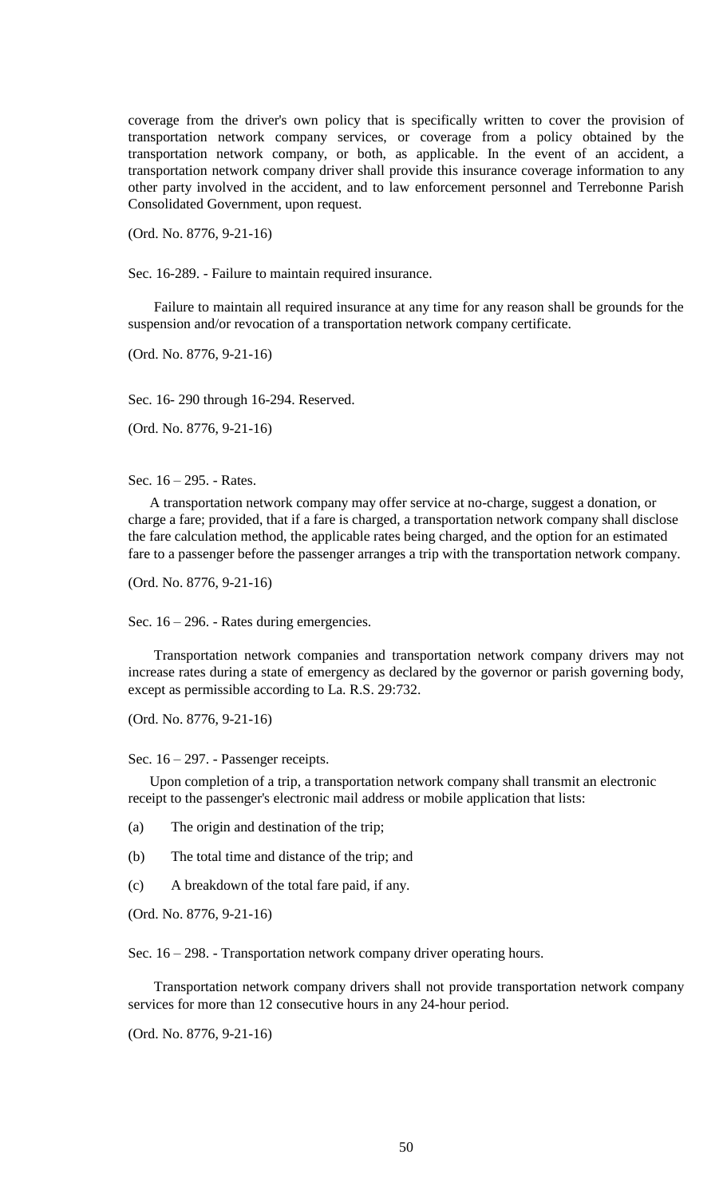coverage from the driver's own policy that is specifically written to cover the provision of transportation network company services, or coverage from a policy obtained by the transportation network company, or both, as applicable. In the event of an accident, a transportation network company driver shall provide this insurance coverage information to any other party involved in the accident, and to law enforcement personnel and Terrebonne Parish Consolidated Government, upon request.

(Ord. No. 8776, 9-21-16)

Sec. 16-289. - Failure to maintain required insurance.

Failure to maintain all required insurance at any time for any reason shall be grounds for the suspension and/or revocation of a transportation network company certificate.

(Ord. No. 8776, 9-21-16)

Sec. 16- 290 through 16-294. Reserved.

(Ord. No. 8776, 9-21-16)

Sec. 16 – 295. - Rates.

A transportation network company may offer service at no-charge, suggest a donation, or charge a fare; provided, that if a fare is charged, a transportation network company shall disclose the fare calculation method, the applicable rates being charged, and the option for an estimated fare to a passenger before the passenger arranges a trip with the transportation network company.

(Ord. No. 8776, 9-21-16)

Sec. 16 – 296. - Rates during emergencies.

Transportation network companies and transportation network company drivers may not increase rates during a state of emergency as declared by the governor or parish governing body, except as permissible according to La. R.S. 29:732.

(Ord. No. 8776, 9-21-16)

Sec. 16 – 297. - Passenger receipts.

Upon completion of a trip, a transportation network company shall transmit an electronic receipt to the passenger's electronic mail address or mobile application that lists:

(a) The origin and destination of the trip;

(b) The total time and distance of the trip; and

(c) A breakdown of the total fare paid, if any.

(Ord. No. 8776, 9-21-16)

Sec. 16 – 298. - Transportation network company driver operating hours.

Transportation network company drivers shall not provide transportation network company services for more than 12 consecutive hours in any 24-hour period.

(Ord. No. 8776, 9-21-16)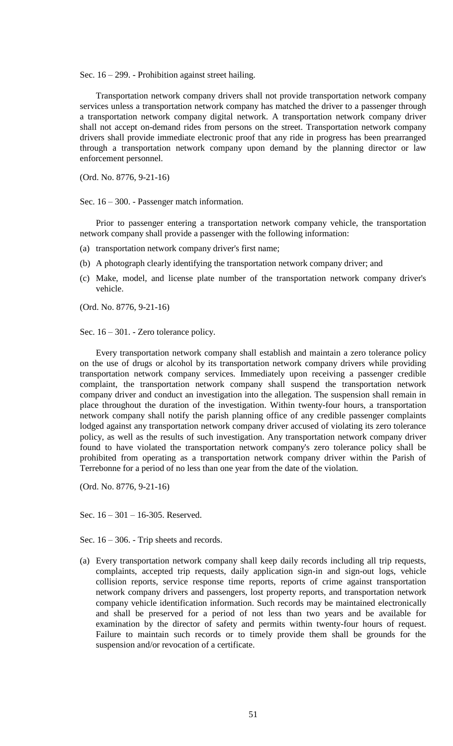Sec. 16 – 299. - Prohibition against street hailing.

Transportation network company drivers shall not provide transportation network company services unless a transportation network company has matched the driver to a passenger through a transportation network company digital network. A transportation network company driver shall not accept on-demand rides from persons on the street. Transportation network company drivers shall provide immediate electronic proof that any ride in progress has been prearranged through a transportation network company upon demand by the planning director or law enforcement personnel.

(Ord. No. 8776, 9-21-16)

Sec. 16 – 300. - Passenger match information.

Prior to passenger entering a transportation network company vehicle, the transportation network company shall provide a passenger with the following information:

(a) transportation network company driver's first name;

(b) A photograph clearly identifying the transportation network company driver; and

(c) Make, model, and license plate number of the transportation network company driver's vehicle.

(Ord. No. 8776, 9-21-16)

Sec. 16 – 301. - Zero tolerance policy.

Every transportation network company shall establish and maintain a zero tolerance policy on the use of drugs or alcohol by its transportation network company drivers while providing transportation network company services. Immediately upon receiving a passenger credible complaint, the transportation network company shall suspend the transportation network company driver and conduct an investigation into the allegation. The suspension shall remain in place throughout the duration of the investigation. Within twenty-four hours, a transportation network company shall notify the parish planning office of any credible passenger complaints lodged against any transportation network company driver accused of violating its zero tolerance policy, as well as the results of such investigation. Any transportation network company driver found to have violated the transportation network company's zero tolerance policy shall be prohibited from operating as a transportation network company driver within the Parish of Terrebonne for a period of no less than one year from the date of the violation.

(Ord. No. 8776, 9-21-16)

Sec. 16 – 301 – 16-305. Reserved.

Sec. 16 – 306. - Trip sheets and records.

(a) Every transportation network company shall keep daily records including all trip requests, complaints, accepted trip requests, daily application sign-in and sign-out logs, vehicle collision reports, service response time reports, reports of crime against transportation network company drivers and passengers, lost property reports, and transportation network company vehicle identification information. Such records may be maintained electronically and shall be preserved for a period of not less than two years and be available for examination by the director of safety and permits within twenty-four hours of request. Failure to maintain such records or to timely provide them shall be grounds for the suspension and/or revocation of a certificate.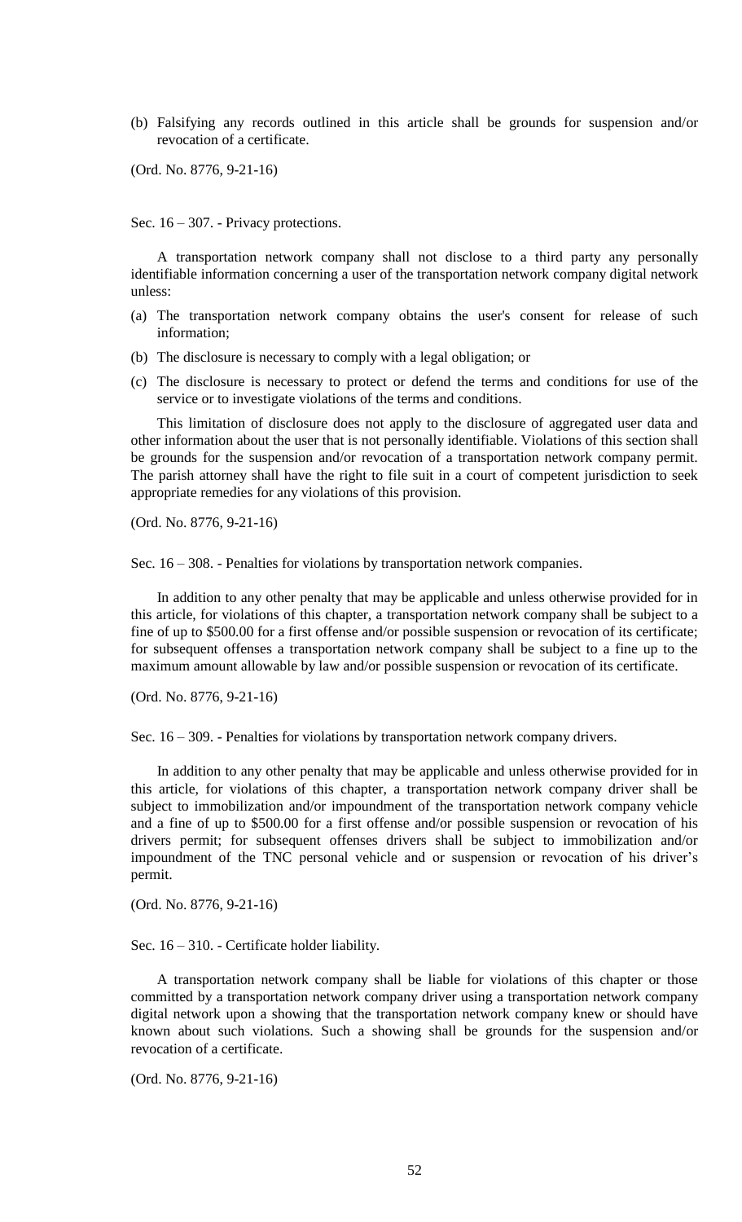(b) Falsifying any records outlined in this article shall be grounds for suspension and/or revocation of a certificate.

(Ord. No. 8776, 9-21-16)

Sec. 16 – 307. - Privacy protections.

A transportation network company shall not disclose to a third party any personally identifiable information concerning a user of the transportation network company digital network unless:

(a) The transportation network company obtains the user's consent for release of such information;

(b) The disclosure is necessary to comply with a legal obligation; or

(c) The disclosure is necessary to protect or defend the terms and conditions for use of the service or to investigate violations of the terms and conditions.

This limitation of disclosure does not apply to the disclosure of aggregated user data and other information about the user that is not personally identifiable. Violations of this section shall be grounds for the suspension and/or revocation of a transportation network company permit. The parish attorney shall have the right to file suit in a court of competent jurisdiction to seek appropriate remedies for any violations of this provision.

(Ord. No. 8776, 9-21-16)

Sec. 16 – 308. - Penalties for violations by transportation network companies.

In addition to any other penalty that may be applicable and unless otherwise provided for in this article, for violations of this chapter, a transportation network company shall be subject to a fine of up to $500.00 for a first offense and/or possible suspension or revocation of its certificate; for subsequent offenses a transportation network company shall be subject to a fine up to the maximum amount allowable by law and/or possible suspension or revocation of its certificate.

(Ord. No. 8776, 9-21-16)

Sec. 16 – 309. - Penalties for violations by transportation network company drivers.

In addition to any other penalty that may be applicable and unless otherwise provided for in this article, for violations of this chapter, a transportation network company driver shall be subject to immobilization and/or impoundment of the transportation network company vehicle and a fine of up to $500.00 for a first offense and/or possible suspension or revocation of his drivers permit; for subsequent offenses drivers shall be subject to immobilization and/or impoundment of the TNC personal vehicle and or suspension or revocation of his driver's permit.

(Ord. No. 8776, 9-21-16)

Sec. 16 – 310. - Certificate holder liability.

A transportation network company shall be liable for violations of this chapter or those committed by a transportation network company driver using a transportation network company digital network upon a showing that the transportation network company knew or should have known about such violations. Such a showing shall be grounds for the suspension and/or revocation of a certificate.

(Ord. No. 8776, 9-21-16)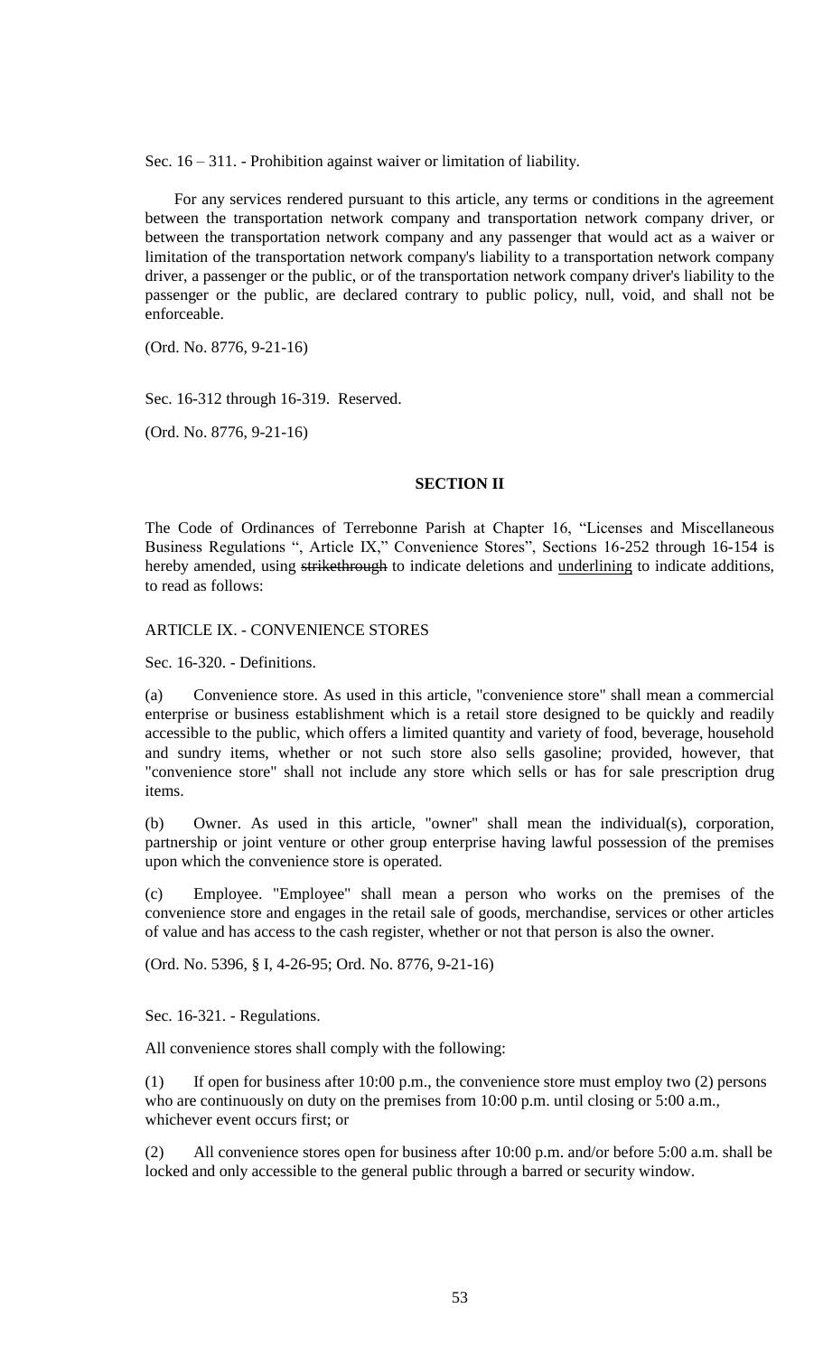Sec. 16 – 311. - Prohibition against waiver or limitation of liability.

For any services rendered pursuant to this article, any terms or conditions in the agreement between the transportation network company and transportation network company driver, or between the transportation network company and any passenger that would act as a waiver or limitation of the transportation network company's liability to a transportation network company driver, a passenger or the public, or of the transportation network company driver's liability to the passenger or the public, are declared contrary to public policy, null, void, and shall not be enforceable.

(Ord. No. 8776, 9-21-16)

Sec. 16-312 through 16-319. Reserved.

(Ord. No. 8776, 9-21-16)

**SECTION II**

The Code of Ordinances of Terrebonne Parish at Chapter 16, "Licenses and Miscellaneous Business Regulations ", Article IX," Convenience Stores", Sections 16-252 through 16-154 is hereby amended, using ~~strikethrough~~ to indicate deletions and <u>underlining</u> to indicate additions, to read as follows:

ARTICLE IX. - CONVENIENCE STORES

Sec. 16-320. - Definitions.

(a) Convenience store. As used in this article, "convenience store" shall mean a commercial enterprise or business establishment which is a retail store designed to be quickly and readily accessible to the public, which offers a limited quantity and variety of food, beverage, household and sundry items, whether or not such store also sells gasoline; provided, however, that "convenience store" shall not include any store which sells or has for sale prescription drug items.

(b) Owner. As used in this article, "owner" shall mean the individual(s), corporation, partnership or joint venture or other group enterprise having lawful possession of the premises upon which the convenience store is operated.

(c) Employee. "Employee" shall mean a person who works on the premises of the convenience store and engages in the retail sale of goods, merchandise, services or other articles of value and has access to the cash register, whether or not that person is also the owner.

(Ord. No. 5396, § I, 4-26-95; Ord. No. 8776, 9-21-16)

Sec. 16-321. - Regulations.

All convenience stores shall comply with the following:

(1) If open for business after 10:00 p.m., the convenience store must employ two (2) persons who are continuously on duty on the premises from 10:00 p.m. until closing or 5:00 a.m., whichever event occurs first; or

(2) All convenience stores open for business after 10:00 p.m. and/or before 5:00 a.m. shall be locked and only accessible to the general public through a barred or security window.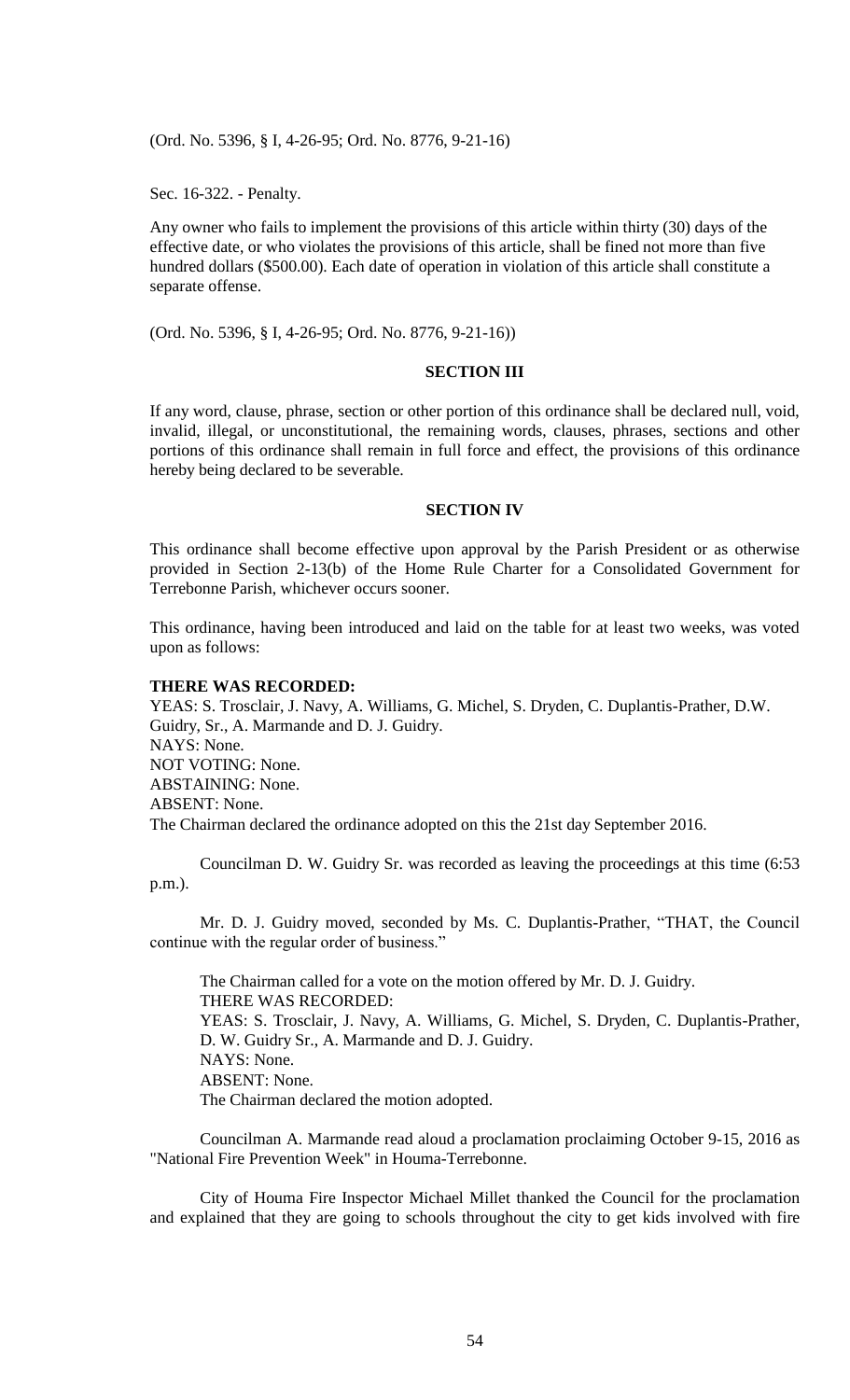(Ord. No. 5396, § I, 4-26-95; Ord. No. 8776, 9-21-16)

Sec. 16-322. - Penalty.

Any owner who fails to implement the provisions of this article within thirty (30) days of the effective date, or who violates the provisions of this article, shall be fined not more than five hundred dollars ($500.00). Each date of operation in violation of this article shall constitute a separate offense.

(Ord. No. 5396, § I, 4-26-95; Ord. No. 8776, 9-21-16))

**SECTION III**

If any word, clause, phrase, section or other portion of this ordinance shall be declared null, void, invalid, illegal, or unconstitutional, the remaining words, clauses, phrases, sections and other portions of this ordinance shall remain in full force and effect, the provisions of this ordinance hereby being declared to be severable.

**SECTION IV**

This ordinance shall become effective upon approval by the Parish President or as otherwise provided in Section 2-13(b) of the Home Rule Charter for a Consolidated Government for Terrebonne Parish, whichever occurs sooner.

This ordinance, having been introduced and laid on the table for at least two weeks, was voted upon as follows:

**THERE WAS RECORDED:**
YEAS: S. Trosclair, J. Navy, A. Williams, G. Michel, S. Dryden, C. Duplantis-Prather, D.W. Guidry, Sr., A. Marmande and D. J. Guidry.
NAYS: None.
NOT VOTING: None.
ABSTAINING: None.
ABSENT: None.
The Chairman declared the ordinance adopted on this the 21st day September 2016.

Councilman D. W. Guidry Sr. was recorded as leaving the proceedings at this time (6:53 p.m.).

Mr. D. J. Guidry moved, seconded by Ms. C. Duplantis-Prather, "THAT, the Council continue with the regular order of business."

The Chairman called for a vote on the motion offered by Mr. D. J. Guidry.
THERE WAS RECORDED:
YEAS: S. Trosclair, J. Navy, A. Williams, G. Michel, S. Dryden, C. Duplantis-Prather, D. W. Guidry Sr., A. Marmande and D. J. Guidry.
NAYS: None.
ABSENT: None.
The Chairman declared the motion adopted.

Councilman A. Marmande read aloud a proclamation proclaiming October 9-15, 2016 as "National Fire Prevention Week" in Houma-Terrebonne.

City of Houma Fire Inspector Michael Millet thanked the Council for the proclamation and explained that they are going to schools throughout the city to get kids involved with fire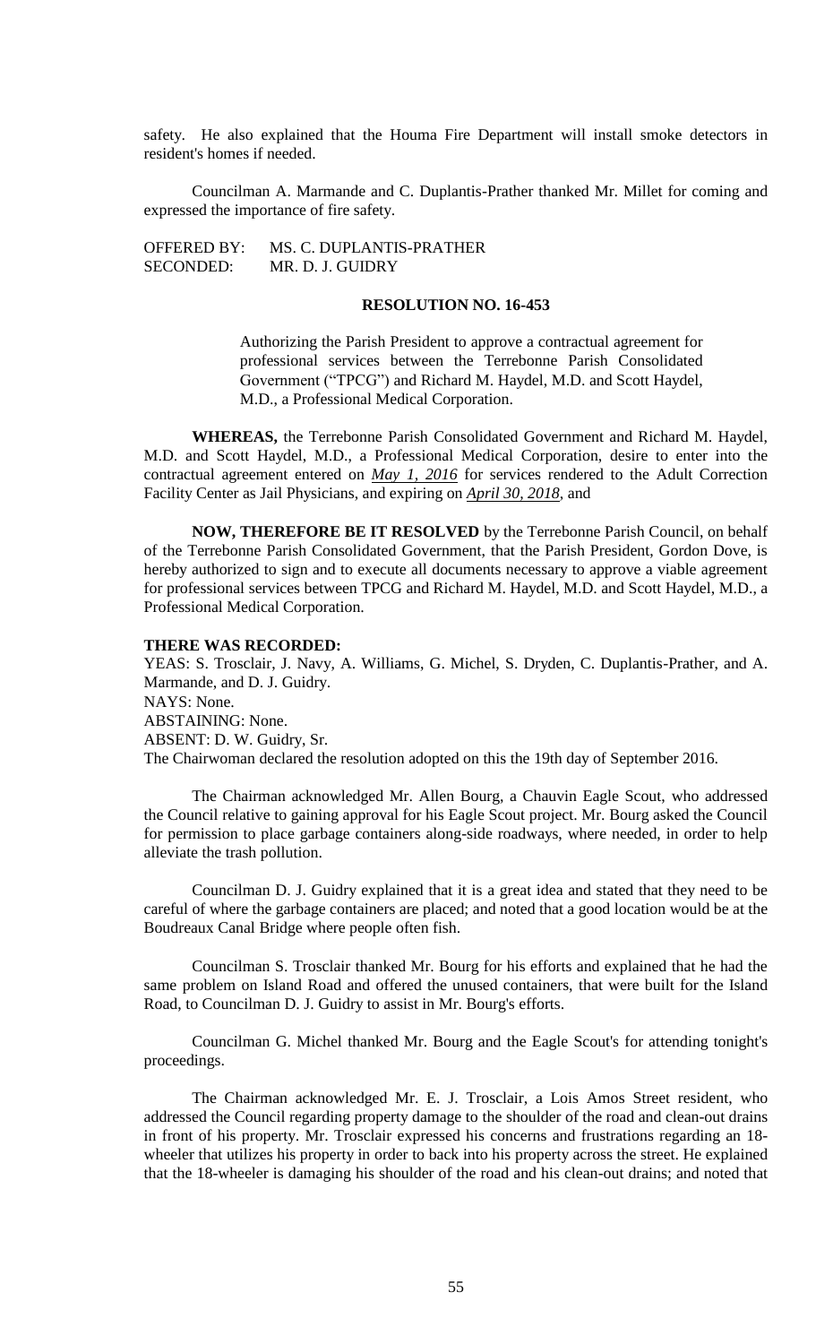safety. He also explained that the Houma Fire Department will install smoke detectors in resident's homes if needed.

Councilman A. Marmande and C. Duplantis-Prather thanked Mr. Millet for coming and expressed the importance of fire safety.

OFFERED BY: MS. C. DUPLANTIS-PRATHER
SECONDED: MR. D. J. GUIDRY

**RESOLUTION NO. 16-453**

Authorizing the Parish President to approve a contractual agreement for professional services between the Terrebonne Parish Consolidated Government ("TPCG") and Richard M. Haydel, M.D. and Scott Haydel, M.D., a Professional Medical Corporation.

**WHEREAS,** the Terrebonne Parish Consolidated Government and Richard M. Haydel, M.D. and Scott Haydel, M.D., a Professional Medical Corporation, desire to enter into the contractual agreement entered on ***May 1, 2016*** for services rendered to the Adult Correction Facility Center as Jail Physicians, and expiring on ***April 30, 2018***, and

**NOW, THEREFORE BE IT RESOLVED** by the Terrebonne Parish Council, on behalf of the Terrebonne Parish Consolidated Government, that the Parish President, Gordon Dove, is hereby authorized to sign and to execute all documents necessary to approve a viable agreement for professional services between TPCG and Richard M. Haydel, M.D. and Scott Haydel, M.D., a Professional Medical Corporation.

**THERE WAS RECORDED:**
YEAS: S. Trosclair, J. Navy, A. Williams, G. Michel, S. Dryden, C. Duplantis-Prather, and A. Marmande, and D. J. Guidry.
NAYS: None.
ABSTAINING: None.
ABSENT: D. W. Guidry, Sr.
The Chairwoman declared the resolution adopted on this the 19th day of September 2016.

The Chairman acknowledged Mr. Allen Bourg, a Chauvin Eagle Scout, who addressed the Council relative to gaining approval for his Eagle Scout project. Mr. Bourg asked the Council for permission to place garbage containers along-side roadways, where needed, in order to help alleviate the trash pollution.

Councilman D. J. Guidry explained that it is a great idea and stated that they need to be careful of where the garbage containers are placed; and noted that a good location would be at the Boudreaux Canal Bridge where people often fish.

Councilman S. Trosclair thanked Mr. Bourg for his efforts and explained that he had the same problem on Island Road and offered the unused containers, that were built for the Island Road, to Councilman D. J. Guidry to assist in Mr. Bourg's efforts.

Councilman G. Michel thanked Mr. Bourg and the Eagle Scout's for attending tonight's proceedings.

The Chairman acknowledged Mr. E. J. Trosclair, a Lois Amos Street resident, who addressed the Council regarding property damage to the shoulder of the road and clean-out drains in front of his property. Mr. Trosclair expressed his concerns and frustrations regarding an 18-wheeler that utilizes his property in order to back into his property across the street. He explained that the 18-wheeler is damaging his shoulder of the road and his clean-out drains; and noted that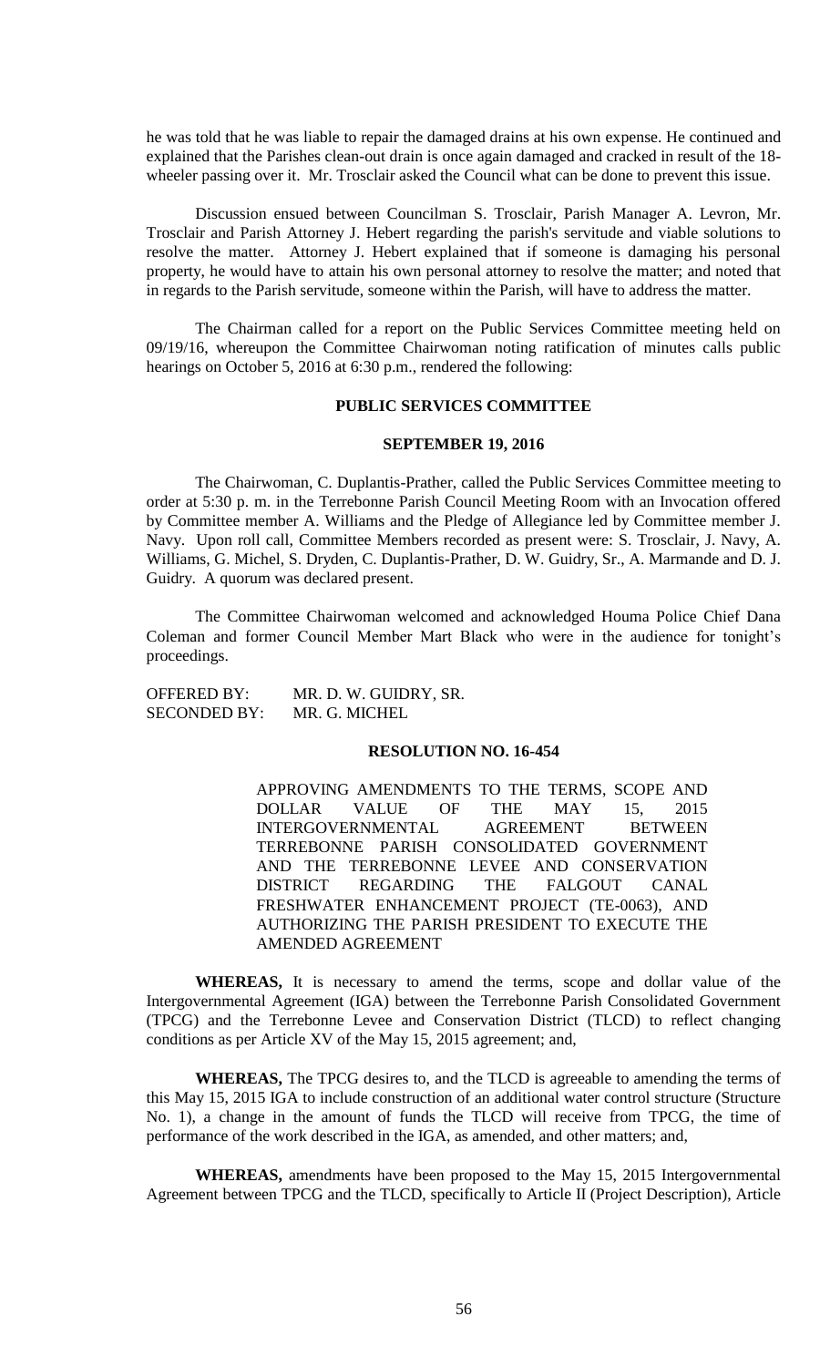he was told that he was liable to repair the damaged drains at his own expense. He continued and explained that the Parishes clean-out drain is once again damaged and cracked in result of the 18-wheeler passing over it. Mr. Trosclair asked the Council what can be done to prevent this issue.

Discussion ensued between Councilman S. Trosclair, Parish Manager A. Levron, Mr. Trosclair and Parish Attorney J. Hebert regarding the parish's servitude and viable solutions to resolve the matter. Attorney J. Hebert explained that if someone is damaging his personal property, he would have to attain his own personal attorney to resolve the matter; and noted that in regards to the Parish servitude, someone within the Parish, will have to address the matter.

The Chairman called for a report on the Public Services Committee meeting held on 09/19/16, whereupon the Committee Chairwoman noting ratification of minutes calls public hearings on October 5, 2016 at 6:30 p.m., rendered the following:

**PUBLIC SERVICES COMMITTEE**

**SEPTEMBER 19, 2016**

The Chairwoman, C. Duplantis-Prather, called the Public Services Committee meeting to order at 5:30 p. m. in the Terrebonne Parish Council Meeting Room with an Invocation offered by Committee member A. Williams and the Pledge of Allegiance led by Committee member J. Navy. Upon roll call, Committee Members recorded as present were: S. Trosclair, J. Navy, A. Williams, G. Michel, S. Dryden, C. Duplantis-Prather, D. W. Guidry, Sr., A. Marmande and D. J. Guidry. A quorum was declared present.

The Committee Chairwoman welcomed and acknowledged Houma Police Chief Dana Coleman and former Council Member Mart Black who were in the audience for tonight's proceedings.

OFFERED BY: MR. D. W. GUIDRY, SR.
SECONDED BY: MR. G. MICHEL

**RESOLUTION NO. 16-454**

APPROVING AMENDMENTS TO THE TERMS, SCOPE AND DOLLAR VALUE OF THE MAY 15, 2015 INTERGOVERNMENTAL AGREEMENT BETWEEN TERREBONNE PARISH CONSOLIDATED GOVERNMENT AND THE TERREBONNE LEVEE AND CONSERVATION DISTRICT REGARDING THE FALGOUT CANAL FRESHWATER ENHANCEMENT PROJECT (TE-0063), AND AUTHORIZING THE PARISH PRESIDENT TO EXECUTE THE AMENDED AGREEMENT

**WHEREAS,** It is necessary to amend the terms, scope and dollar value of the Intergovernmental Agreement (IGA) between the Terrebonne Parish Consolidated Government (TPCG) and the Terrebonne Levee and Conservation District (TLCD) to reflect changing conditions as per Article XV of the May 15, 2015 agreement; and,

**WHEREAS,** The TPCG desires to, and the TLCD is agreeable to amending the terms of this May 15, 2015 IGA to include construction of an additional water control structure (Structure No. 1), a change in the amount of funds the TLCD will receive from TPCG, the time of performance of the work described in the IGA, as amended, and other matters; and,

**WHEREAS,** amendments have been proposed to the May 15, 2015 Intergovernmental Agreement between TPCG and the TLCD, specifically to Article II (Project Description), Article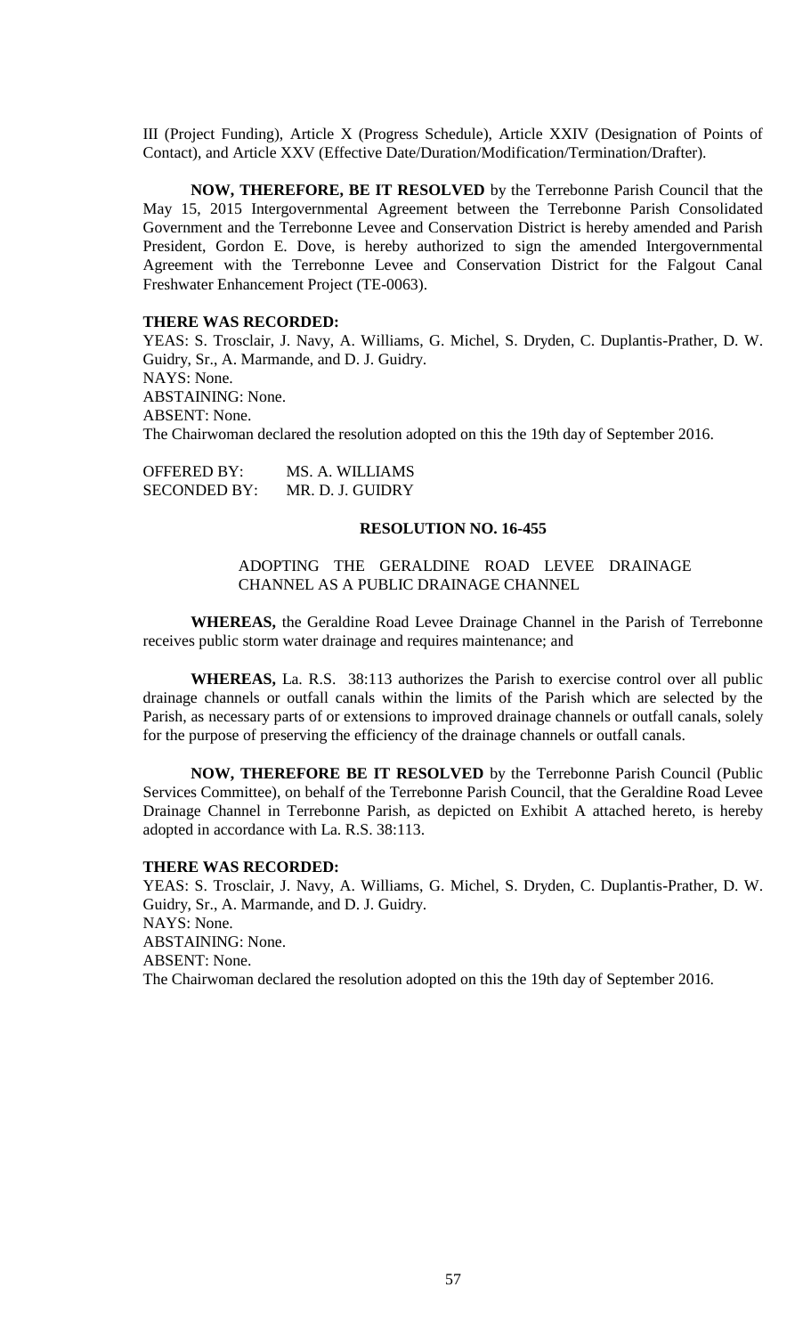III (Project Funding), Article X (Progress Schedule), Article XXIV (Designation of Points of Contact), and Article XXV (Effective Date/Duration/Modification/Termination/Drafter).

**NOW, THEREFORE, BE IT RESOLVED** by the Terrebonne Parish Council that the May 15, 2015 Intergovernmental Agreement between the Terrebonne Parish Consolidated Government and the Terrebonne Levee and Conservation District is hereby amended and Parish President, Gordon E. Dove, is hereby authorized to sign the amended Intergovernmental Agreement with the Terrebonne Levee and Conservation District for the Falgout Canal Freshwater Enhancement Project (TE-0063).

**THERE WAS RECORDED:**

YEAS: S. Trosclair, J. Navy, A. Williams, G. Michel, S. Dryden, C. Duplantis-Prather, D. W. Guidry, Sr., A. Marmande, and D. J. Guidry.
NAYS: None.
ABSTAINING: None.
ABSENT: None.
The Chairwoman declared the resolution adopted on this the 19th day of September 2016.

OFFERED BY: MS. A. WILLIAMS
SECONDED BY: MR. D. J. GUIDRY

**RESOLUTION NO. 16-455**

ADOPTING THE GERALDINE ROAD LEVEE DRAINAGE CHANNEL AS A PUBLIC DRAINAGE CHANNEL

**WHEREAS,** the Geraldine Road Levee Drainage Channel in the Parish of Terrebonne receives public storm water drainage and requires maintenance; and

**WHEREAS,** La. R.S. 38:113 authorizes the Parish to exercise control over all public drainage channels or outfall canals within the limits of the Parish which are selected by the Parish, as necessary parts of or extensions to improved drainage channels or outfall canals, solely for the purpose of preserving the efficiency of the drainage channels or outfall canals.

**NOW, THEREFORE BE IT RESOLVED** by the Terrebonne Parish Council (Public Services Committee), on behalf of the Terrebonne Parish Council, that the Geraldine Road Levee Drainage Channel in Terrebonne Parish, as depicted on Exhibit A attached hereto, is hereby adopted in accordance with La. R.S. 38:113.

**THERE WAS RECORDED:**

YEAS: S. Trosclair, J. Navy, A. Williams, G. Michel, S. Dryden, C. Duplantis-Prather, D. W. Guidry, Sr., A. Marmande, and D. J. Guidry.
NAYS: None.
ABSTAINING: None.
ABSENT: None.
The Chairwoman declared the resolution adopted on this the 19th day of September 2016.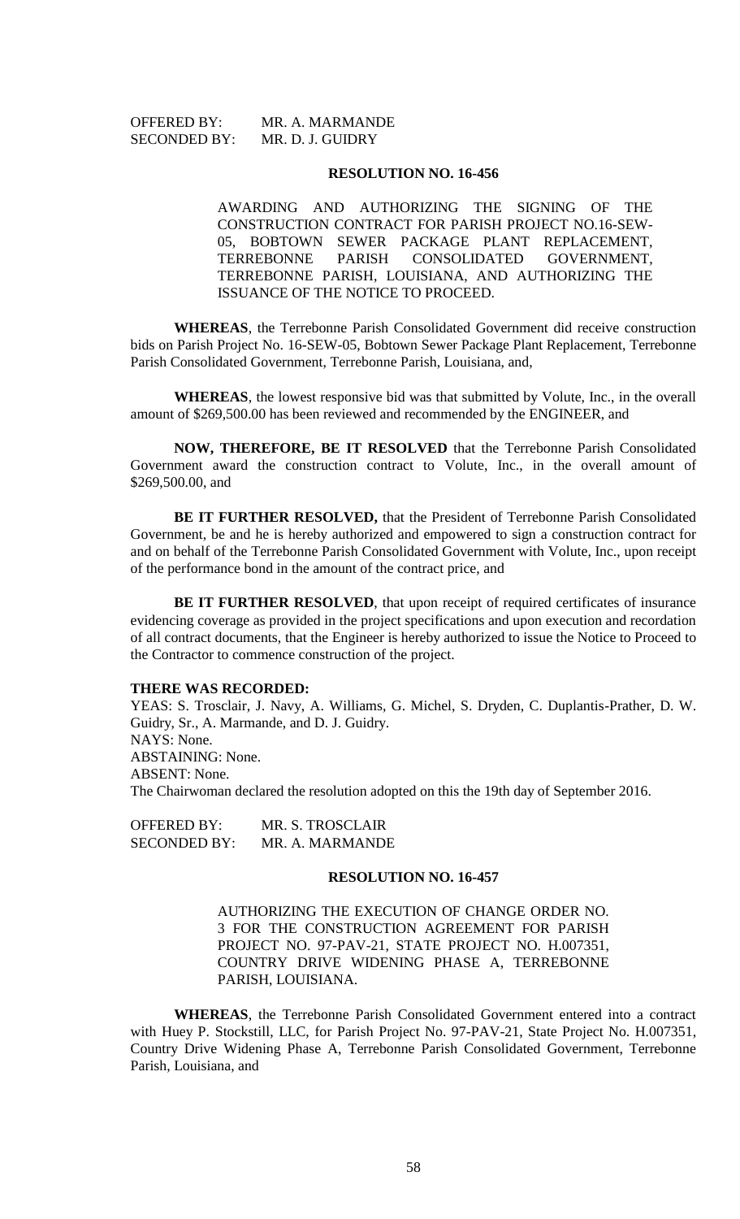OFFERED BY: MR. A. MARMANDE
SECONDED BY: MR. D. J. GUIDRY

**RESOLUTION NO. 16-456**

AWARDING AND AUTHORIZING THE SIGNING OF THE CONSTRUCTION CONTRACT FOR PARISH PROJECT NO.16-SEW-05, BOBTOWN SEWER PACKAGE PLANT REPLACEMENT, TERREBONNE PARISH CONSOLIDATED GOVERNMENT, TERREBONNE PARISH, LOUISIANA, AND AUTHORIZING THE ISSUANCE OF THE NOTICE TO PROCEED.

**WHEREAS**, the Terrebonne Parish Consolidated Government did receive construction bids on Parish Project No. 16-SEW-05, Bobtown Sewer Package Plant Replacement, Terrebonne Parish Consolidated Government, Terrebonne Parish, Louisiana, and,

**WHEREAS**, the lowest responsive bid was that submitted by Volute, Inc., in the overall amount of $269,500.00 has been reviewed and recommended by the ENGINEER, and

**NOW, THEREFORE, BE IT RESOLVED** that the Terrebonne Parish Consolidated Government award the construction contract to Volute, Inc., in the overall amount of $269,500.00, and

**BE IT FURTHER RESOLVED,** that the President of Terrebonne Parish Consolidated Government, be and he is hereby authorized and empowered to sign a construction contract for and on behalf of the Terrebonne Parish Consolidated Government with Volute, Inc., upon receipt of the performance bond in the amount of the contract price, and

**BE IT FURTHER RESOLVED**, that upon receipt of required certificates of insurance evidencing coverage as provided in the project specifications and upon execution and recordation of all contract documents, that the Engineer is hereby authorized to issue the Notice to Proceed to the Contractor to commence construction of the project.

**THERE WAS RECORDED:**
YEAS: S. Trosclair, J. Navy, A. Williams, G. Michel, S. Dryden, C. Duplantis-Prather, D. W. Guidry, Sr., A. Marmande, and D. J. Guidry.
NAYS: None.
ABSTAINING: None.
ABSENT: None.
The Chairwoman declared the resolution adopted on this the 19th day of September 2016.

OFFERED BY: MR. S. TROSCLAIR
SECONDED BY: MR. A. MARMANDE

**RESOLUTION NO. 16-457**

AUTHORIZING THE EXECUTION OF CHANGE ORDER NO. 3 FOR THE CONSTRUCTION AGREEMENT FOR PARISH PROJECT NO. 97-PAV-21, STATE PROJECT NO. H.007351, COUNTRY DRIVE WIDENING PHASE A, TERREBONNE PARISH, LOUISIANA.

**WHEREAS**, the Terrebonne Parish Consolidated Government entered into a contract with Huey P. Stockstill, LLC, for Parish Project No. 97-PAV-21, State Project No. H.007351, Country Drive Widening Phase A, Terrebonne Parish Consolidated Government, Terrebonne Parish, Louisiana, and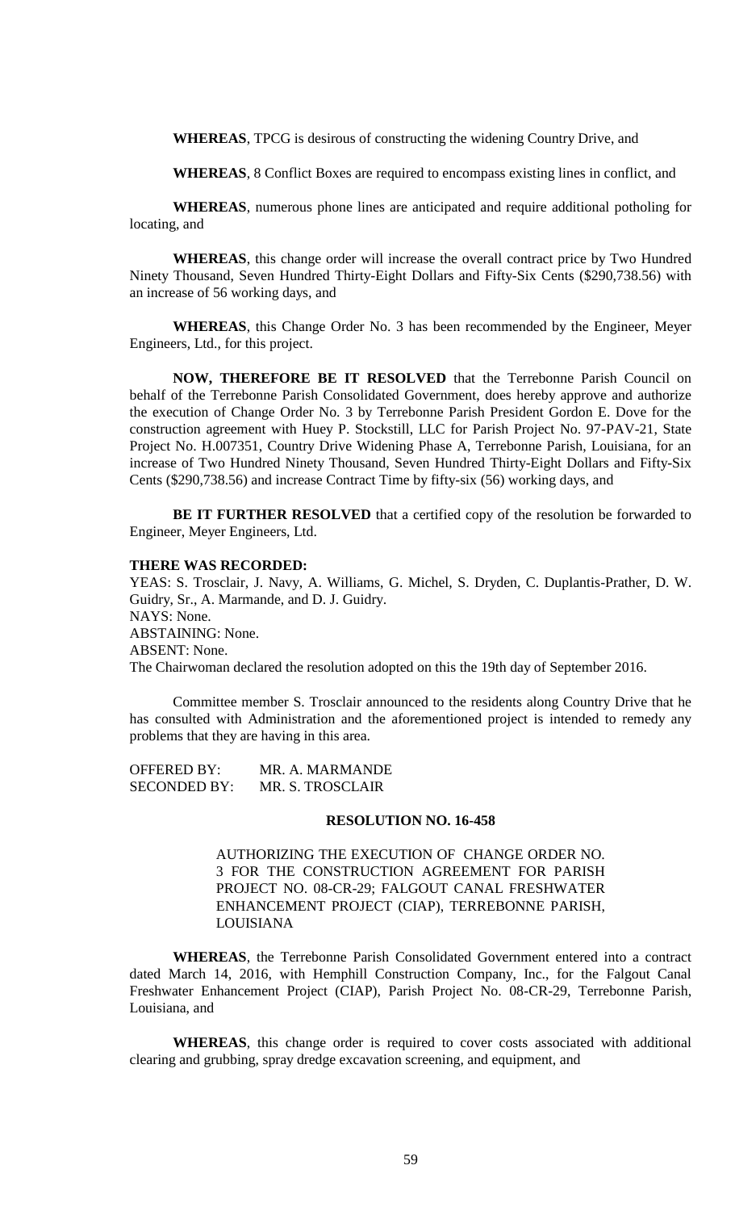**WHEREAS**, TPCG is desirous of constructing the widening Country Drive, and

**WHEREAS**, 8 Conflict Boxes are required to encompass existing lines in conflict, and

**WHEREAS**, numerous phone lines are anticipated and require additional potholing for locating, and

**WHEREAS**, this change order will increase the overall contract price by Two Hundred Ninety Thousand, Seven Hundred Thirty-Eight Dollars and Fifty-Six Cents ($290,738.56) with an increase of 56 working days, and

**WHEREAS**, this Change Order No. 3 has been recommended by the Engineer, Meyer Engineers, Ltd., for this project.

**NOW, THEREFORE BE IT RESOLVED** that the Terrebonne Parish Council on behalf of the Terrebonne Parish Consolidated Government, does hereby approve and authorize the execution of Change Order No. 3 by Terrebonne Parish President Gordon E. Dove for the construction agreement with Huey P. Stockstill, LLC for Parish Project No. 97-PAV-21, State Project No. H.007351, Country Drive Widening Phase A, Terrebonne Parish, Louisiana, for an increase of Two Hundred Ninety Thousand, Seven Hundred Thirty-Eight Dollars and Fifty-Six Cents ($290,738.56) and increase Contract Time by fifty-six (56) working days, and

**BE IT FURTHER RESOLVED** that a certified copy of the resolution be forwarded to Engineer, Meyer Engineers, Ltd.

**THERE WAS RECORDED:**

YEAS: S. Trosclair, J. Navy, A. Williams, G. Michel, S. Dryden, C. Duplantis-Prather, D. W. Guidry, Sr., A. Marmande, and D. J. Guidry.

NAYS: None.

ABSTAINING: None.

ABSENT: None.

The Chairwoman declared the resolution adopted on this the 19th day of September 2016.

Committee member S. Trosclair announced to the residents along Country Drive that he has consulted with Administration and the aforementioned project is intended to remedy any problems that they are having in this area.

OFFERED BY: MR. A. MARMANDE

SECONDED BY: MR. S. TROSCLAIR

**RESOLUTION NO. 16-458**

AUTHORIZING THE EXECUTION OF CHANGE ORDER NO. 3 FOR THE CONSTRUCTION AGREEMENT FOR PARISH PROJECT NO. 08-CR-29; FALGOUT CANAL FRESHWATER ENHANCEMENT PROJECT (CIAP), TERREBONNE PARISH, LOUISIANA

**WHEREAS**, the Terrebonne Parish Consolidated Government entered into a contract dated March 14, 2016, with Hemphill Construction Company, Inc., for the Falgout Canal Freshwater Enhancement Project (CIAP), Parish Project No. 08-CR-29, Terrebonne Parish, Louisiana, and

**WHEREAS**, this change order is required to cover costs associated with additional clearing and grubbing, spray dredge excavation screening, and equipment, and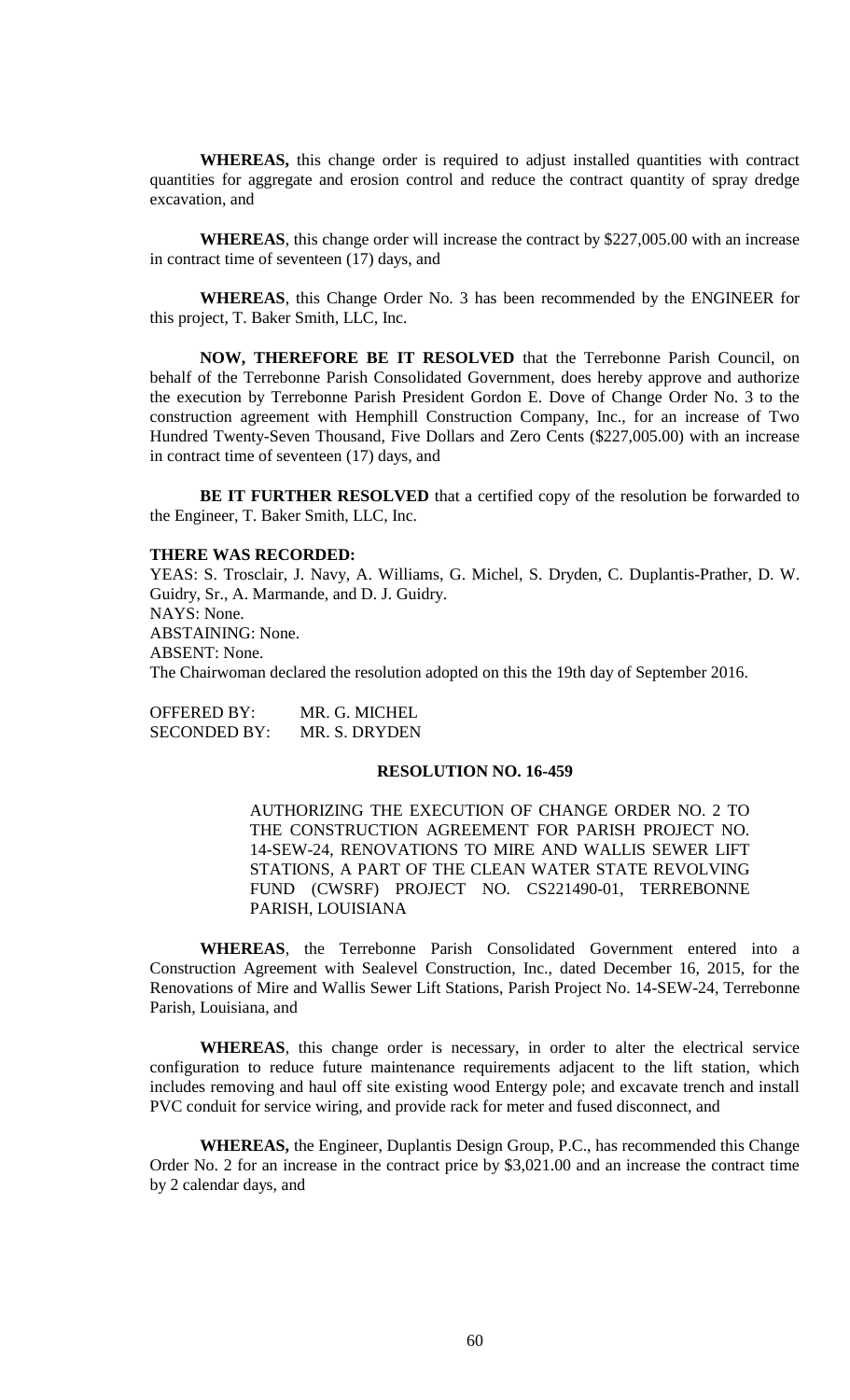**WHEREAS,** this change order is required to adjust installed quantities with contract quantities for aggregate and erosion control and reduce the contract quantity of spray dredge excavation, and

**WHEREAS**, this change order will increase the contract by $227,005.00 with an increase in contract time of seventeen (17) days, and

**WHEREAS**, this Change Order No. 3 has been recommended by the ENGINEER for this project, T. Baker Smith, LLC, Inc.

**NOW, THEREFORE BE IT RESOLVED** that the Terrebonne Parish Council, on behalf of the Terrebonne Parish Consolidated Government, does hereby approve and authorize the execution by Terrebonne Parish President Gordon E. Dove of Change Order No. 3 to the construction agreement with Hemphill Construction Company, Inc., for an increase of Two Hundred Twenty-Seven Thousand, Five Dollars and Zero Cents ($227,005.00) with an increase in contract time of seventeen (17) days, and

**BE IT FURTHER RESOLVED** that a certified copy of the resolution be forwarded to the Engineer, T. Baker Smith, LLC, Inc.

**THERE WAS RECORDED:**

YEAS: S. Trosclair, J. Navy, A. Williams, G. Michel, S. Dryden, C. Duplantis-Prather, D. W. Guidry, Sr., A. Marmande, and D. J. Guidry.
NAYS: None.
ABSTAINING: None.
ABSENT: None.
The Chairwoman declared the resolution adopted on this the 19th day of September 2016.

OFFERED BY: MR. G. MICHEL
SECONDED BY: MR. S. DRYDEN

**RESOLUTION NO. 16-459**

AUTHORIZING THE EXECUTION OF CHANGE ORDER NO. 2 TO THE CONSTRUCTION AGREEMENT FOR PARISH PROJECT NO. 14-SEW-24, RENOVATIONS TO MIRE AND WALLIS SEWER LIFT STATIONS, A PART OF THE CLEAN WATER STATE REVOLVING FUND (CWSRF) PROJECT NO. CS221490-01, TERREBONNE PARISH, LOUISIANA

**WHEREAS**, the Terrebonne Parish Consolidated Government entered into a Construction Agreement with Sealevel Construction, Inc., dated December 16, 2015, for the Renovations of Mire and Wallis Sewer Lift Stations, Parish Project No. 14-SEW-24, Terrebonne Parish, Louisiana, and

**WHEREAS**, this change order is necessary, in order to alter the electrical service configuration to reduce future maintenance requirements adjacent to the lift station, which includes removing and haul off site existing wood Entergy pole; and excavate trench and install PVC conduit for service wiring, and provide rack for meter and fused disconnect, and

**WHEREAS,** the Engineer, Duplantis Design Group, P.C., has recommended this Change Order No. 2 for an increase in the contract price by $3,021.00 and an increase the contract time by 2 calendar days, and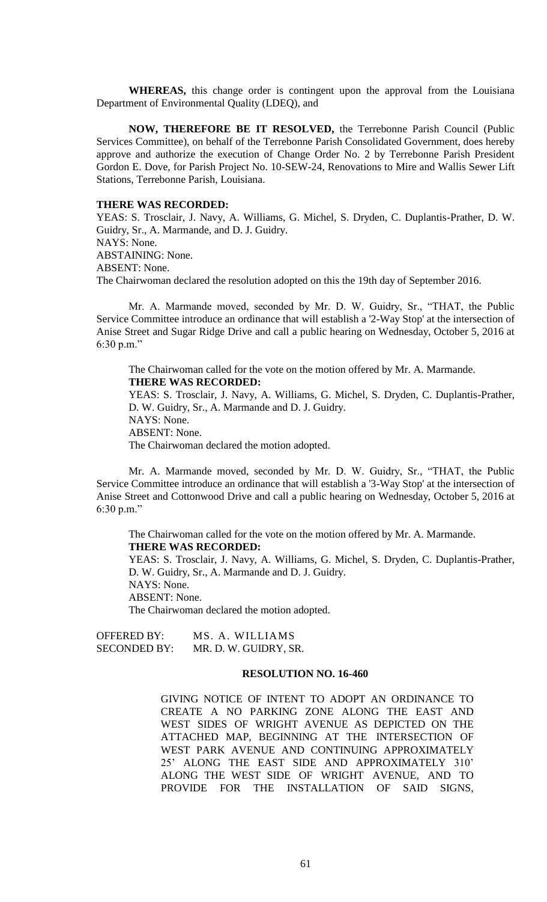**WHEREAS,** this change order is contingent upon the approval from the Louisiana Department of Environmental Quality (LDEQ), and

**NOW, THEREFORE BE IT RESOLVED,** the Terrebonne Parish Council (Public Services Committee), on behalf of the Terrebonne Parish Consolidated Government, does hereby approve and authorize the execution of Change Order No. 2 by Terrebonne Parish President Gordon E. Dove, for Parish Project No. 10-SEW-24, Renovations to Mire and Wallis Sewer Lift Stations, Terrebonne Parish, Louisiana.

**THERE WAS RECORDED:**

YEAS: S. Trosclair, J. Navy, A. Williams, G. Michel, S. Dryden, C. Duplantis-Prather, D. W. Guidry, Sr., A. Marmande, and D. J. Guidry.
NAYS: None.
ABSTAINING: None.
ABSENT: None.
The Chairwoman declared the resolution adopted on this the 19th day of September 2016.

Mr. A. Marmande moved, seconded by Mr. D. W. Guidry, Sr., "THAT, the Public Service Committee introduce an ordinance that will establish a '2-Way Stop' at the intersection of Anise Street and Sugar Ridge Drive and call a public hearing on Wednesday, October 5, 2016 at 6:30 p.m."

The Chairwoman called for the vote on the motion offered by Mr. A. Marmande.
**THERE WAS RECORDED:**
YEAS: S. Trosclair, J. Navy, A. Williams, G. Michel, S. Dryden, C. Duplantis-Prather, D. W. Guidry, Sr., A. Marmande and D. J. Guidry.
NAYS: None.
ABSENT: None.
The Chairwoman declared the motion adopted.

Mr. A. Marmande moved, seconded by Mr. D. W. Guidry, Sr., "THAT, the Public Service Committee introduce an ordinance that will establish a '3-Way Stop' at the intersection of Anise Street and Cottonwood Drive and call a public hearing on Wednesday, October 5, 2016 at 6:30 p.m."

The Chairwoman called for the vote on the motion offered by Mr. A. Marmande.
**THERE WAS RECORDED:**
YEAS: S. Trosclair, J. Navy, A. Williams, G. Michel, S. Dryden, C. Duplantis-Prather, D. W. Guidry, Sr., A. Marmande and D. J. Guidry.
NAYS: None.
ABSENT: None.
The Chairwoman declared the motion adopted.

OFFERED BY: MS. A. WILLIAMS
SECONDED BY: MR. D. W. GUIDRY, SR.

**RESOLUTION NO. 16-460**

GIVING NOTICE OF INTENT TO ADOPT AN ORDINANCE TO CREATE A NO PARKING ZONE ALONG THE EAST AND WEST SIDES OF WRIGHT AVENUE AS DEPICTED ON THE ATTACHED MAP, BEGINNING AT THE INTERSECTION OF WEST PARK AVENUE AND CONTINUING APPROXIMATELY 25' ALONG THE EAST SIDE AND APPROXIMATELY 310' ALONG THE WEST SIDE OF WRIGHT AVENUE, AND TO PROVIDE FOR THE INSTALLATION OF SAID SIGNS,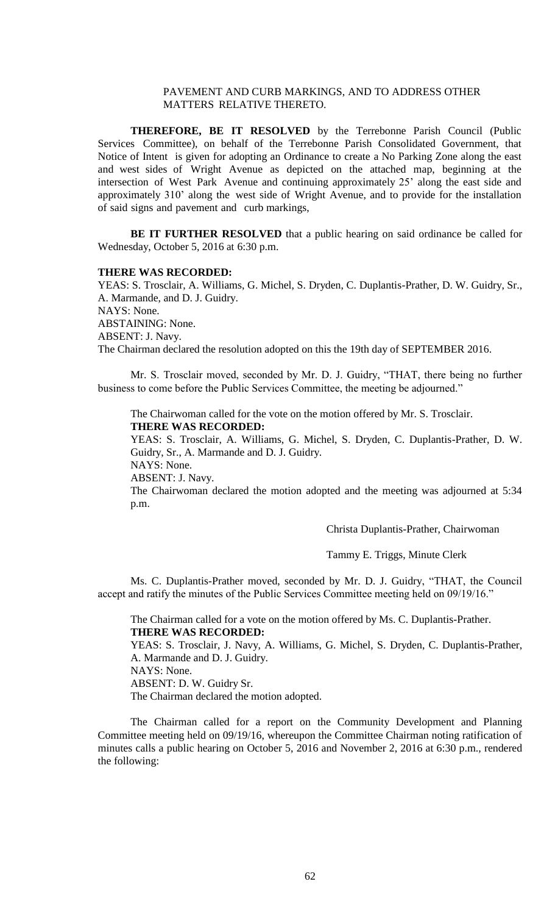PAVEMENT AND CURB MARKINGS, AND TO ADDRESS OTHER MATTERS RELATIVE THERETO.

**THEREFORE, BE IT RESOLVED** by the Terrebonne Parish Council (Public Services Committee), on behalf of the Terrebonne Parish Consolidated Government, that Notice of Intent is given for adopting an Ordinance to create a No Parking Zone along the east and west sides of Wright Avenue as depicted on the attached map, beginning at the intersection of West Park Avenue and continuing approximately 25' along the east side and approximately 310' along the west side of Wright Avenue, and to provide for the installation of said signs and pavement and curb markings,

**BE IT FURTHER RESOLVED** that a public hearing on said ordinance be called for Wednesday, October 5, 2016 at 6:30 p.m.

**THERE WAS RECORDED:**
YEAS: S. Trosclair, A. Williams, G. Michel, S. Dryden, C. Duplantis-Prather, D. W. Guidry, Sr., A. Marmande, and D. J. Guidry.
NAYS: None.
ABSTAINING: None.
ABSENT: J. Navy.
The Chairman declared the resolution adopted on this the 19th day of SEPTEMBER 2016.

Mr. S. Trosclair moved, seconded by Mr. D. J. Guidry, "THAT, there being no further business to come before the Public Services Committee, the meeting be adjourned."

The Chairwoman called for the vote on the motion offered by Mr. S. Trosclair.
**THERE WAS RECORDED:**
YEAS: S. Trosclair, A. Williams, G. Michel, S. Dryden, C. Duplantis-Prather, D. W. Guidry, Sr., A. Marmande and D. J. Guidry.
NAYS: None.
ABSENT: J. Navy.
The Chairwoman declared the motion adopted and the meeting was adjourned at 5:34 p.m.

Christa Duplantis-Prather, Chairwoman

Tammy E. Triggs, Minute Clerk

Ms. C. Duplantis-Prather moved, seconded by Mr. D. J. Guidry, "THAT, the Council accept and ratify the minutes of the Public Services Committee meeting held on 09/19/16."

The Chairman called for a vote on the motion offered by Ms. C. Duplantis-Prather.
**THERE WAS RECORDED:**
YEAS: S. Trosclair, J. Navy, A. Williams, G. Michel, S. Dryden, C. Duplantis-Prather, A. Marmande and D. J. Guidry.
NAYS: None.
ABSENT: D. W. Guidry Sr.
The Chairman declared the motion adopted.

The Chairman called for a report on the Community Development and Planning Committee meeting held on 09/19/16, whereupon the Committee Chairman noting ratification of minutes calls a public hearing on October 5, 2016 and November 2, 2016 at 6:30 p.m., rendered the following: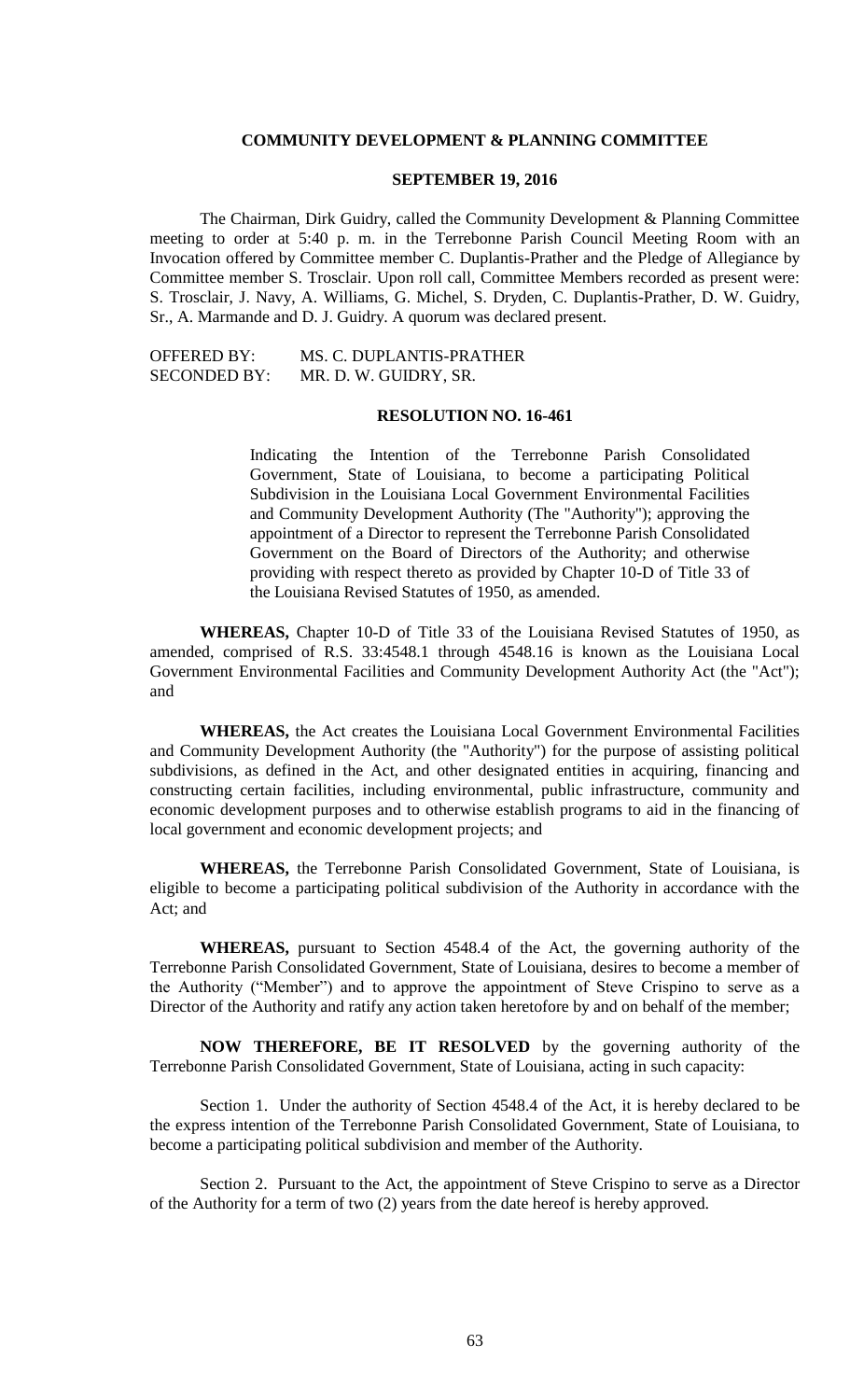## COMMUNITY DEVELOPMENT & PLANNING COMMITTEE

### SEPTEMBER 19, 2016

The Chairman, Dirk Guidry, called the Community Development & Planning Committee meeting to order at 5:40 p. m. in the Terrebonne Parish Council Meeting Room with an Invocation offered by Committee member C. Duplantis-Prather and the Pledge of Allegiance by Committee member S. Trosclair. Upon roll call, Committee Members recorded as present were: S. Trosclair, J. Navy, A. Williams, G. Michel, S. Dryden, C. Duplantis-Prather, D. W. Guidry, Sr., A. Marmande and D. J. Guidry. A quorum was declared present.

OFFERED BY: MS. C. DUPLANTIS-PRATHER
SECONDED BY: MR. D. W. GUIDRY, SR.

### RESOLUTION NO. 16-461

Indicating the Intention of the Terrebonne Parish Consolidated Government, State of Louisiana, to become a participating Political Subdivision in the Louisiana Local Government Environmental Facilities and Community Development Authority (The "Authority"); approving the appointment of a Director to represent the Terrebonne Parish Consolidated Government on the Board of Directors of the Authority; and otherwise providing with respect thereto as provided by Chapter 10-D of Title 33 of the Louisiana Revised Statutes of 1950, as amended.

**WHEREAS,** Chapter 10-D of Title 33 of the Louisiana Revised Statutes of 1950, as amended, comprised of R.S. 33:4548.1 through 4548.16 is known as the Louisiana Local Government Environmental Facilities and Community Development Authority Act (the "Act"); and

**WHEREAS,** the Act creates the Louisiana Local Government Environmental Facilities and Community Development Authority (the "Authority") for the purpose of assisting political subdivisions, as defined in the Act, and other designated entities in acquiring, financing and constructing certain facilities, including environmental, public infrastructure, community and economic development purposes and to otherwise establish programs to aid in the financing of local government and economic development projects; and

**WHEREAS,** the Terrebonne Parish Consolidated Government, State of Louisiana, is eligible to become a participating political subdivision of the Authority in accordance with the Act; and

**WHEREAS,** pursuant to Section 4548.4 of the Act, the governing authority of the Terrebonne Parish Consolidated Government, State of Louisiana, desires to become a member of the Authority ("Member") and to approve the appointment of Steve Crispino to serve as a Director of the Authority and ratify any action taken heretofore by and on behalf of the member;

**NOW THEREFORE, BE IT RESOLVED** by the governing authority of the Terrebonne Parish Consolidated Government, State of Louisiana, acting in such capacity:

Section 1. Under the authority of Section 4548.4 of the Act, it is hereby declared to be the express intention of the Terrebonne Parish Consolidated Government, State of Louisiana, to become a participating political subdivision and member of the Authority.

Section 2. Pursuant to the Act, the appointment of Steve Crispino to serve as a Director of the Authority for a term of two (2) years from the date hereof is hereby approved.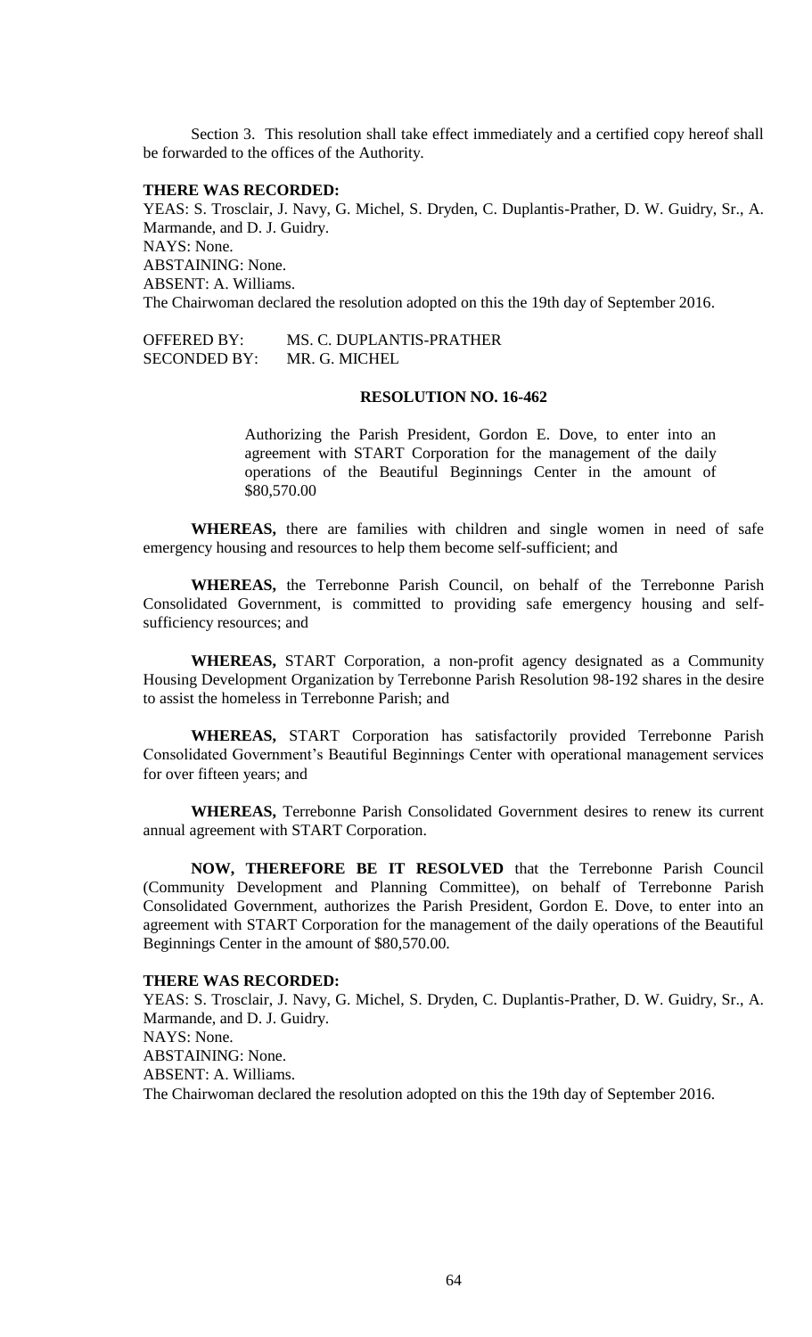Section 3. This resolution shall take effect immediately and a certified copy hereof shall be forwarded to the offices of the Authority.

**THERE WAS RECORDED:**

YEAS: S. Trosclair, J. Navy, G. Michel, S. Dryden, C. Duplantis-Prather, D. W. Guidry, Sr., A. Marmande, and D. J. Guidry.

NAYS: None.

ABSTAINING: None.

ABSENT: A. Williams.

The Chairwoman declared the resolution adopted on this the 19th day of September 2016.

OFFERED BY: MS. C. DUPLANTIS-PRATHER

SECONDED BY: MR. G. MICHEL

**RESOLUTION NO. 16-462**

Authorizing the Parish President, Gordon E. Dove, to enter into an agreement with START Corporation for the management of the daily operations of the Beautiful Beginnings Center in the amount of $80,570.00

**WHEREAS,** there are families with children and single women in need of safe emergency housing and resources to help them become self-sufficient; and

**WHEREAS,** the Terrebonne Parish Council, on behalf of the Terrebonne Parish Consolidated Government, is committed to providing safe emergency housing and self-sufficiency resources; and

**WHEREAS,** START Corporation, a non-profit agency designated as a Community Housing Development Organization by Terrebonne Parish Resolution 98-192 shares in the desire to assist the homeless in Terrebonne Parish; and

**WHEREAS,** START Corporation has satisfactorily provided Terrebonne Parish Consolidated Government's Beautiful Beginnings Center with operational management services for over fifteen years; and

**WHEREAS,** Terrebonne Parish Consolidated Government desires to renew its current annual agreement with START Corporation.

**NOW, THEREFORE BE IT RESOLVED** that the Terrebonne Parish Council (Community Development and Planning Committee), on behalf of Terrebonne Parish Consolidated Government, authorizes the Parish President, Gordon E. Dove, to enter into an agreement with START Corporation for the management of the daily operations of the Beautiful Beginnings Center in the amount of $80,570.00.

**THERE WAS RECORDED:**

YEAS: S. Trosclair, J. Navy, G. Michel, S. Dryden, C. Duplantis-Prather, D. W. Guidry, Sr., A. Marmande, and D. J. Guidry.

NAYS: None.

ABSTAINING: None.

ABSENT: A. Williams.

The Chairwoman declared the resolution adopted on this the 19th day of September 2016.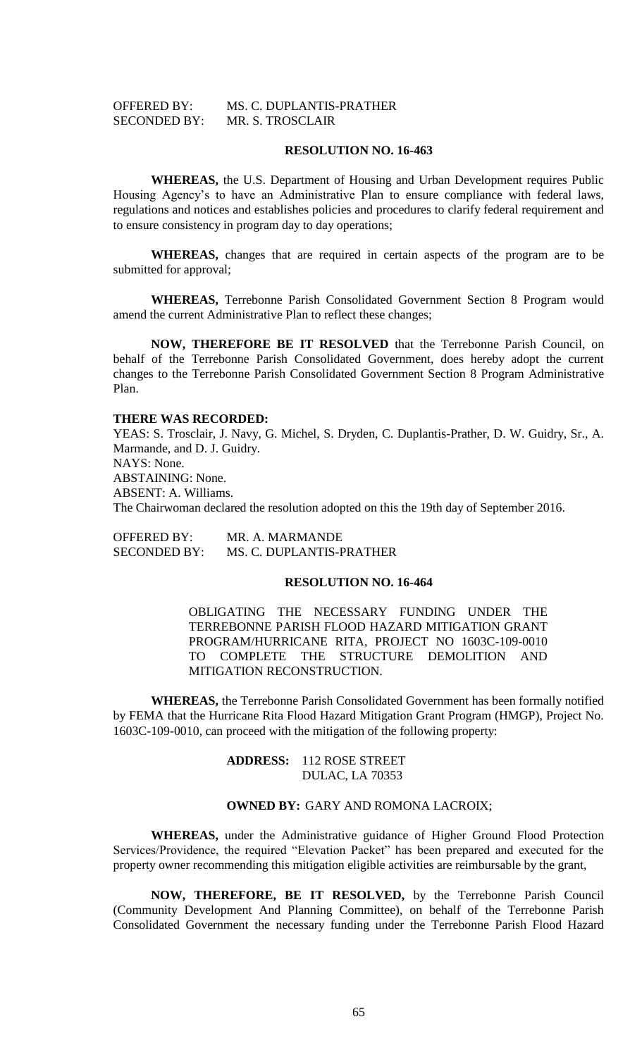OFFERED BY: MS. C. DUPLANTIS-PRATHER
SECONDED BY: MR. S. TROSCLAIR

**RESOLUTION NO. 16-463**

**WHEREAS,** the U.S. Department of Housing and Urban Development requires Public Housing Agency's to have an Administrative Plan to ensure compliance with federal laws, regulations and notices and establishes policies and procedures to clarify federal requirement and to ensure consistency in program day to day operations;

**WHEREAS,** changes that are required in certain aspects of the program are to be submitted for approval;

**WHEREAS,** Terrebonne Parish Consolidated Government Section 8 Program would amend the current Administrative Plan to reflect these changes;

**NOW, THEREFORE BE IT RESOLVED** that the Terrebonne Parish Council, on behalf of the Terrebonne Parish Consolidated Government, does hereby adopt the current changes to the Terrebonne Parish Consolidated Government Section 8 Program Administrative Plan.

**THERE WAS RECORDED:**
YEAS: S. Trosclair, J. Navy, G. Michel, S. Dryden, C. Duplantis-Prather, D. W. Guidry, Sr., A. Marmande, and D. J. Guidry.
NAYS: None.
ABSTAINING: None.
ABSENT: A. Williams.
The Chairwoman declared the resolution adopted on this the 19th day of September 2016.

OFFERED BY: MR. A. MARMANDE
SECONDED BY: MS. C. DUPLANTIS-PRATHER

**RESOLUTION NO. 16-464**

OBLIGATING THE NECESSARY FUNDING UNDER THE TERREBONNE PARISH FLOOD HAZARD MITIGATION GRANT PROGRAM/HURRICANE RITA, PROJECT NO 1603C-109-0010 TO COMPLETE THE STRUCTURE DEMOLITION AND MITIGATION RECONSTRUCTION.

**WHEREAS,** the Terrebonne Parish Consolidated Government has been formally notified by FEMA that the Hurricane Rita Flood Hazard Mitigation Grant Program (HMGP), Project No. 1603C-109-0010, can proceed with the mitigation of the following property:

**ADDRESS:** 112 ROSE STREET
DULAC, LA 70353

**OWNED BY:** GARY AND ROMONA LACROIX;

**WHEREAS,** under the Administrative guidance of Higher Ground Flood Protection Services/Providence, the required "Elevation Packet" has been prepared and executed for the property owner recommending this mitigation eligible activities are reimbursable by the grant,

**NOW, THEREFORE, BE IT RESOLVED,** by the Terrebonne Parish Council (Community Development And Planning Committee), on behalf of the Terrebonne Parish Consolidated Government the necessary funding under the Terrebonne Parish Flood Hazard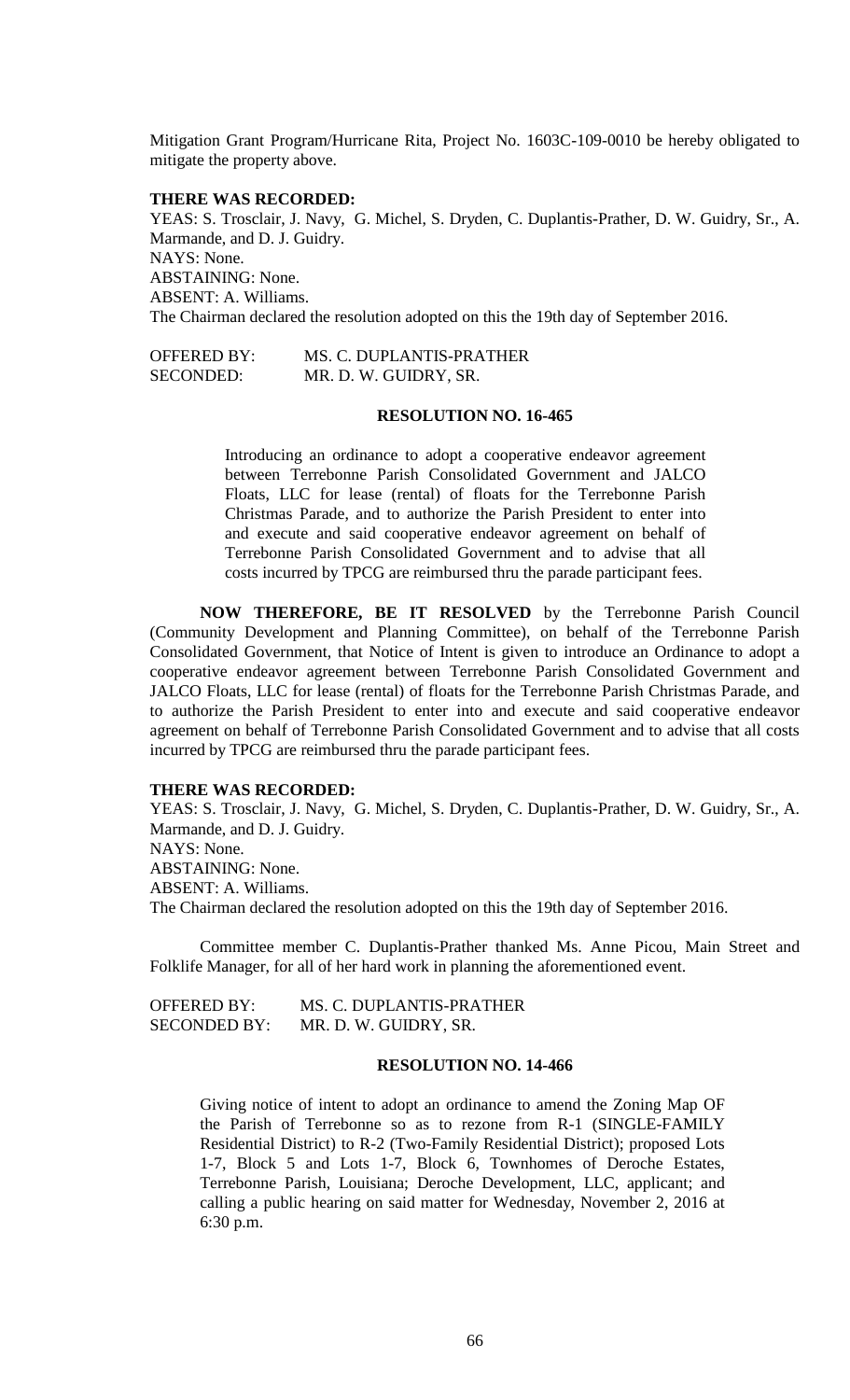Mitigation Grant Program/Hurricane Rita, Project No. 1603C-109-0010 be hereby obligated to mitigate the property above.

**THERE WAS RECORDED:**

YEAS: S. Trosclair, J. Navy, G. Michel, S. Dryden, C. Duplantis-Prather, D. W. Guidry, Sr., A. Marmande, and D. J. Guidry.
NAYS: None.
ABSTAINING: None.
ABSENT: A. Williams.
The Chairman declared the resolution adopted on this the 19th day of September 2016.

OFFERED BY: MS. C. DUPLANTIS-PRATHER
SECONDED: MR. D. W. GUIDRY, SR.

**RESOLUTION NO. 16-465**

Introducing an ordinance to adopt a cooperative endeavor agreement between Terrebonne Parish Consolidated Government and JALCO Floats, LLC for lease (rental) of floats for the Terrebonne Parish Christmas Parade, and to authorize the Parish President to enter into and execute and said cooperative endeavor agreement on behalf of Terrebonne Parish Consolidated Government and to advise that all costs incurred by TPCG are reimbursed thru the parade participant fees.

**NOW THEREFORE, BE IT RESOLVED** by the Terrebonne Parish Council (Community Development and Planning Committee), on behalf of the Terrebonne Parish Consolidated Government, that Notice of Intent is given to introduce an Ordinance to adopt a cooperative endeavor agreement between Terrebonne Parish Consolidated Government and JALCO Floats, LLC for lease (rental) of floats for the Terrebonne Parish Christmas Parade, and to authorize the Parish President to enter into and execute and said cooperative endeavor agreement on behalf of Terrebonne Parish Consolidated Government and to advise that all costs incurred by TPCG are reimbursed thru the parade participant fees.

**THERE WAS RECORDED:**

YEAS: S. Trosclair, J. Navy, G. Michel, S. Dryden, C. Duplantis-Prather, D. W. Guidry, Sr., A. Marmande, and D. J. Guidry.
NAYS: None.
ABSTAINING: None.
ABSENT: A. Williams.
The Chairman declared the resolution adopted on this the 19th day of September 2016.

Committee member C. Duplantis-Prather thanked Ms. Anne Picou, Main Street and Folklife Manager, for all of her hard work in planning the aforementioned event.

OFFERED BY: MS. C. DUPLANTIS-PRATHER
SECONDED BY: MR. D. W. GUIDRY, SR.

**RESOLUTION NO. 14-466**

Giving notice of intent to adopt an ordinance to amend the Zoning Map OF the Parish of Terrebonne so as to rezone from R-1 (SINGLE-FAMILY Residential District) to R-2 (Two-Family Residential District); proposed Lots 1-7, Block 5 and Lots 1-7, Block 6, Townhomes of Deroche Estates, Terrebonne Parish, Louisiana; Deroche Development, LLC, applicant; and calling a public hearing on said matter for Wednesday, November 2, 2016 at 6:30 p.m.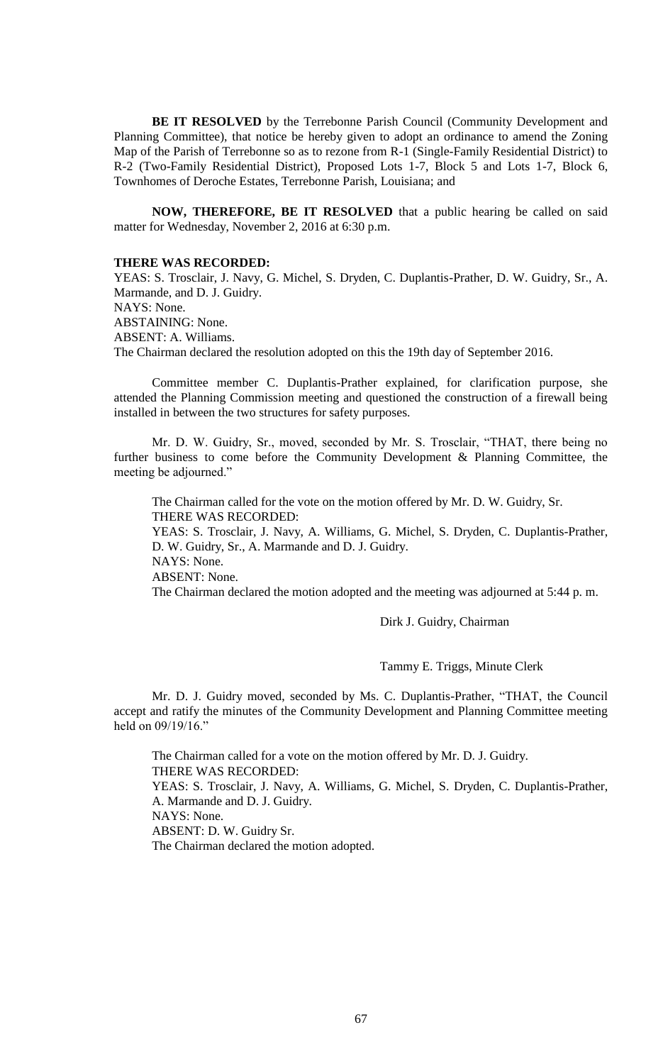**BE IT RESOLVED** by the Terrebonne Parish Council (Community Development and Planning Committee), that notice be hereby given to adopt an ordinance to amend the Zoning Map of the Parish of Terrebonne so as to rezone from R-1 (Single-Family Residential District) to R-2 (Two-Family Residential District), Proposed Lots 1-7, Block 5 and Lots 1-7, Block 6, Townhomes of Deroche Estates, Terrebonne Parish, Louisiana; and

**NOW, THEREFORE, BE IT RESOLVED** that a public hearing be called on said matter for Wednesday, November 2, 2016 at 6:30 p.m.

**THERE WAS RECORDED:**
YEAS: S. Trosclair, J. Navy, G. Michel, S. Dryden, C. Duplantis-Prather, D. W. Guidry, Sr., A. Marmande, and D. J. Guidry.
NAYS: None.
ABSTAINING: None.
ABSENT: A. Williams.
The Chairman declared the resolution adopted on this the 19th day of September 2016.

Committee member C. Duplantis-Prather explained, for clarification purpose, she attended the Planning Commission meeting and questioned the construction of a firewall being installed in between the two structures for safety purposes.

Mr. D. W. Guidry, Sr., moved, seconded by Mr. S. Trosclair, "THAT, there being no further business to come before the Community Development & Planning Committee, the meeting be adjourned."

The Chairman called for the vote on the motion offered by Mr. D. W. Guidry, Sr.
THERE WAS RECORDED:
YEAS: S. Trosclair, J. Navy, A. Williams, G. Michel, S. Dryden, C. Duplantis-Prather, D. W. Guidry, Sr., A. Marmande and D. J. Guidry.
NAYS: None.
ABSENT: None.
The Chairman declared the motion adopted and the meeting was adjourned at 5:44 p. m.

Dirk J. Guidry, Chairman

Tammy E. Triggs, Minute Clerk

Mr. D. J. Guidry moved, seconded by Ms. C. Duplantis-Prather, "THAT, the Council accept and ratify the minutes of the Community Development and Planning Committee meeting held on 09/19/16."

The Chairman called for a vote on the motion offered by Mr. D. J. Guidry.
THERE WAS RECORDED:
YEAS: S. Trosclair, J. Navy, A. Williams, G. Michel, S. Dryden, C. Duplantis-Prather, A. Marmande and D. J. Guidry.
NAYS: None.
ABSENT: D. W. Guidry Sr.
The Chairman declared the motion adopted.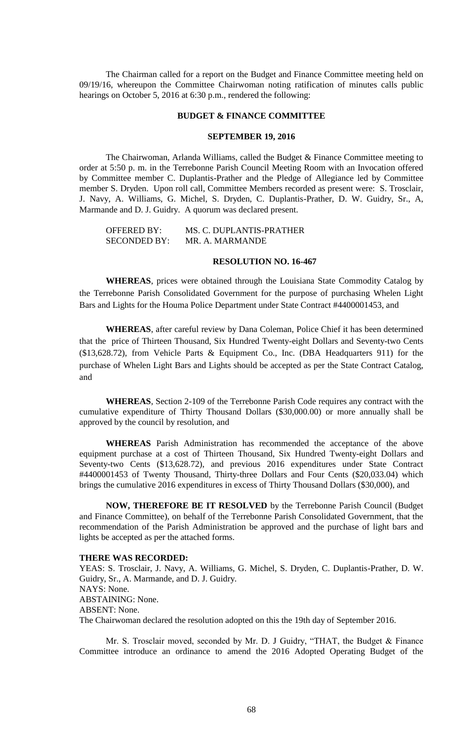The Chairman called for a report on the Budget and Finance Committee meeting held on 09/19/16, whereupon the Committee Chairwoman noting ratification of minutes calls public hearings on October 5, 2016 at 6:30 p.m., rendered the following:

**BUDGET & FINANCE COMMITTEE**

**SEPTEMBER 19, 2016**

The Chairwoman, Arlanda Williams, called the Budget & Finance Committee meeting to order at 5:50 p. m. in the Terrebonne Parish Council Meeting Room with an Invocation offered by Committee member C. Duplantis-Prather and the Pledge of Allegiance led by Committee member S. Dryden. Upon roll call, Committee Members recorded as present were: S. Trosclair, J. Navy, A. Williams, G. Michel, S. Dryden, C. Duplantis-Prather, D. W. Guidry, Sr., A, Marmande and D. J. Guidry. A quorum was declared present.

OFFERED BY: MS. C. DUPLANTIS-PRATHER
SECONDED BY: MR. A. MARMANDE

**RESOLUTION NO. 16-467**

**WHEREAS**, prices were obtained through the Louisiana State Commodity Catalog by the Terrebonne Parish Consolidated Government for the purpose of purchasing Whelen Light Bars and Lights for the Houma Police Department under State Contract #4400001453, and

**WHEREAS**, after careful review by Dana Coleman, Police Chief it has been determined that the price of Thirteen Thousand, Six Hundred Twenty-eight Dollars and Seventy-two Cents ($13,628.72), from Vehicle Parts & Equipment Co., Inc. (DBA Headquarters 911) for the purchase of Whelen Light Bars and Lights should be accepted as per the State Contract Catalog, and

**WHEREAS**, Section 2-109 of the Terrebonne Parish Code requires any contract with the cumulative expenditure of Thirty Thousand Dollars ($30,000.00) or more annually shall be approved by the council by resolution, and

**WHEREAS** Parish Administration has recommended the acceptance of the above equipment purchase at a cost of Thirteen Thousand, Six Hundred Twenty-eight Dollars and Seventy-two Cents ($13,628.72), and previous 2016 expenditures under State Contract #4400001453 of Twenty Thousand, Thirty-three Dollars and Four Cents ($20,033.04) which brings the cumulative 2016 expenditures in excess of Thirty Thousand Dollars ($30,000), and

**NOW, THEREFORE BE IT RESOLVED** by the Terrebonne Parish Council (Budget and Finance Committee), on behalf of the Terrebonne Parish Consolidated Government, that the recommendation of the Parish Administration be approved and the purchase of light bars and lights be accepted as per the attached forms.

**THERE WAS RECORDED:**
YEAS: S. Trosclair, J. Navy, A. Williams, G. Michel, S. Dryden, C. Duplantis-Prather, D. W. Guidry, Sr., A. Marmande, and D. J. Guidry.
NAYS: None.
ABSTAINING: None.
ABSENT: None.
The Chairwoman declared the resolution adopted on this the 19th day of September 2016.

Mr. S. Trosclair moved, seconded by Mr. D. J Guidry, "THAT, the Budget & Finance Committee introduce an ordinance to amend the 2016 Adopted Operating Budget of the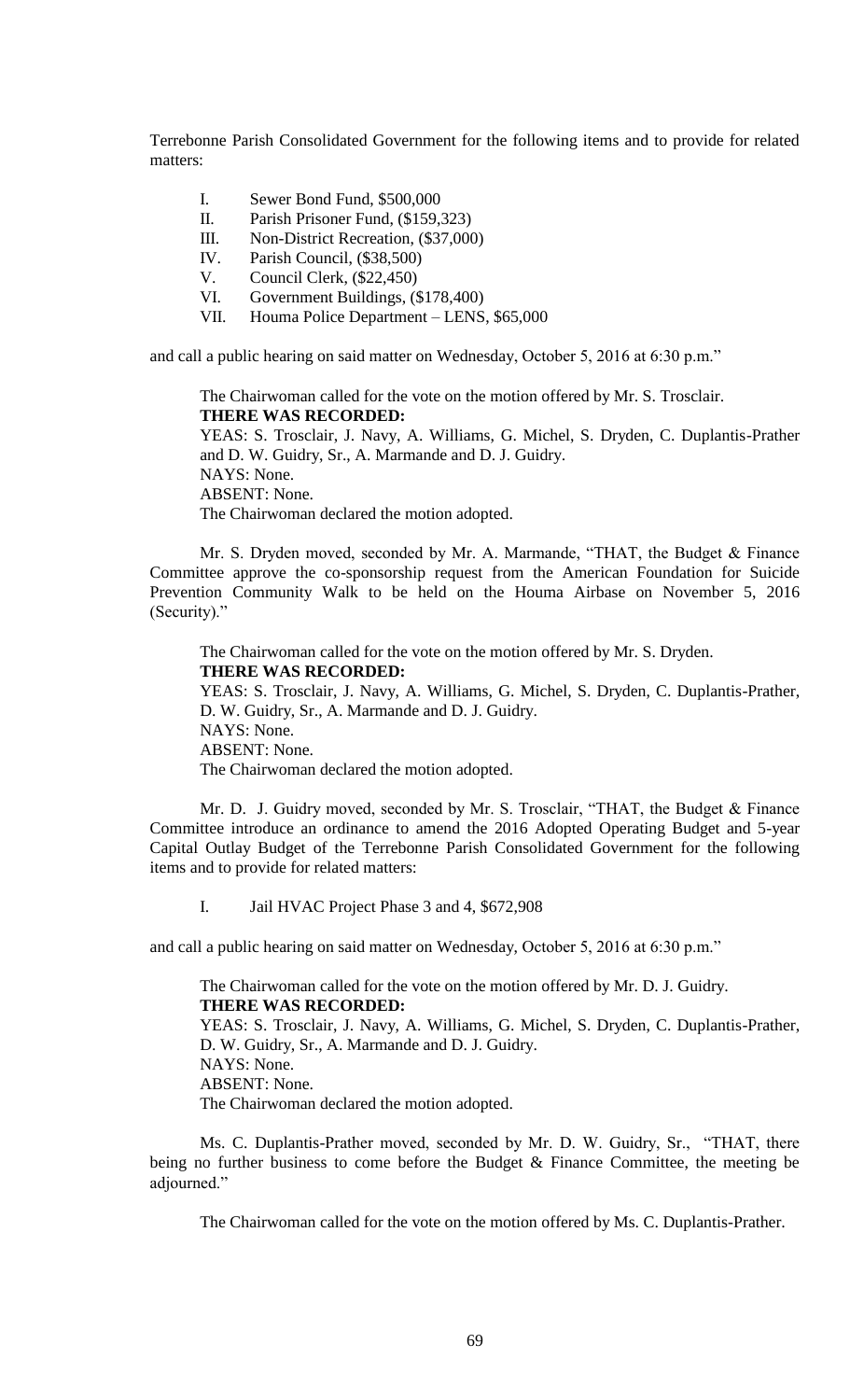Terrebonne Parish Consolidated Government for the following items and to provide for related matters:

I. Sewer Bond Fund, $500,000
II. Parish Prisoner Fund, ($159,323)
III. Non-District Recreation, ($37,000)
IV. Parish Council, ($38,500)
V. Council Clerk, ($22,450)
VI. Government Buildings, ($178,400)
VII. Houma Police Department – LENS, $65,000

and call a public hearing on said matter on Wednesday, October 5, 2016 at 6:30 p.m."

The Chairwoman called for the vote on the motion offered by Mr. S. Trosclair.
**THERE WAS RECORDED:**
YEAS: S. Trosclair, J. Navy, A. Williams, G. Michel, S. Dryden, C. Duplantis-Prather and D. W. Guidry, Sr., A. Marmande and D. J. Guidry.
NAYS: None.
ABSENT: None.
The Chairwoman declared the motion adopted.

Mr. S. Dryden moved, seconded by Mr. A. Marmande, "THAT, the Budget & Finance Committee approve the co-sponsorship request from the American Foundation for Suicide Prevention Community Walk to be held on the Houma Airbase on November 5, 2016 (Security)."

The Chairwoman called for the vote on the motion offered by Mr. S. Dryden.
**THERE WAS RECORDED:**
YEAS: S. Trosclair, J. Navy, A. Williams, G. Michel, S. Dryden, C. Duplantis-Prather, D. W. Guidry, Sr., A. Marmande and D. J. Guidry.
NAYS: None.
ABSENT: None.
The Chairwoman declared the motion adopted.

Mr. D. J. Guidry moved, seconded by Mr. S. Trosclair, "THAT, the Budget & Finance Committee introduce an ordinance to amend the 2016 Adopted Operating Budget and 5-year Capital Outlay Budget of the Terrebonne Parish Consolidated Government for the following items and to provide for related matters:

I. Jail HVAC Project Phase 3 and 4, $672,908

and call a public hearing on said matter on Wednesday, October 5, 2016 at 6:30 p.m."

The Chairwoman called for the vote on the motion offered by Mr. D. J. Guidry.
**THERE WAS RECORDED:**
YEAS: S. Trosclair, J. Navy, A. Williams, G. Michel, S. Dryden, C. Duplantis-Prather, D. W. Guidry, Sr., A. Marmande and D. J. Guidry.
NAYS: None.
ABSENT: None.
The Chairwoman declared the motion adopted.

Ms. C. Duplantis-Prather moved, seconded by Mr. D. W. Guidry, Sr., "THAT, there being no further business to come before the Budget & Finance Committee, the meeting be adjourned."

The Chairwoman called for the vote on the motion offered by Ms. C. Duplantis-Prather.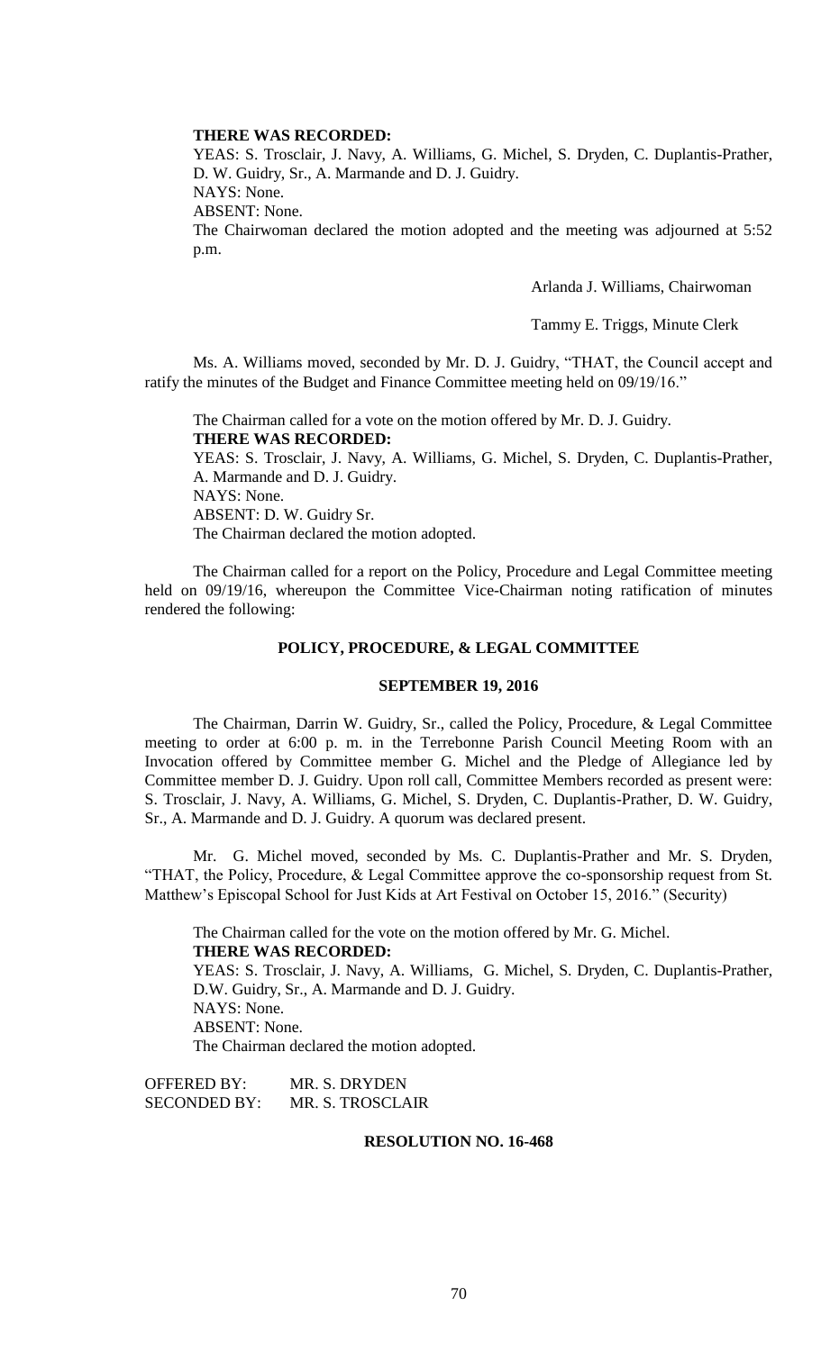**THERE WAS RECORDED:**

YEAS: S. Trosclair, J. Navy, A. Williams, G. Michel, S. Dryden, C. Duplantis-Prather, D. W. Guidry, Sr., A. Marmande and D. J. Guidry.

NAYS: None.

ABSENT: None.

The Chairwoman declared the motion adopted and the meeting was adjourned at 5:52 p.m.

Arlanda J. Williams, Chairwoman

Tammy E. Triggs, Minute Clerk

Ms. A. Williams moved, seconded by Mr. D. J. Guidry, "THAT, the Council accept and ratify the minutes of the Budget and Finance Committee meeting held on 09/19/16."

The Chairman called for a vote on the motion offered by Mr. D. J. Guidry.

**THERE WAS RECORDED:**

YEAS: S. Trosclair, J. Navy, A. Williams, G. Michel, S. Dryden, C. Duplantis-Prather, A. Marmande and D. J. Guidry.

NAYS: None.

ABSENT: D. W. Guidry Sr.

The Chairman declared the motion adopted.

The Chairman called for a report on the Policy, Procedure and Legal Committee meeting held on 09/19/16, whereupon the Committee Vice-Chairman noting ratification of minutes rendered the following:

**POLICY, PROCEDURE, & LEGAL COMMITTEE**

**SEPTEMBER 19, 2016**

The Chairman, Darrin W. Guidry, Sr., called the Policy, Procedure, & Legal Committee meeting to order at 6:00 p. m. in the Terrebonne Parish Council Meeting Room with an Invocation offered by Committee member G. Michel and the Pledge of Allegiance led by Committee member D. J. Guidry. Upon roll call, Committee Members recorded as present were: S. Trosclair, J. Navy, A. Williams, G. Michel, S. Dryden, C. Duplantis-Prather, D. W. Guidry, Sr., A. Marmande and D. J. Guidry. A quorum was declared present.

Mr. G. Michel moved, seconded by Ms. C. Duplantis-Prather and Mr. S. Dryden, "THAT, the Policy, Procedure, & Legal Committee approve the co-sponsorship request from St. Matthew's Episcopal School for Just Kids at Art Festival on October 15, 2016." (Security)

The Chairman called for the vote on the motion offered by Mr. G. Michel.

**THERE WAS RECORDED:**

YEAS: S. Trosclair, J. Navy, A. Williams, G. Michel, S. Dryden, C. Duplantis-Prather, D.W. Guidry, Sr., A. Marmande and D. J. Guidry.

NAYS: None.

ABSENT: None.

The Chairman declared the motion adopted.

OFFERED BY: MR. S. DRYDEN
SECONDED BY: MR. S. TROSCLAIR

**RESOLUTION NO. 16-468**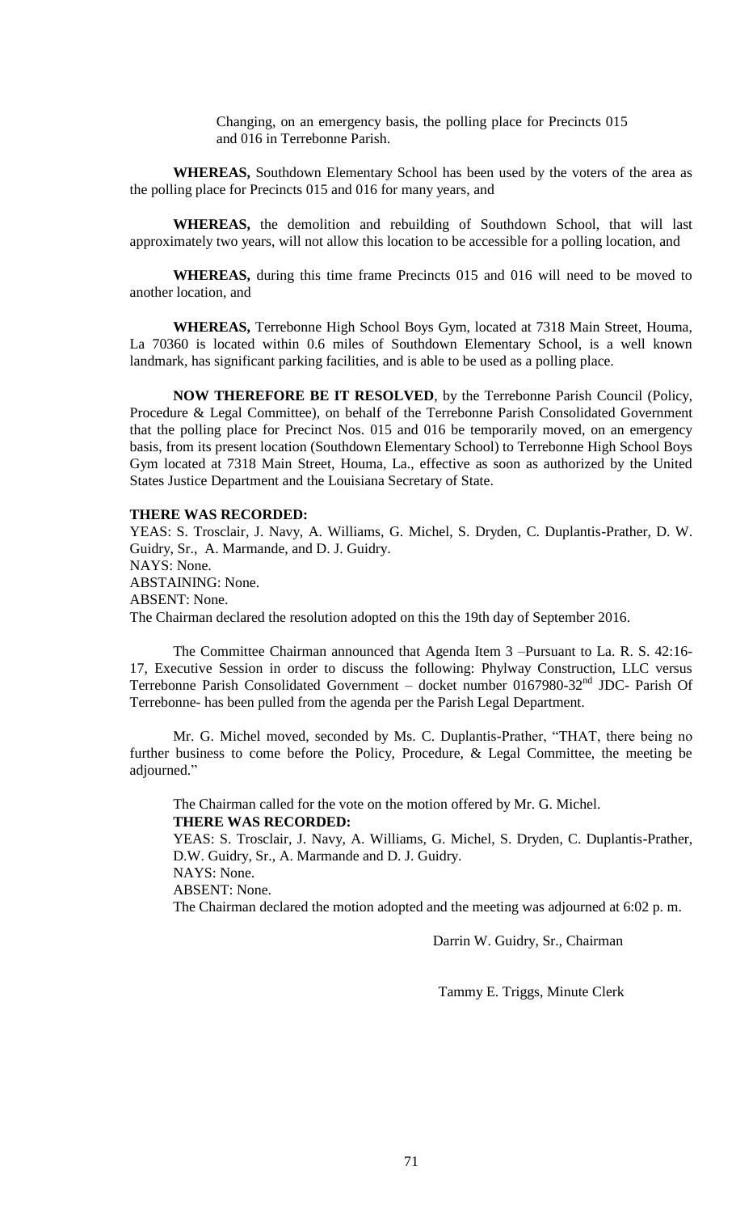Changing, on an emergency basis, the polling place for Precincts 015 and 016 in Terrebonne Parish.

**WHEREAS,** Southdown Elementary School has been used by the voters of the area as the polling place for Precincts 015 and 016 for many years, and

**WHEREAS,** the demolition and rebuilding of Southdown School, that will last approximately two years, will not allow this location to be accessible for a polling location, and

**WHEREAS,** during this time frame Precincts 015 and 016 will need to be moved to another location, and

**WHEREAS,** Terrebonne High School Boys Gym, located at 7318 Main Street, Houma, La 70360 is located within 0.6 miles of Southdown Elementary School, is a well known landmark, has significant parking facilities, and is able to be used as a polling place.

**NOW THEREFORE BE IT RESOLVED**, by the Terrebonne Parish Council (Policy, Procedure & Legal Committee), on behalf of the Terrebonne Parish Consolidated Government that the polling place for Precinct Nos. 015 and 016 be temporarily moved, on an emergency basis, from its present location (Southdown Elementary School) to Terrebonne High School Boys Gym located at 7318 Main Street, Houma, La., effective as soon as authorized by the United States Justice Department and the Louisiana Secretary of State.

**THERE WAS RECORDED:**
YEAS: S. Trosclair, J. Navy, A. Williams, G. Michel, S. Dryden, C. Duplantis-Prather, D. W. Guidry, Sr., A. Marmande, and D. J. Guidry.
NAYS: None.
ABSTAINING: None.
ABSENT: None.
The Chairman declared the resolution adopted on this the 19th day of September 2016.

The Committee Chairman announced that Agenda Item 3 –Pursuant to La. R. S. 42:16-17, Executive Session in order to discuss the following: Phylway Construction, LLC versus Terrebonne Parish Consolidated Government – docket number 0167980-32nd JDC- Parish Of Terrebonne- has been pulled from the agenda per the Parish Legal Department.

Mr. G. Michel moved, seconded by Ms. C. Duplantis-Prather, "THAT, there being no further business to come before the Policy, Procedure, & Legal Committee, the meeting be adjourned."

The Chairman called for the vote on the motion offered by Mr. G. Michel.
**THERE WAS RECORDED:**
YEAS: S. Trosclair, J. Navy, A. Williams, G. Michel, S. Dryden, C. Duplantis-Prather, D.W. Guidry, Sr., A. Marmande and D. J. Guidry.
NAYS: None.
ABSENT: None.
The Chairman declared the motion adopted and the meeting was adjourned at 6:02 p. m.

Darrin W. Guidry, Sr., Chairman

Tammy E. Triggs, Minute Clerk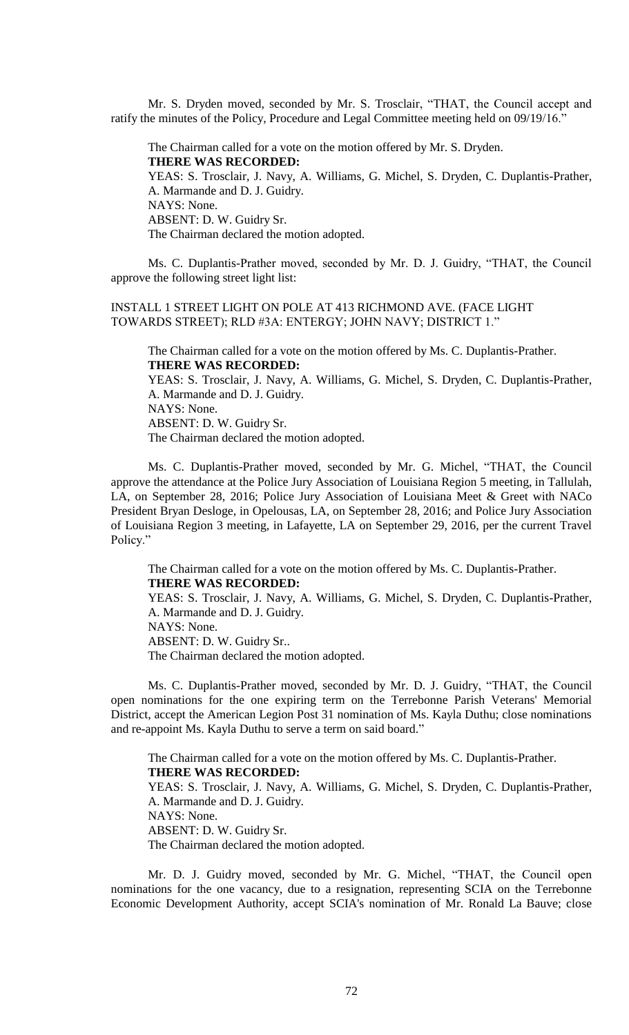Mr. S. Dryden moved, seconded by Mr. S. Trosclair, "THAT, the Council accept and ratify the minutes of the Policy, Procedure and Legal Committee meeting held on 09/19/16."

The Chairman called for a vote on the motion offered by Mr. S. Dryden.

**THERE WAS RECORDED:**

YEAS: S. Trosclair, J. Navy, A. Williams, G. Michel, S. Dryden, C. Duplantis-Prather, A. Marmande and D. J. Guidry.

NAYS: None.

ABSENT: D. W. Guidry Sr.

The Chairman declared the motion adopted.

Ms. C. Duplantis-Prather moved, seconded by Mr. D. J. Guidry, "THAT, the Council approve the following street light list:

INSTALL 1 STREET LIGHT ON POLE AT 413 RICHMOND AVE. (FACE LIGHT TOWARDS STREET); RLD #3A: ENTERGY; JOHN NAVY; DISTRICT 1."

The Chairman called for a vote on the motion offered by Ms. C. Duplantis-Prather.

**THERE WAS RECORDED:**

YEAS: S. Trosclair, J. Navy, A. Williams, G. Michel, S. Dryden, C. Duplantis-Prather, A. Marmande and D. J. Guidry.

NAYS: None.

ABSENT: D. W. Guidry Sr.

The Chairman declared the motion adopted.

Ms. C. Duplantis-Prather moved, seconded by Mr. G. Michel, "THAT, the Council approve the attendance at the Police Jury Association of Louisiana Region 5 meeting, in Tallulah, LA, on September 28, 2016; Police Jury Association of Louisiana Meet & Greet with NACo President Bryan Desloge, in Opelousas, LA, on September 28, 2016; and Police Jury Association of Louisiana Region 3 meeting, in Lafayette, LA on September 29, 2016, per the current Travel Policy."

The Chairman called for a vote on the motion offered by Ms. C. Duplantis-Prather.

**THERE WAS RECORDED:**

YEAS: S. Trosclair, J. Navy, A. Williams, G. Michel, S. Dryden, C. Duplantis-Prather, A. Marmande and D. J. Guidry.

NAYS: None.

ABSENT: D. W. Guidry Sr..

The Chairman declared the motion adopted.

Ms. C. Duplantis-Prather moved, seconded by Mr. D. J. Guidry, "THAT, the Council open nominations for the one expiring term on the Terrebonne Parish Veterans' Memorial District, accept the American Legion Post 31 nomination of Ms. Kayla Duthu; close nominations and re-appoint Ms. Kayla Duthu to serve a term on said board."

The Chairman called for a vote on the motion offered by Ms. C. Duplantis-Prather.

**THERE WAS RECORDED:**

YEAS: S. Trosclair, J. Navy, A. Williams, G. Michel, S. Dryden, C. Duplantis-Prather, A. Marmande and D. J. Guidry.

NAYS: None.

ABSENT: D. W. Guidry Sr.

The Chairman declared the motion adopted.

Mr. D. J. Guidry moved, seconded by Mr. G. Michel, "THAT, the Council open nominations for the one vacancy, due to a resignation, representing SCIA on the Terrebonne Economic Development Authority, accept SCIA's nomination of Mr. Ronald La Bauve; close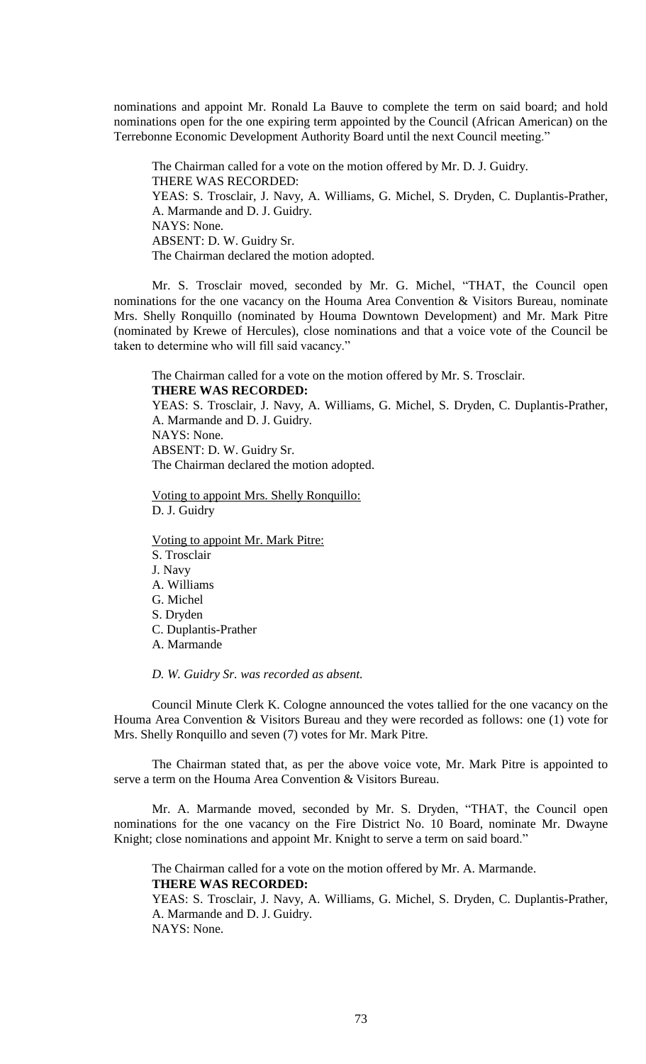nominations and appoint Mr. Ronald La Bauve to complete the term on said board; and hold nominations open for the one expiring term appointed by the Council (African American) on the Terrebonne Economic Development Authority Board until the next Council meeting."

The Chairman called for a vote on the motion offered by Mr. D. J. Guidry.
THERE WAS RECORDED:
YEAS: S. Trosclair, J. Navy, A. Williams, G. Michel, S. Dryden, C. Duplantis-Prather, A. Marmande and D. J. Guidry.
NAYS: None.
ABSENT: D. W. Guidry Sr.
The Chairman declared the motion adopted.

Mr. S. Trosclair moved, seconded by Mr. G. Michel, "THAT, the Council open nominations for the one vacancy on the Houma Area Convention & Visitors Bureau, nominate Mrs. Shelly Ronquillo (nominated by Houma Downtown Development) and Mr. Mark Pitre (nominated by Krewe of Hercules), close nominations and that a voice vote of the Council be taken to determine who will fill said vacancy."

The Chairman called for a vote on the motion offered by Mr. S. Trosclair.
**THERE WAS RECORDED:**
YEAS: S. Trosclair, J. Navy, A. Williams, G. Michel, S. Dryden, C. Duplantis-Prather, A. Marmande and D. J. Guidry.
NAYS: None.
ABSENT: D. W. Guidry Sr.
The Chairman declared the motion adopted.

Voting to appoint Mrs. Shelly Ronquillo:
D. J. Guidry

Voting to appoint Mr. Mark Pitre:
S. Trosclair
J. Navy
A. Williams
G. Michel
S. Dryden
C. Duplantis-Prather
A. Marmande

*D. W. Guidry Sr. was recorded as absent.*

Council Minute Clerk K. Cologne announced the votes tallied for the one vacancy on the Houma Area Convention & Visitors Bureau and they were recorded as follows: one (1) vote for Mrs. Shelly Ronquillo and seven (7) votes for Mr. Mark Pitre.

The Chairman stated that, as per the above voice vote, Mr. Mark Pitre is appointed to serve a term on the Houma Area Convention & Visitors Bureau.

Mr. A. Marmande moved, seconded by Mr. S. Dryden, "THAT, the Council open nominations for the one vacancy on the Fire District No. 10 Board, nominate Mr. Dwayne Knight; close nominations and appoint Mr. Knight to serve a term on said board."

The Chairman called for a vote on the motion offered by Mr. A. Marmande.
**THERE WAS RECORDED:**
YEAS: S. Trosclair, J. Navy, A. Williams, G. Michel, S. Dryden, C. Duplantis-Prather, A. Marmande and D. J. Guidry.
NAYS: None.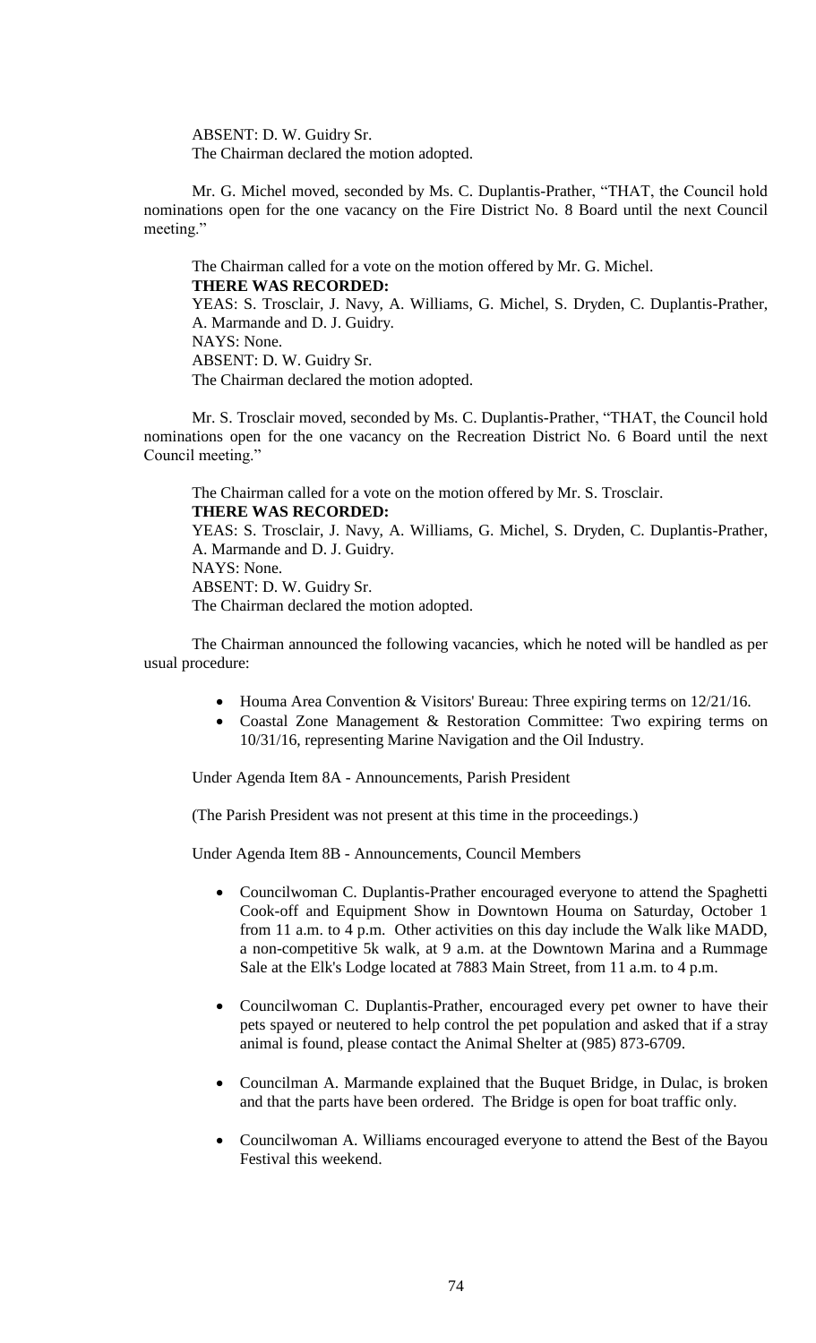ABSENT: D. W. Guidry Sr.
The Chairman declared the motion adopted.

Mr. G. Michel moved, seconded by Ms. C. Duplantis-Prather, "THAT, the Council hold nominations open for the one vacancy on the Fire District No. 8 Board until the next Council meeting."

The Chairman called for a vote on the motion offered by Mr. G. Michel.
**THERE WAS RECORDED:**
YEAS: S. Trosclair, J. Navy, A. Williams, G. Michel, S. Dryden, C. Duplantis-Prather, A. Marmande and D. J. Guidry.
NAYS: None.
ABSENT: D. W. Guidry Sr.
The Chairman declared the motion adopted.

Mr. S. Trosclair moved, seconded by Ms. C. Duplantis-Prather, "THAT, the Council hold nominations open for the one vacancy on the Recreation District No. 6 Board until the next Council meeting."

The Chairman called for a vote on the motion offered by Mr. S. Trosclair.
**THERE WAS RECORDED:**
YEAS: S. Trosclair, J. Navy, A. Williams, G. Michel, S. Dryden, C. Duplantis-Prather, A. Marmande and D. J. Guidry.
NAYS: None.
ABSENT: D. W. Guidry Sr.
The Chairman declared the motion adopted.

The Chairman announced the following vacancies, which he noted will be handled as per usual procedure:

- Houma Area Convention & Visitors' Bureau: Three expiring terms on 12/21/16.
- Coastal Zone Management & Restoration Committee: Two expiring terms on 10/31/16, representing Marine Navigation and the Oil Industry.

Under Agenda Item 8A - Announcements, Parish President

(The Parish President was not present at this time in the proceedings.)

Under Agenda Item 8B - Announcements, Council Members

- Councilwoman C. Duplantis-Prather encouraged everyone to attend the Spaghetti Cook-off and Equipment Show in Downtown Houma on Saturday, October 1 from 11 a.m. to 4 p.m. Other activities on this day include the Walk like MADD, a non-competitive 5k walk, at 9 a.m. at the Downtown Marina and a Rummage Sale at the Elk's Lodge located at 7883 Main Street, from 11 a.m. to 4 p.m.

- Councilwoman C. Duplantis-Prather, encouraged every pet owner to have their pets spayed or neutered to help control the pet population and asked that if a stray animal is found, please contact the Animal Shelter at (985) 873-6709.

- Councilman A. Marmande explained that the Buquet Bridge, in Dulac, is broken and that the parts have been ordered. The Bridge is open for boat traffic only.

- Councilwoman A. Williams encouraged everyone to attend the Best of the Bayou Festival this weekend.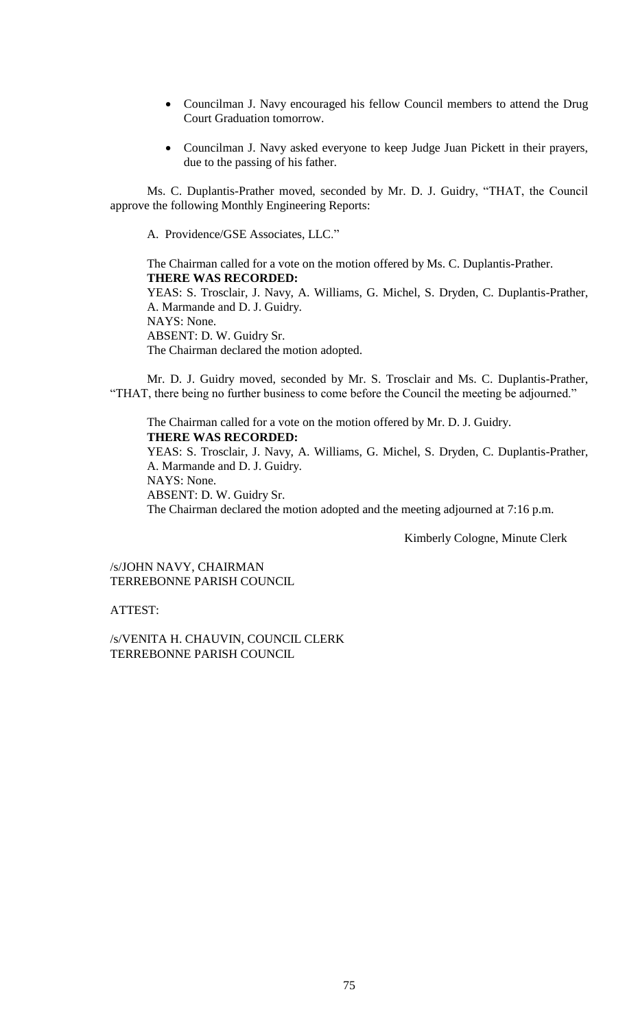- Councilman J. Navy encouraged his fellow Council members to attend the Drug Court Graduation tomorrow.

- Councilman J. Navy asked everyone to keep Judge Juan Pickett in their prayers, due to the passing of his father.

Ms. C. Duplantis-Prather moved, seconded by Mr. D. J. Guidry, "THAT, the Council approve the following Monthly Engineering Reports:

A. Providence/GSE Associates, LLC."

The Chairman called for a vote on the motion offered by Ms. C. Duplantis-Prather.
**THERE WAS RECORDED:**
YEAS: S. Trosclair, J. Navy, A. Williams, G. Michel, S. Dryden, C. Duplantis-Prather, A. Marmande and D. J. Guidry.
NAYS: None.
ABSENT: D. W. Guidry Sr.
The Chairman declared the motion adopted.

Mr. D. J. Guidry moved, seconded by Mr. S. Trosclair and Ms. C. Duplantis-Prather, "THAT, there being no further business to come before the Council the meeting be adjourned."

The Chairman called for a vote on the motion offered by Mr. D. J. Guidry.
**THERE WAS RECORDED:**
YEAS: S. Trosclair, J. Navy, A. Williams, G. Michel, S. Dryden, C. Duplantis-Prather, A. Marmande and D. J. Guidry.
NAYS: None.
ABSENT: D. W. Guidry Sr.
The Chairman declared the motion adopted and the meeting adjourned at 7:16 p.m.

Kimberly Cologne, Minute Clerk

/s/JOHN NAVY, CHAIRMAN
TERREBONNE PARISH COUNCIL

ATTEST:

/s/VENITA H. CHAUVIN, COUNCIL CLERK
TERREBONNE PARISH COUNCIL